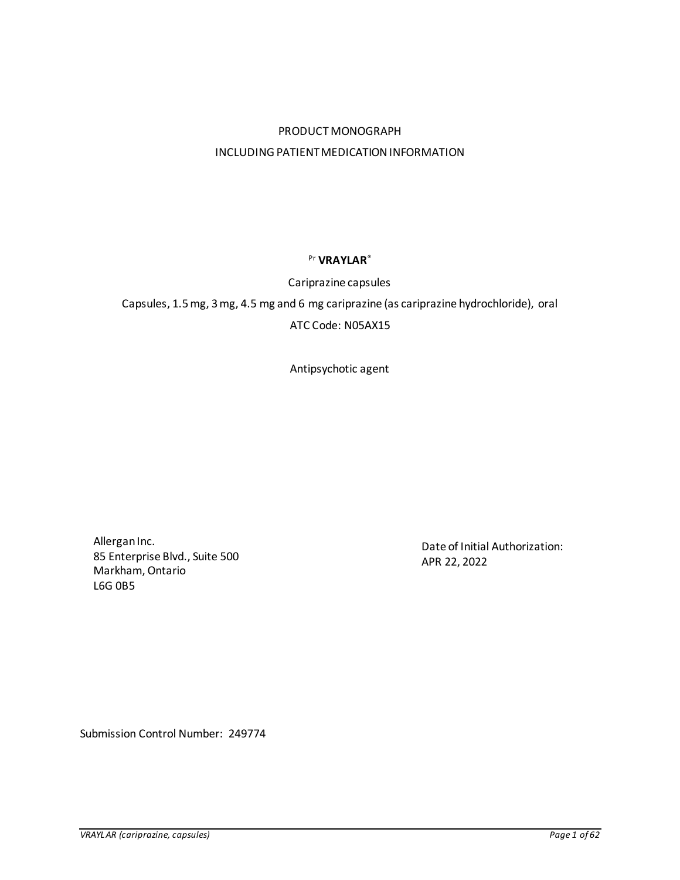PRODUCT MONOGRAPH

INCLUDING PATIENT MEDICATION INFORMATION

Pr **VRAYLAR®**

Cariprazine capsules

Capsules, 1.5 mg, 3 mg, 4.5 mg and 6 mg cariprazine (as cariprazine hydrochloride), oral

ATC Code: N05AX15

Antipsychotic agent

Allergan Inc.
85 Enterprise Blvd., Suite 500
Markham, Ontario
L6G 0B5

Date of Initial Authorization:
APR 22, 2022

Submission Control Number: 249774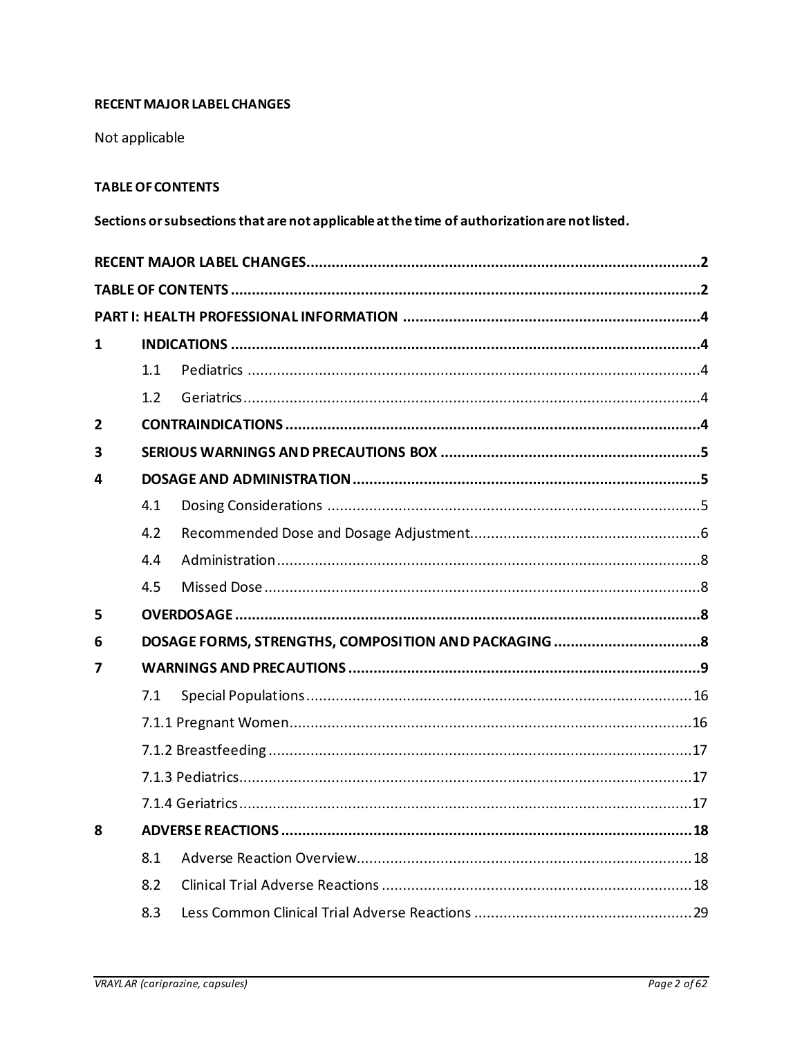**RECENT MAJOR LABEL CHANGES**

Not applicable

**TABLE OF CONTENTS**

**Sections or subsections that are not applicable at the time of authorization are not listed.**

| | | | |
|---|---|---|---|
| **RECENT MAJOR LABEL CHANGES** | | | **2** |
| **TABLE OF CONTENTS** | | | **2** |
| **PART I: HEALTH PROFESSIONAL INFORMATION** | | | **4** |
| **1** | **INDICATIONS** | | **4** |
| | 1.1 | Pediatrics | 4 |
| | 1.2 | Geriatrics | 4 |
| **2** | **CONTRAINDICATIONS** | | **4** |
| **3** | **SERIOUS WARNINGS AND PRECAUTIONS BOX** | | **5** |
| **4** | **DOSAGE AND ADMINISTRATION** | | **5** |
| | 4.1 | Dosing Considerations | 5 |
| | 4.2 | Recommended Dose and Dosage Adjustment | 6 |
| | 4.4 | Administration | 8 |
| | 4.5 | Missed Dose | 8 |
| **5** | **OVERDOSAGE** | | **8** |
| **6** | **DOSAGE FORMS, STRENGTHS, COMPOSITION AND PACKAGING** | | **8** |
| **7** | **WARNINGS AND PRECAUTIONS** | | **9** |
| | 7.1 | Special Populations | 16 |
| | 7.1.1 Pregnant Women | | 16 |
| | 7.1.2 Breastfeeding | | 17 |
| | 7.1.3 Pediatrics | | 17 |
| | 7.1.4 Geriatrics | | 17 |
| **8** | **ADVERSE REACTIONS** | | **18** |
| | 8.1 | Adverse Reaction Overview | 18 |
| | 8.2 | Clinical Trial Adverse Reactions | 18 |
| | 8.3 | Less Common Clinical Trial Adverse Reactions | 29 |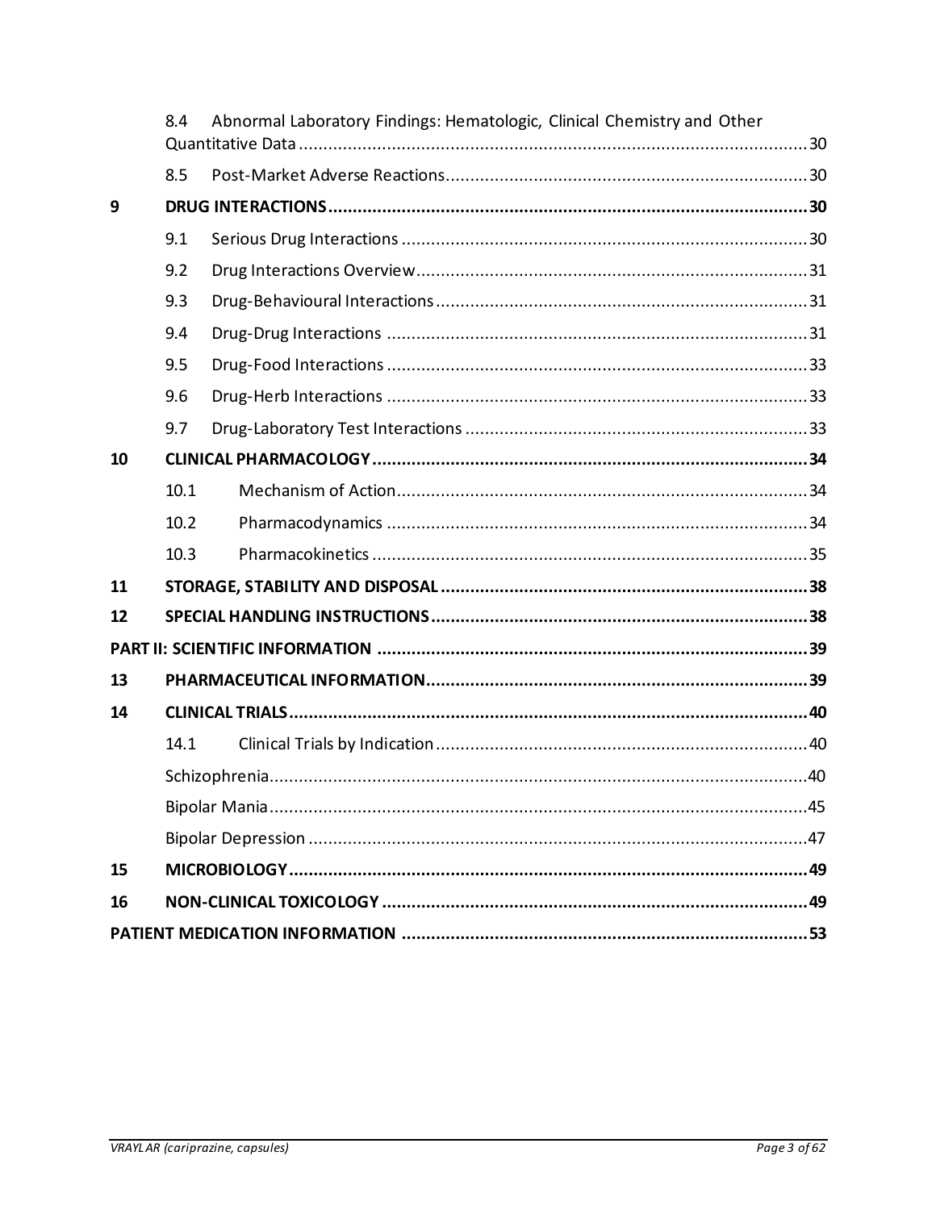8.4 Abnormal Laboratory Findings: Hematologic, Clinical Chemistry and Other Quantitative Data ........ 30

8.5 Post-Market Adverse Reactions ........ 30

**9 DRUG INTERACTIONS ........ 30**

9.1 Serious Drug Interactions ........ 30

9.2 Drug Interactions Overview ........ 31

9.3 Drug-Behavioural Interactions ........ 31

9.4 Drug-Drug Interactions ........ 31

9.5 Drug-Food Interactions ........ 33

9.6 Drug-Herb Interactions ........ 33

9.7 Drug-Laboratory Test Interactions ........ 33

**10 CLINICAL PHARMACOLOGY ........ 34**

10.1 Mechanism of Action ........ 34

10.2 Pharmacodynamics ........ 34

10.3 Pharmacokinetics ........ 35

**11 STORAGE, STABILITY AND DISPOSAL ........ 38**

**12 SPECIAL HANDLING INSTRUCTIONS ........ 38**

**PART II: SCIENTIFIC INFORMATION ........ 39**

**13 PHARMACEUTICAL INFORMATION ........ 39**

**14 CLINICAL TRIALS ........ 40**

14.1 Clinical Trials by Indication ........ 40

Schizophrenia ........ 40

Bipolar Mania ........ 45

Bipolar Depression ........ 47

**15 MICROBIOLOGY ........ 49**

**16 NON-CLINICAL TOXICOLOGY ........ 49**

**PATIENT MEDICATION INFORMATION ........ 53**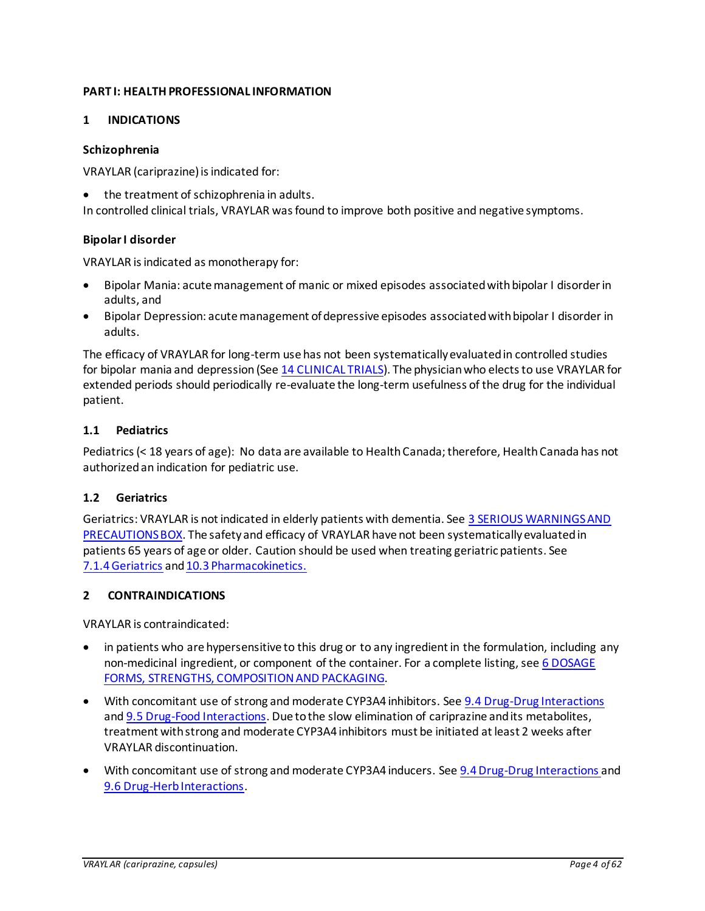# PART I: HEALTH PROFESSIONAL INFORMATION

## 1 INDICATIONS

### Schizophrenia

VRAYLAR (cariprazine) is indicated for:

- the treatment of schizophrenia in adults.

In controlled clinical trials, VRAYLAR was found to improve both positive and negative symptoms.

### Bipolar I disorder

VRAYLAR is indicated as monotherapy for:

- Bipolar Mania: acute management of manic or mixed episodes associated with bipolar I disorder in adults, and
- Bipolar Depression: acute management of depressive episodes associated with bipolar I disorder in adults.

The efficacy of VRAYLAR for long-term use has not been systematically evaluated in controlled studies for bipolar mania and depression (See 14 CLINICAL TRIALS). The physician who elects to use VRAYLAR for extended periods should periodically re-evaluate the long-term usefulness of the drug for the individual patient.

### 1.1 Pediatrics

Pediatrics (< 18 years of age): No data are available to Health Canada; therefore, Health Canada has not authorized an indication for pediatric use.

### 1.2 Geriatrics

Geriatrics: VRAYLAR is not indicated in elderly patients with dementia. See 3 SERIOUS WARNINGS AND PRECAUTIONS BOX. The safety and efficacy of VRAYLAR have not been systematically evaluated in patients 65 years of age or older. Caution should be used when treating geriatric patients. See 7.1.4 Geriatrics and 10.3 Pharmacokinetics.

## 2 CONTRAINDICATIONS

VRAYLAR is contraindicated:

- in patients who are hypersensitive to this drug or to any ingredient in the formulation, including any non-medicinal ingredient, or component of the container. For a complete listing, see 6 DOSAGE FORMS, STRENGTHS, COMPOSITION AND PACKAGING.
- With concomitant use of strong and moderate CYP3A4 inhibitors. See 9.4 Drug-Drug Interactions and 9.5 Drug-Food Interactions. Due to the slow elimination of cariprazine and its metabolites, treatment with strong and moderate CYP3A4 inhibitors must be initiated at least 2 weeks after VRAYLAR discontinuation.
- With concomitant use of strong and moderate CYP3A4 inducers. See 9.4 Drug-Drug Interactions and 9.6 Drug-Herb Interactions.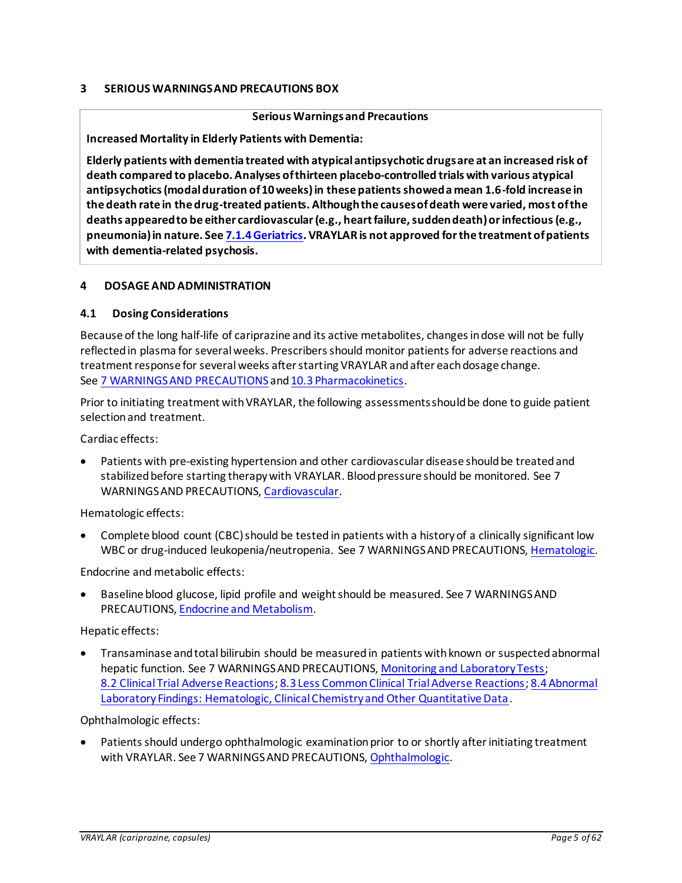## 3 SERIOUS WARNINGS AND PRECAUTIONS BOX

**Serious Warnings and Precautions**

**Increased Mortality in Elderly Patients with Dementia:**

**Elderly patients with dementia treated with atypical antipsychotic drugs are at an increased risk of death compared to placebo. Analyses of thirteen placebo-controlled trials with various atypical antipsychotics (modal duration of 10 weeks) in these patients showed a mean 1.6-fold increase in the death rate in the drug-treated patients. Although the causes of death were varied, most of the deaths appeared to be either cardiovascular (e.g., heart failure, sudden death) or infectious (e.g., pneumonia) in nature. See 7.1.4 Geriatrics. VRAYLAR is not approved for the treatment of patients with dementia-related psychosis.**

## 4 DOSAGE AND ADMINISTRATION

### 4.1 Dosing Considerations

Because of the long half-life of cariprazine and its active metabolites, changes in dose will not be fully reflected in plasma for several weeks. Prescribers should monitor patients for adverse reactions and treatment response for several weeks after starting VRAYLAR and after each dosage change. See 7 WARNINGS AND PRECAUTIONS and 10.3 Pharmacokinetics.

Prior to initiating treatment with VRAYLAR, the following assessments should be done to guide patient selection and treatment.

Cardiac effects:

- Patients with pre-existing hypertension and other cardiovascular disease should be treated and stabilized before starting therapy with VRAYLAR. Blood pressure should be monitored. See 7 WARNINGS AND PRECAUTIONS, Cardiovascular.

Hematologic effects:

- Complete blood count (CBC) should be tested in patients with a history of a clinically significant low WBC or drug-induced leukopenia/neutropenia. See 7 WARNINGS AND PRECAUTIONS, Hematologic.

Endocrine and metabolic effects:

- Baseline blood glucose, lipid profile and weight should be measured. See 7 WARNINGS AND PRECAUTIONS, Endocrine and Metabolism.

Hepatic effects:

- Transaminase and total bilirubin should be measured in patients with known or suspected abnormal hepatic function. See 7 WARNINGS AND PRECAUTIONS, Monitoring and Laboratory Tests; 8.2 Clinical Trial Adverse Reactions; 8.3 Less Common Clinical Trial Adverse Reactions; 8.4 Abnormal Laboratory Findings: Hematologic, Clinical Chemistry and Other Quantitative Data.

Ophthalmologic effects:

- Patients should undergo ophthalmologic examination prior to or shortly after initiating treatment with VRAYLAR. See 7 WARNINGS AND PRECAUTIONS, Ophthalmologic.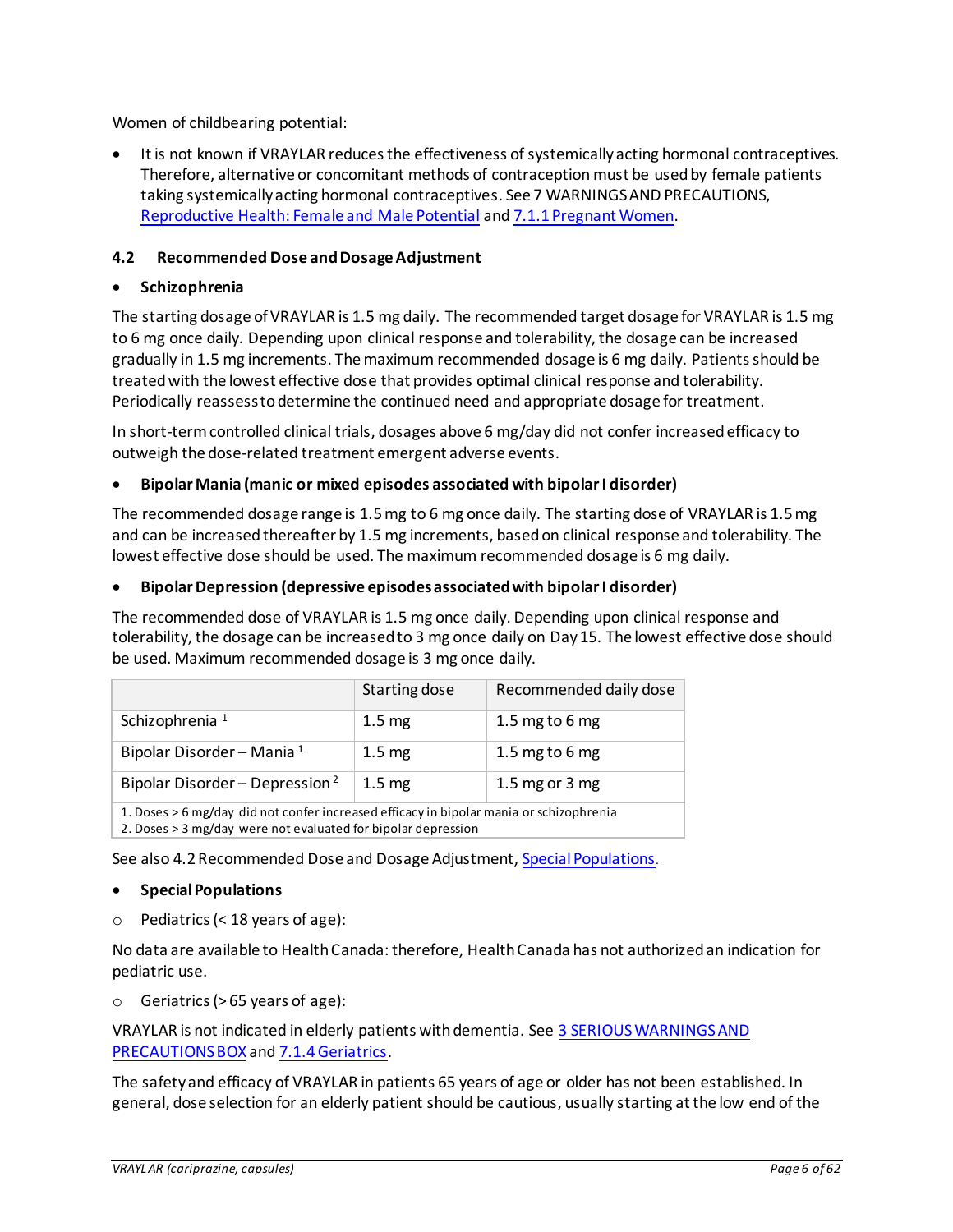Women of childbearing potential:

- It is not known if VRAYLAR reduces the effectiveness of systemically acting hormonal contraceptives. Therefore, alternative or concomitant methods of contraception must be used by female patients taking systemically acting hormonal contraceptives. See 7 WARNINGS AND PRECAUTIONS, Reproductive Health: Female and Male Potential and 7.1.1 Pregnant Women.

### 4.2 Recommended Dose and Dosage Adjustment

- **Schizophrenia**

The starting dosage of VRAYLAR is 1.5 mg daily. The recommended target dosage for VRAYLAR is 1.5 mg to 6 mg once daily. Depending upon clinical response and tolerability, the dosage can be increased gradually in 1.5 mg increments. The maximum recommended dosage is 6 mg daily. Patients should be treated with the lowest effective dose that provides optimal clinical response and tolerability. Periodically reassess to determine the continued need and appropriate dosage for treatment.

In short-term controlled clinical trials, dosages above 6 mg/day did not confer increased efficacy to outweigh the dose-related treatment emergent adverse events.

- **Bipolar Mania (manic or mixed episodes associated with bipolar I disorder)**

The recommended dosage range is 1.5 mg to 6 mg once daily. The starting dose of VRAYLAR is 1.5 mg and can be increased thereafter by 1.5 mg increments, based on clinical response and tolerability. The lowest effective dose should be used. The maximum recommended dosage is 6 mg daily.

- **Bipolar Depression (depressive episodes associated with bipolar I disorder)**

The recommended dose of VRAYLAR is 1.5 mg once daily. Depending upon clinical response and tolerability, the dosage can be increased to 3 mg once daily on Day 15. The lowest effective dose should be used. Maximum recommended dosage is 3 mg once daily.

| | Starting dose | Recommended daily dose |
|---|---|---|
| Schizophrenia [1] | 1.5 mg | 1.5 mg to 6 mg |
| Bipolar Disorder – Mania [1] | 1.5 mg | 1.5 mg to 6 mg |
| Bipolar Disorder – Depression [2] | 1.5 mg | 1.5 mg or 3 mg |
| 1. Doses > 6 mg/day did not confer increased efficacy in bipolar mania or schizophrenia<br>2. Doses > 3 mg/day were not evaluated for bipolar depression | | |

See also 4.2 Recommended Dose and Dosage Adjustment, Special Populations.

- **Special Populations**

  - Pediatrics (< 18 years of age):

No data are available to Health Canada: therefore, Health Canada has not authorized an indication for pediatric use.

  - Geriatrics (> 65 years of age):

VRAYLAR is not indicated in elderly patients with dementia. See 3 SERIOUS WARNINGS AND PRECAUTIONS BOX and 7.1.4 Geriatrics.

The safety and efficacy of VRAYLAR in patients 65 years of age or older has not been established. In general, dose selection for an elderly patient should be cautious, usually starting at the low end of the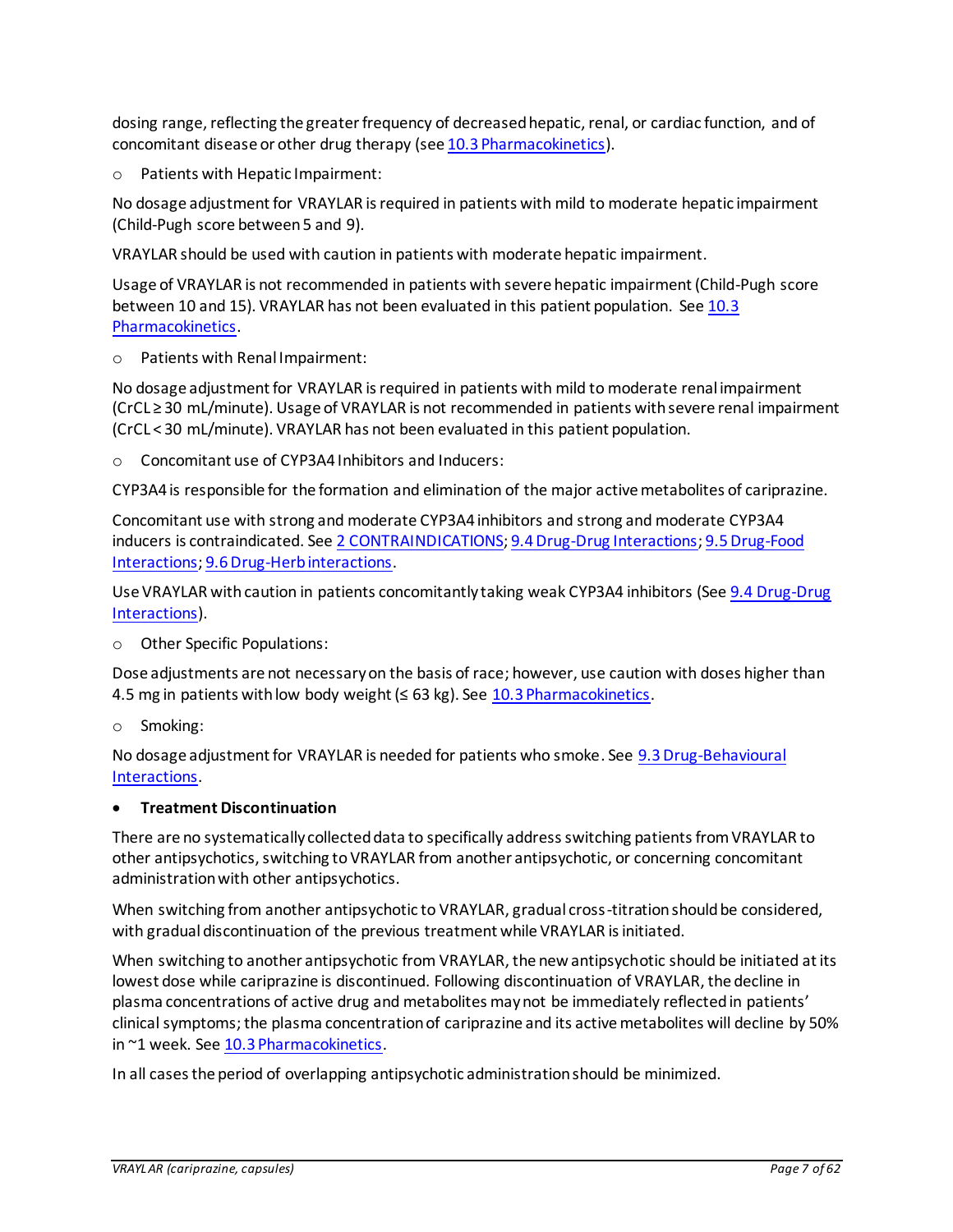dosing range, reflecting the greater frequency of decreased hepatic, renal, or cardiac function, and of concomitant disease or other drug therapy (see 10.3 Pharmacokinetics).

- Patients with Hepatic Impairment:

No dosage adjustment for VRAYLAR is required in patients with mild to moderate hepatic impairment (Child-Pugh score between 5 and 9).

VRAYLAR should be used with caution in patients with moderate hepatic impairment.

Usage of VRAYLAR is not recommended in patients with severe hepatic impairment (Child-Pugh score between 10 and 15). VRAYLAR has not been evaluated in this patient population. See 10.3 Pharmacokinetics.

- Patients with Renal Impairment:

No dosage adjustment for VRAYLAR is required in patients with mild to moderate renal impairment (CrCL ≥ 30 mL/minute). Usage of VRAYLAR is not recommended in patients with severe renal impairment (CrCL < 30 mL/minute). VRAYLAR has not been evaluated in this patient population.

- Concomitant use of CYP3A4 Inhibitors and Inducers:

CYP3A4 is responsible for the formation and elimination of the major active metabolites of cariprazine.

Concomitant use with strong and moderate CYP3A4 inhibitors and strong and moderate CYP3A4 inducers is contraindicated. See 2 CONTRAINDICATIONS; 9.4 Drug-Drug Interactions; 9.5 Drug-Food Interactions; 9.6 Drug-Herb interactions.

Use VRAYLAR with caution in patients concomitantly taking weak CYP3A4 inhibitors (See 9.4 Drug-Drug Interactions).

- Other Specific Populations:

Dose adjustments are not necessary on the basis of race; however, use caution with doses higher than 4.5 mg in patients with low body weight (≤ 63 kg). See 10.3 Pharmacokinetics.

- Smoking:

No dosage adjustment for VRAYLAR is needed for patients who smoke. See 9.3 Drug-Behavioural Interactions.

- **Treatment Discontinuation**

There are no systematically collected data to specifically address switching patients from VRAYLAR to other antipsychotics, switching to VRAYLAR from another antipsychotic, or concerning concomitant administration with other antipsychotics.

When switching from another antipsychotic to VRAYLAR, gradual cross-titration should be considered, with gradual discontinuation of the previous treatment while VRAYLAR is initiated.

When switching to another antipsychotic from VRAYLAR, the new antipsychotic should be initiated at its lowest dose while cariprazine is discontinued. Following discontinuation of VRAYLAR, the decline in plasma concentrations of active drug and metabolites may not be immediately reflected in patients' clinical symptoms; the plasma concentration of cariprazine and its active metabolites will decline by 50% in ~1 week. See 10.3 Pharmacokinetics.

In all cases the period of overlapping antipsychotic administration should be minimized.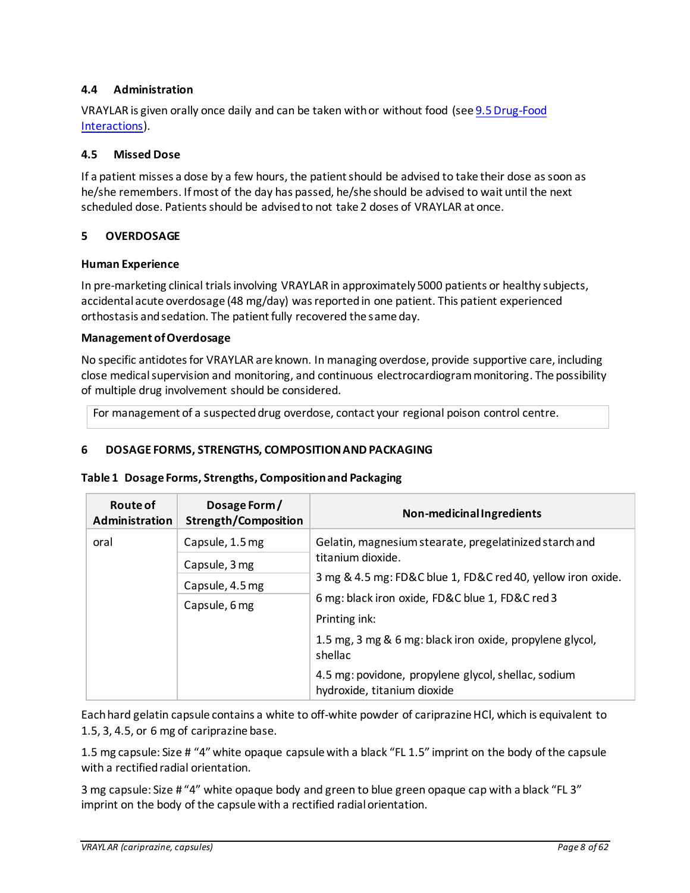### 4.4 Administration

VRAYLAR is given orally once daily and can be taken with or without food (see 9.5 Drug-Food Interactions).

### 4.5 Missed Dose

If a patient misses a dose by a few hours, the patient should be advised to take their dose as soon as he/she remembers. If most of the day has passed, he/she should be advised to wait until the next scheduled dose. Patients should be advised to not take 2 doses of VRAYLAR at once.

## 5 OVERDOSAGE

**Human Experience**

In pre-marketing clinical trials involving VRAYLAR in approximately 5000 patients or healthy subjects, accidental acute overdosage (48 mg/day) was reported in one patient. This patient experienced orthostasis and sedation. The patient fully recovered the same day.

**Management of Overdosage**

No specific antidotes for VRAYLAR are known. In managing overdose, provide supportive care, including close medical supervision and monitoring, and continuous electrocardiogram monitoring. The possibility of multiple drug involvement should be considered.

| For management of a suspected drug overdose, contact your regional poison control centre. |
|---|

## 6 DOSAGE FORMS, STRENGTHS, COMPOSITION AND PACKAGING

**Table 1 Dosage Forms, Strengths, Composition and Packaging**

| Route of Administration | Dosage Form / Strength/Composition | Non-medicinal Ingredients |
|---|---|---|
| oral | Capsule, 1.5 mg<br>Capsule, 3 mg<br>Capsule, 4.5 mg<br>Capsule, 6 mg | Gelatin, magnesium stearate, pregelatinized starch and titanium dioxide.<br>3 mg & 4.5 mg: FD&C blue 1, FD&C red 40, yellow iron oxide.<br>6 mg: black iron oxide, FD&C blue 1, FD&C red 3<br>Printing ink:<br>1.5 mg, 3 mg & 6 mg: black iron oxide, propylene glycol, shellac<br>4.5 mg: povidone, propylene glycol, shellac, sodium hydroxide, titanium dioxide |

Each hard gelatin capsule contains a white to off-white powder of cariprazine HCl, which is equivalent to 1.5, 3, 4.5, or 6 mg of cariprazine base.

1.5 mg capsule: Size # "4" white opaque capsule with a black "FL 1.5" imprint on the body of the capsule with a rectified radial orientation.

3 mg capsule: Size # "4" white opaque body and green to blue green opaque cap with a black "FL 3" imprint on the body of the capsule with a rectified radial orientation.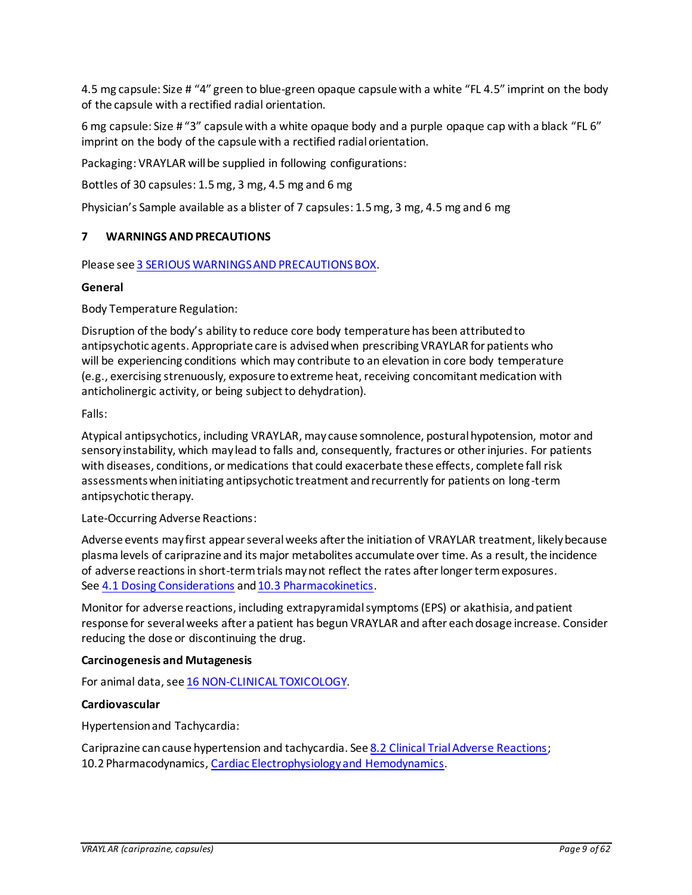4.5 mg capsule: Size # "4" green to blue-green opaque capsule with a white "FL 4.5" imprint on the body of the capsule with a rectified radial orientation.

6 mg capsule: Size # "3" capsule with a white opaque body and a purple opaque cap with a black "FL 6" imprint on the body of the capsule with a rectified radial orientation.

Packaging: VRAYLAR will be supplied in following configurations:

Bottles of 30 capsules: 1.5 mg, 3 mg, 4.5 mg and 6 mg

Physician's Sample available as a blister of 7 capsules: 1.5 mg, 3 mg, 4.5 mg and 6 mg

## 7 WARNINGS AND PRECAUTIONS

Please see 3 SERIOUS WARNINGS AND PRECAUTIONS BOX.

**General**

Body Temperature Regulation:

Disruption of the body's ability to reduce core body temperature has been attributed to antipsychotic agents. Appropriate care is advised when prescribing VRAYLAR for patients who will be experiencing conditions which may contribute to an elevation in core body temperature (e.g., exercising strenuously, exposure to extreme heat, receiving concomitant medication with anticholinergic activity, or being subject to dehydration).

Falls:

Atypical antipsychotics, including VRAYLAR, may cause somnolence, postural hypotension, motor and sensory instability, which may lead to falls and, consequently, fractures or other injuries. For patients with diseases, conditions, or medications that could exacerbate these effects, complete fall risk assessments when initiating antipsychotic treatment and recurrently for patients on long-term antipsychotic therapy.

Late-Occurring Adverse Reactions:

Adverse events may first appear several weeks after the initiation of VRAYLAR treatment, likely because plasma levels of cariprazine and its major metabolites accumulate over time. As a result, the incidence of adverse reactions in short-term trials may not reflect the rates after longer term exposures. See 4.1 Dosing Considerations and 10.3 Pharmacokinetics.

Monitor for adverse reactions, including extrapyramidal symptoms (EPS) or akathisia, and patient response for several weeks after a patient has begun VRAYLAR and after each dosage increase. Consider reducing the dose or discontinuing the drug.

**Carcinogenesis and Mutagenesis**

For animal data, see 16 NON-CLINICAL TOXICOLOGY.

**Cardiovascular**

Hypertension and Tachycardia:

Cariprazine can cause hypertension and tachycardia. See 8.2 Clinical Trial Adverse Reactions; 10.2 Pharmacodynamics, Cardiac Electrophysiology and Hemodynamics.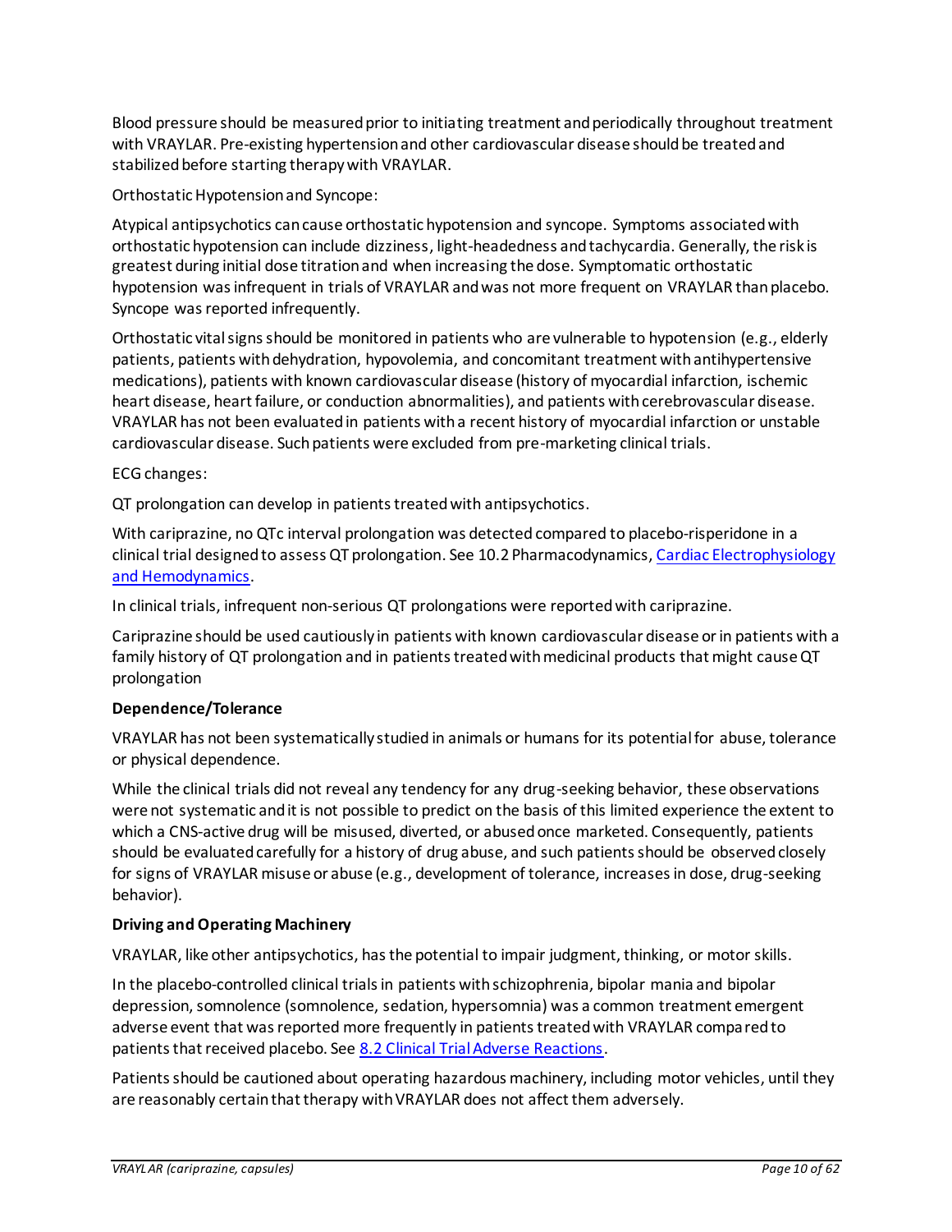Blood pressure should be measured prior to initiating treatment and periodically throughout treatment with VRAYLAR. Pre-existing hypertension and other cardiovascular disease should be treated and stabilized before starting therapy with VRAYLAR.

Orthostatic Hypotension and Syncope:

Atypical antipsychotics can cause orthostatic hypotension and syncope. Symptoms associated with orthostatic hypotension can include dizziness, light-headedness and tachycardia. Generally, the risk is greatest during initial dose titration and when increasing the dose. Symptomatic orthostatic hypotension was infrequent in trials of VRAYLAR and was not more frequent on VRAYLAR than placebo. Syncope was reported infrequently.

Orthostatic vital signs should be monitored in patients who are vulnerable to hypotension (e.g., elderly patients, patients with dehydration, hypovolemia, and concomitant treatment with antihypertensive medications), patients with known cardiovascular disease (history of myocardial infarction, ischemic heart disease, heart failure, or conduction abnormalities), and patients with cerebrovascular disease. VRAYLAR has not been evaluated in patients with a recent history of myocardial infarction or unstable cardiovascular disease. Such patients were excluded from pre-marketing clinical trials.

ECG changes:

QT prolongation can develop in patients treated with antipsychotics.

With cariprazine, no QTc interval prolongation was detected compared to placebo-risperidone in a clinical trial designed to assess QT prolongation. See 10.2 Pharmacodynamics, Cardiac Electrophysiology and Hemodynamics.

In clinical trials, infrequent non-serious QT prolongations were reported with cariprazine.

Cariprazine should be used cautiously in patients with known cardiovascular disease or in patients with a family history of QT prolongation and in patients treated with medicinal products that might cause QT prolongation

**Dependence/Tolerance**

VRAYLAR has not been systematically studied in animals or humans for its potential for abuse, tolerance or physical dependence.

While the clinical trials did not reveal any tendency for any drug-seeking behavior, these observations were not systematic and it is not possible to predict on the basis of this limited experience the extent to which a CNS-active drug will be misused, diverted, or abused once marketed. Consequently, patients should be evaluated carefully for a history of drug abuse, and such patients should be observed closely for signs of VRAYLAR misuse or abuse (e.g., development of tolerance, increases in dose, drug-seeking behavior).

**Driving and Operating Machinery**

VRAYLAR, like other antipsychotics, has the potential to impair judgment, thinking, or motor skills.

In the placebo-controlled clinical trials in patients with schizophrenia, bipolar mania and bipolar depression, somnolence (somnolence, sedation, hypersomnia) was a common treatment emergent adverse event that was reported more frequently in patients treated with VRAYLAR compared to patients that received placebo. See 8.2 Clinical Trial Adverse Reactions.

Patients should be cautioned about operating hazardous machinery, including motor vehicles, until they are reasonably certain that therapy with VRAYLAR does not affect them adversely.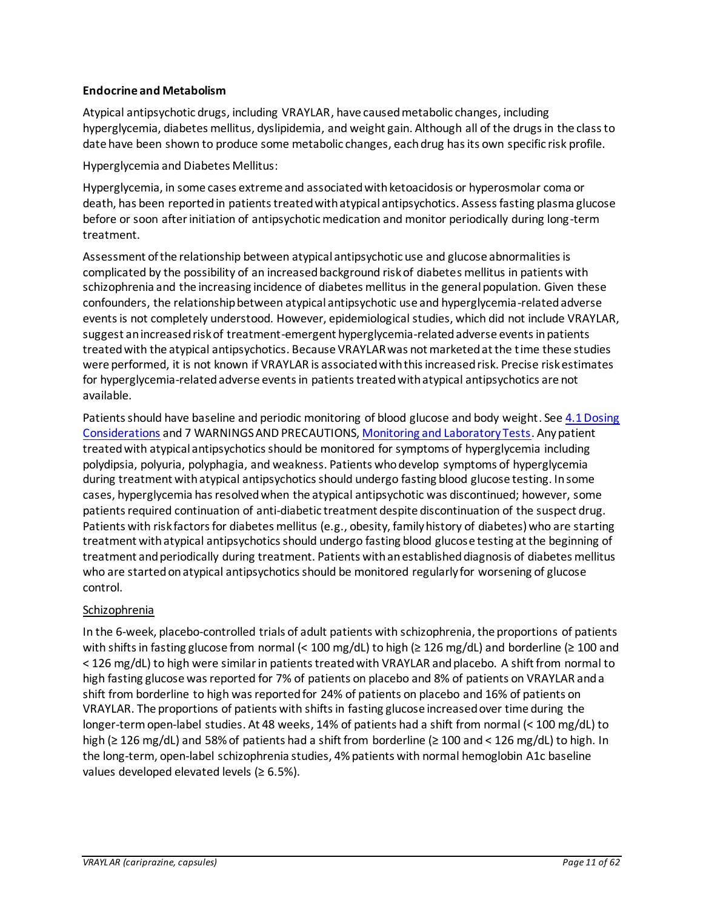**Endocrine and Metabolism**

Atypical antipsychotic drugs, including VRAYLAR, have caused metabolic changes, including hyperglycemia, diabetes mellitus, dyslipidemia, and weight gain. Although all of the drugs in the class to date have been shown to produce some metabolic changes, each drug has its own specific risk profile.

Hyperglycemia and Diabetes Mellitus:

Hyperglycemia, in some cases extreme and associated with ketoacidosis or hyperosmolar coma or death, has been reported in patients treated with atypical antipsychotics. Assess fasting plasma glucose before or soon after initiation of antipsychotic medication and monitor periodically during long-term treatment.

Assessment of the relationship between atypical antipsychotic use and glucose abnormalities is complicated by the possibility of an increased background risk of diabetes mellitus in patients with schizophrenia and the increasing incidence of diabetes mellitus in the general population. Given these confounders, the relationship between atypical antipsychotic use and hyperglycemia-related adverse events is not completely understood. However, epidemiological studies, which did not include VRAYLAR, suggest an increased risk of treatment-emergent hyperglycemia-related adverse events in patients treated with the atypical antipsychotics. Because VRAYLAR was not marketed at the time these studies were performed, it is not known if VRAYLAR is associated with this increased risk. Precise risk estimates for hyperglycemia-related adverse events in patients treated with atypical antipsychotics are not available.

Patients should have baseline and periodic monitoring of blood glucose and body weight. See 4.1 Dosing Considerations and 7 WARNINGS AND PRECAUTIONS, Monitoring and Laboratory Tests. Any patient treated with atypical antipsychotics should be monitored for symptoms of hyperglycemia including polydipsia, polyuria, polyphagia, and weakness. Patients who develop symptoms of hyperglycemia during treatment with atypical antipsychotics should undergo fasting blood glucose testing. In some cases, hyperglycemia has resolved when the atypical antipsychotic was discontinued; however, some patients required continuation of anti-diabetic treatment despite discontinuation of the suspect drug. Patients with risk factors for diabetes mellitus (e.g., obesity, family history of diabetes) who are starting treatment with atypical antipsychotics should undergo fasting blood glucose testing at the beginning of treatment and periodically during treatment. Patients with an established diagnosis of diabetes mellitus who are started on atypical antipsychotics should be monitored regularly for worsening of glucose control.

Schizophrenia

In the 6-week, placebo-controlled trials of adult patients with schizophrenia, the proportions of patients with shifts in fasting glucose from normal (< 100 mg/dL) to high (≥ 126 mg/dL) and borderline (≥ 100 and < 126 mg/dL) to high were similar in patients treated with VRAYLAR and placebo. A shift from normal to high fasting glucose was reported for 7% of patients on placebo and 8% of patients on VRAYLAR and a shift from borderline to high was reported for 24% of patients on placebo and 16% of patients on VRAYLAR. The proportions of patients with shifts in fasting glucose increased over time during the longer-term open-label studies. At 48 weeks, 14% of patients had a shift from normal (< 100 mg/dL) to high (≥ 126 mg/dL) and 58% of patients had a shift from borderline (≥ 100 and < 126 mg/dL) to high. In the long-term, open-label schizophrenia studies, 4% patients with normal hemoglobin A1c baseline values developed elevated levels (≥ 6.5%).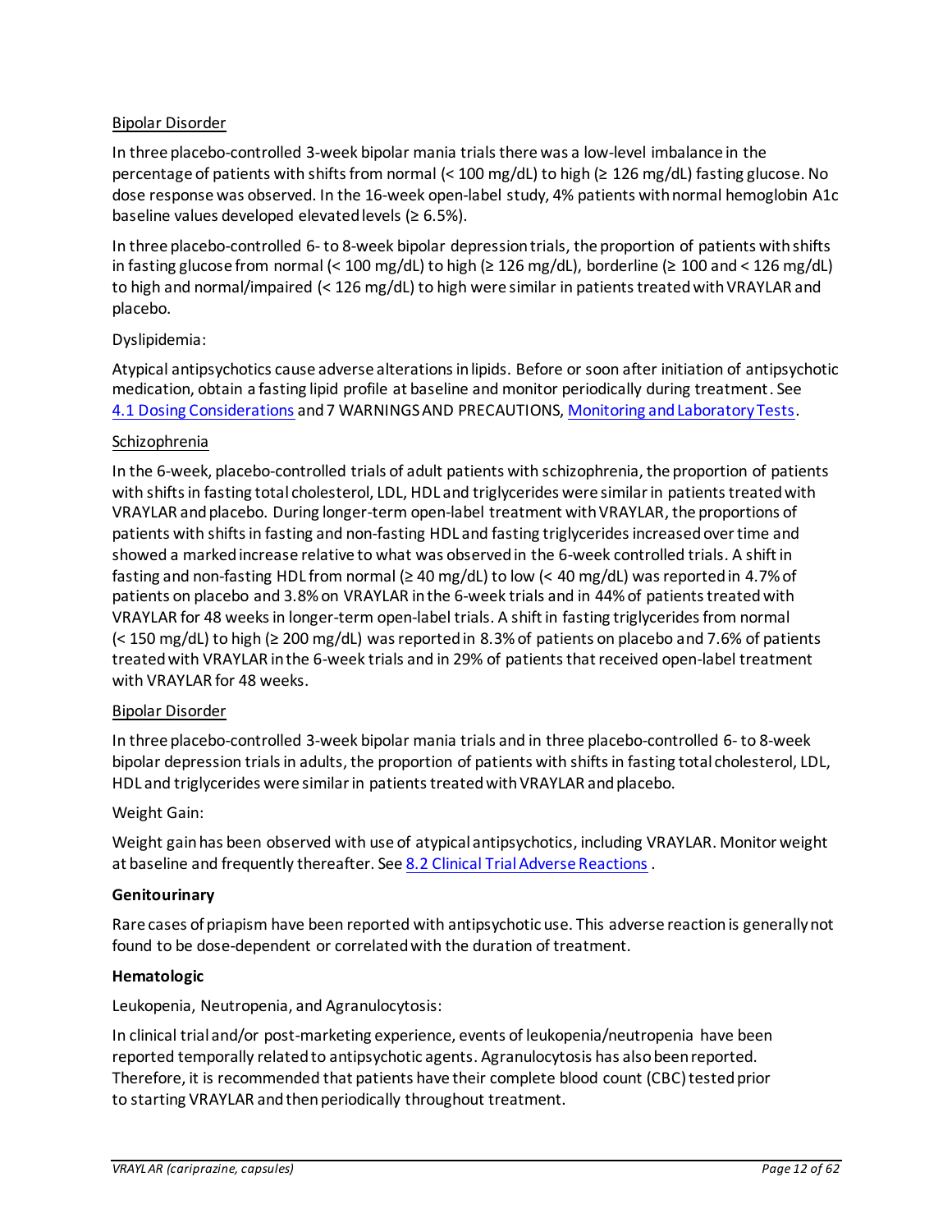Bipolar Disorder

In three placebo-controlled 3-week bipolar mania trials there was a low-level imbalance in the percentage of patients with shifts from normal (< 100 mg/dL) to high (≥ 126 mg/dL) fasting glucose. No dose response was observed. In the 16-week open-label study, 4% patients with normal hemoglobin A1c baseline values developed elevated levels (≥ 6.5%).

In three placebo-controlled 6- to 8-week bipolar depression trials, the proportion of patients with shifts in fasting glucose from normal (< 100 mg/dL) to high (≥ 126 mg/dL), borderline (≥ 100 and < 126 mg/dL) to high and normal/impaired (< 126 mg/dL) to high were similar in patients treated with VRAYLAR and placebo.

Dyslipidemia:

Atypical antipsychotics cause adverse alterations in lipids. Before or soon after initiation of antipsychotic medication, obtain a fasting lipid profile at baseline and monitor periodically during treatment. See 4.1 Dosing Considerations and 7 WARNINGS AND PRECAUTIONS, Monitoring and Laboratory Tests.

Schizophrenia

In the 6-week, placebo-controlled trials of adult patients with schizophrenia, the proportion of patients with shifts in fasting total cholesterol, LDL, HDL and triglycerides were similar in patients treated with VRAYLAR and placebo. During longer-term open-label treatment with VRAYLAR, the proportions of patients with shifts in fasting and non-fasting HDL and fasting triglycerides increased over time and showed a marked increase relative to what was observed in the 6-week controlled trials. A shift in fasting and non-fasting HDL from normal (≥ 40 mg/dL) to low (< 40 mg/dL) was reported in 4.7% of patients on placebo and 3.8% on VRAYLAR in the 6-week trials and in 44% of patients treated with VRAYLAR for 48 weeks in longer-term open-label trials. A shift in fasting triglycerides from normal (< 150 mg/dL) to high (≥ 200 mg/dL) was reported in 8.3% of patients on placebo and 7.6% of patients treated with VRAYLAR in the 6-week trials and in 29% of patients that received open-label treatment with VRAYLAR for 48 weeks.

Bipolar Disorder

In three placebo-controlled 3-week bipolar mania trials and in three placebo-controlled 6- to 8-week bipolar depression trials in adults, the proportion of patients with shifts in fasting total cholesterol, LDL, HDL and triglycerides were similar in patients treated with VRAYLAR and placebo.

Weight Gain:

Weight gain has been observed with use of atypical antipsychotics, including VRAYLAR. Monitor weight at baseline and frequently thereafter. See 8.2 Clinical Trial Adverse Reactions .

**Genitourinary**

Rare cases of priapism have been reported with antipsychotic use. This adverse reaction is generally not found to be dose-dependent or correlated with the duration of treatment.

**Hematologic**

Leukopenia, Neutropenia, and Agranulocytosis:

In clinical trial and/or post-marketing experience, events of leukopenia/neutropenia have been reported temporally related to antipsychotic agents. Agranulocytosis has also been reported. Therefore, it is recommended that patients have their complete blood count (CBC) tested prior to starting VRAYLAR and then periodically throughout treatment.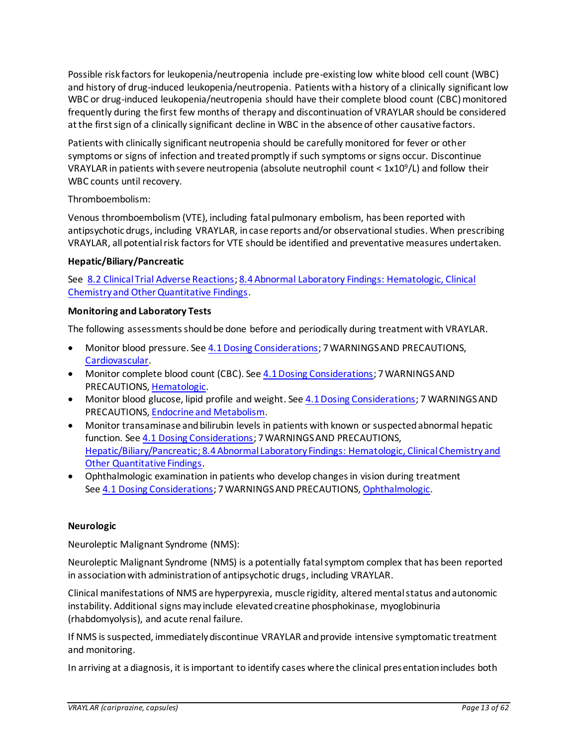Possible risk factors for leukopenia/neutropenia include pre-existing low white blood cell count (WBC) and history of drug-induced leukopenia/neutropenia. Patients with a history of a clinically significant low WBC or drug-induced leukopenia/neutropenia should have their complete blood count (CBC) monitored frequently during the first few months of therapy and discontinuation of VRAYLAR should be considered at the first sign of a clinically significant decline in WBC in the absence of other causative factors.

Patients with clinically significant neutropenia should be carefully monitored for fever or other symptoms or signs of infection and treated promptly if such symptoms or signs occur. Discontinue VRAYLAR in patients with severe neutropenia (absolute neutrophil count < $1x10^9$/L) and follow their WBC counts until recovery.

Thromboembolism:

Venous thromboembolism (VTE), including fatal pulmonary embolism, has been reported with antipsychotic drugs, including VRAYLAR, in case reports and/or observational studies. When prescribing VRAYLAR, all potential risk factors for VTE should be identified and preventative measures undertaken.

**Hepatic/Biliary/Pancreatic**

See 8.2 Clinical Trial Adverse Reactions; 8.4 Abnormal Laboratory Findings: Hematologic, Clinical Chemistry and Other Quantitative Findings.

**Monitoring and Laboratory Tests**

The following assessments should be done before and periodically during treatment with VRAYLAR.

- Monitor blood pressure. See 4.1 Dosing Considerations; 7 WARNINGS AND PRECAUTIONS, Cardiovascular.
- Monitor complete blood count (CBC). See 4.1 Dosing Considerations; 7 WARNINGS AND PRECAUTIONS, Hematologic.
- Monitor blood glucose, lipid profile and weight. See 4.1 Dosing Considerations; 7 WARNINGS AND PRECAUTIONS, Endocrine and Metabolism.
- Monitor transaminase and bilirubin levels in patients with known or suspected abnormal hepatic function. See 4.1 Dosing Considerations; 7 WARNINGS AND PRECAUTIONS, Hepatic/Biliary/Pancreatic; 8.4 Abnormal Laboratory Findings: Hematologic, Clinical Chemistry and Other Quantitative Findings.
- Ophthalmologic examination in patients who develop changes in vision during treatment See 4.1 Dosing Considerations; 7 WARNINGS AND PRECAUTIONS, Ophthalmologic.

**Neurologic**

Neuroleptic Malignant Syndrome (NMS):

Neuroleptic Malignant Syndrome (NMS) is a potentially fatal symptom complex that has been reported in association with administration of antipsychotic drugs, including VRAYLAR.

Clinical manifestations of NMS are hyperpyrexia, muscle rigidity, altered mental status and autonomic instability. Additional signs may include elevated creatine phosphokinase, myoglobinuria (rhabdomyolysis), and acute renal failure.

If NMS is suspected, immediately discontinue VRAYLAR and provide intensive symptomatic treatment and monitoring.

In arriving at a diagnosis, it is important to identify cases where the clinical presentation includes both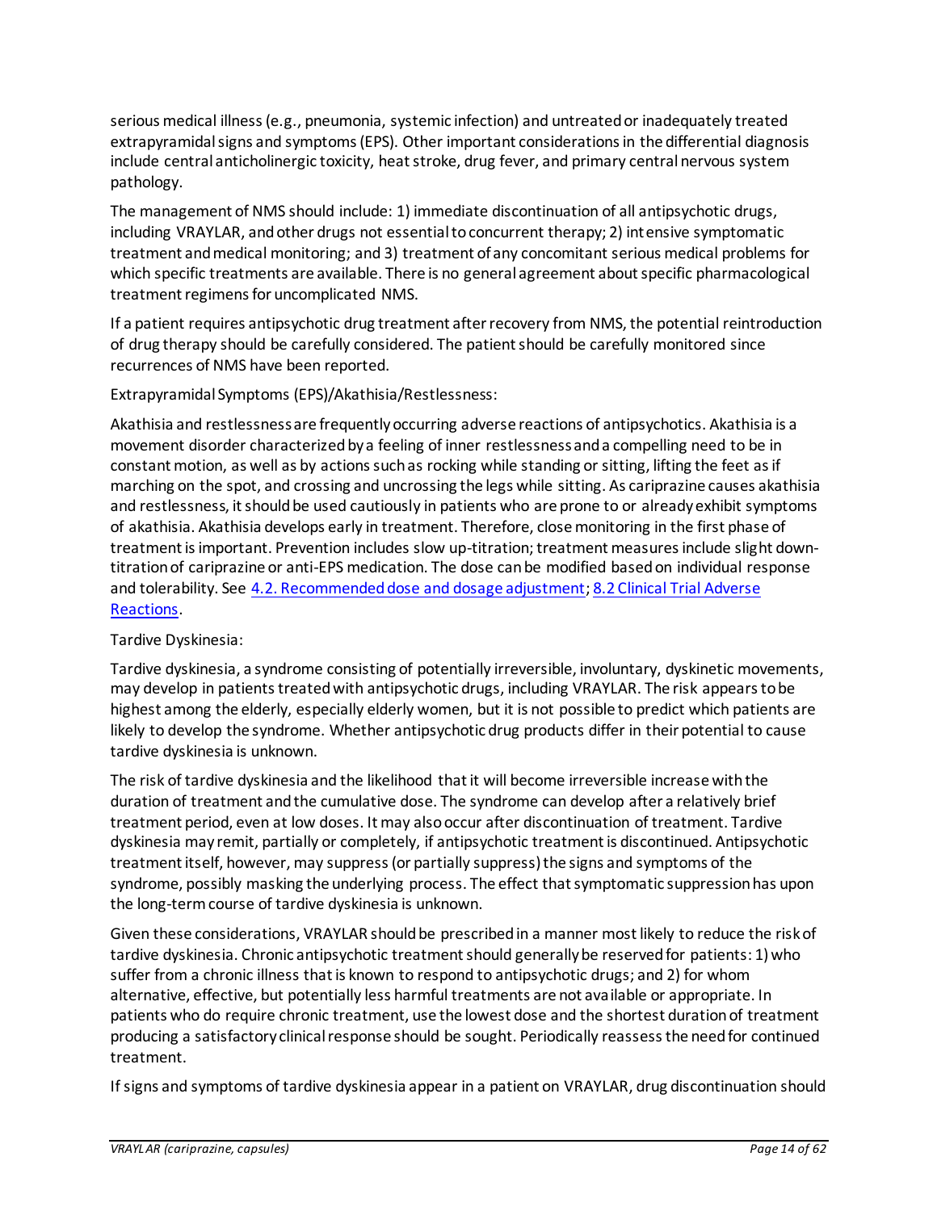serious medical illness (e.g., pneumonia, systemic infection) and untreated or inadequately treated extrapyramidal signs and symptoms (EPS). Other important considerations in the differential diagnosis include central anticholinergic toxicity, heat stroke, drug fever, and primary central nervous system pathology.

The management of NMS should include: 1) immediate discontinuation of all antipsychotic drugs, including VRAYLAR, and other drugs not essential to concurrent therapy; 2) intensive symptomatic treatment and medical monitoring; and 3) treatment of any concomitant serious medical problems for which specific treatments are available. There is no general agreement about specific pharmacological treatment regimens for uncomplicated NMS.

If a patient requires antipsychotic drug treatment after recovery from NMS, the potential reintroduction of drug therapy should be carefully considered. The patient should be carefully monitored since recurrences of NMS have been reported.

Extrapyramidal Symptoms (EPS)/Akathisia/Restlessness:

Akathisia and restlessness are frequently occurring adverse reactions of antipsychotics. Akathisia is a movement disorder characterized by a feeling of inner restlessness and a compelling need to be in constant motion, as well as by actions such as rocking while standing or sitting, lifting the feet as if marching on the spot, and crossing and uncrossing the legs while sitting. As cariprazine causes akathisia and restlessness, it should be used cautiously in patients who are prone to or already exhibit symptoms of akathisia. Akathisia develops early in treatment. Therefore, close monitoring in the first phase of treatment is important. Prevention includes slow up-titration; treatment measures include slight down-titration of cariprazine or anti-EPS medication. The dose can be modified based on individual response and tolerability. See [4.2. Recommended dose and dosage adjustment](); [8.2 Clinical Trial Adverse Reactions]().

Tardive Dyskinesia:

Tardive dyskinesia, a syndrome consisting of potentially irreversible, involuntary, dyskinetic movements, may develop in patients treated with antipsychotic drugs, including VRAYLAR. The risk appears to be highest among the elderly, especially elderly women, but it is not possible to predict which patients are likely to develop the syndrome. Whether antipsychotic drug products differ in their potential to cause tardive dyskinesia is unknown.

The risk of tardive dyskinesia and the likelihood that it will become irreversible increase with the duration of treatment and the cumulative dose. The syndrome can develop after a relatively brief treatment period, even at low doses. It may also occur after discontinuation of treatment. Tardive dyskinesia may remit, partially or completely, if antipsychotic treatment is discontinued. Antipsychotic treatment itself, however, may suppress (or partially suppress) the signs and symptoms of the syndrome, possibly masking the underlying process. The effect that symptomatic suppression has upon the long-term course of tardive dyskinesia is unknown.

Given these considerations, VRAYLAR should be prescribed in a manner most likely to reduce the risk of tardive dyskinesia. Chronic antipsychotic treatment should generally be reserved for patients: 1) who suffer from a chronic illness that is known to respond to antipsychotic drugs; and 2) for whom alternative, effective, but potentially less harmful treatments are not available or appropriate. In patients who do require chronic treatment, use the lowest dose and the shortest duration of treatment producing a satisfactory clinical response should be sought. Periodically reassess the need for continued treatment.

If signs and symptoms of tardive dyskinesia appear in a patient on VRAYLAR, drug discontinuation should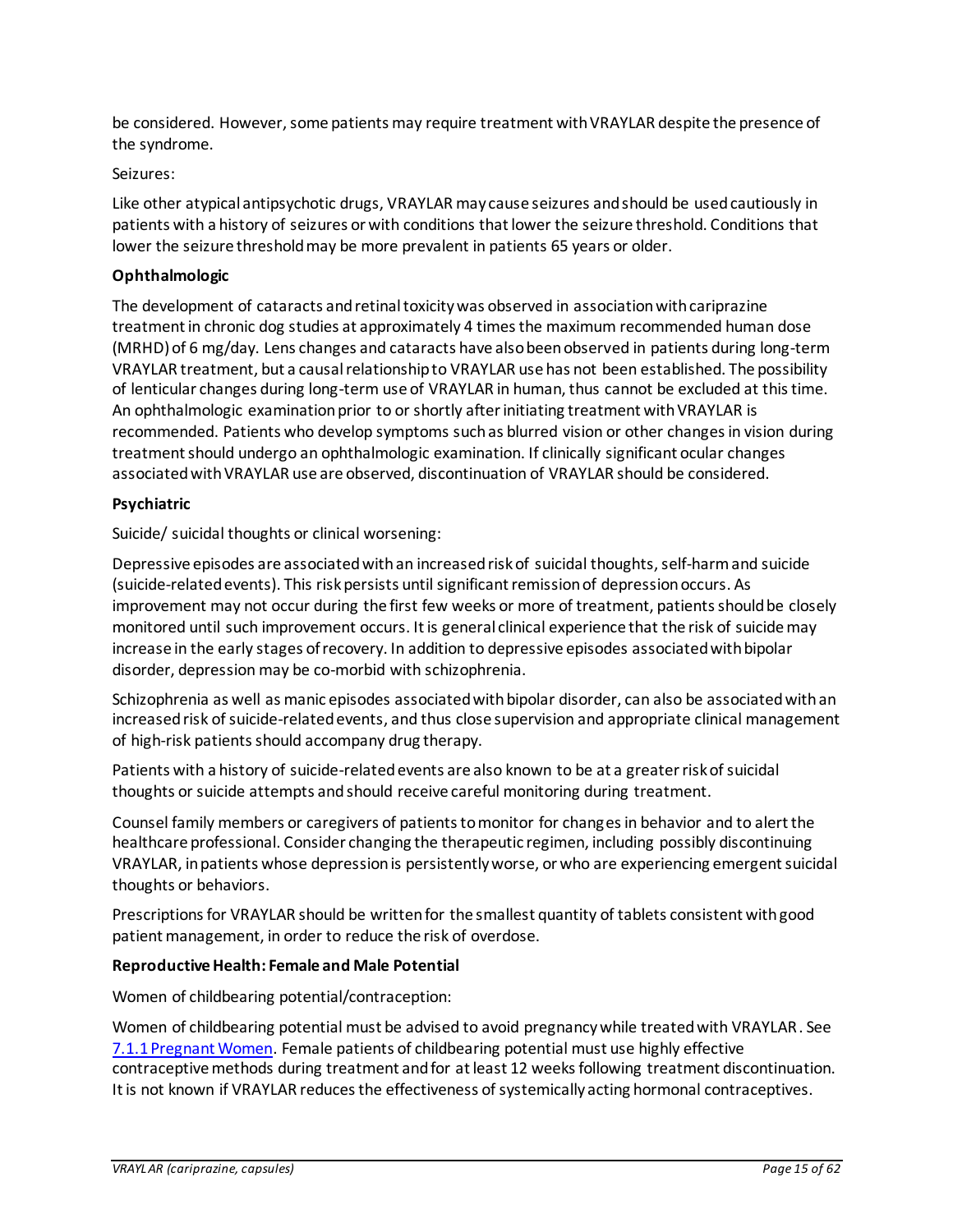be considered. However, some patients may require treatment with VRAYLAR despite the presence of the syndrome.

Seizures:

Like other atypical antipsychotic drugs, VRAYLAR may cause seizures and should be used cautiously in patients with a history of seizures or with conditions that lower the seizure threshold. Conditions that lower the seizure threshold may be more prevalent in patients 65 years or older.

**Ophthalmologic**

The development of cataracts and retinal toxicity was observed in association with cariprazine treatment in chronic dog studies at approximately 4 times the maximum recommended human dose (MRHD) of 6 mg/day. Lens changes and cataracts have also been observed in patients during long-term VRAYLAR treatment, but a causal relationship to VRAYLAR use has not been established. The possibility of lenticular changes during long-term use of VRAYLAR in human, thus cannot be excluded at this time. An ophthalmologic examination prior to or shortly after initiating treatment with VRAYLAR is recommended. Patients who develop symptoms such as blurred vision or other changes in vision during treatment should undergo an ophthalmologic examination. If clinically significant ocular changes associated with VRAYLAR use are observed, discontinuation of VRAYLAR should be considered.

**Psychiatric**

Suicide/ suicidal thoughts or clinical worsening:

Depressive episodes are associated with an increased risk of suicidal thoughts, self-harm and suicide (suicide-related events). This risk persists until significant remission of depression occurs. As improvement may not occur during the first few weeks or more of treatment, patients should be closely monitored until such improvement occurs. It is general clinical experience that the risk of suicide may increase in the early stages of recovery. In addition to depressive episodes associated with bipolar disorder, depression may be co-morbid with schizophrenia.

Schizophrenia as well as manic episodes associated with bipolar disorder, can also be associated with an increased risk of suicide-related events, and thus close supervision and appropriate clinical management of high-risk patients should accompany drug therapy.

Patients with a history of suicide-related events are also known to be at a greater risk of suicidal thoughts or suicide attempts and should receive careful monitoring during treatment.

Counsel family members or caregivers of patients to monitor for changes in behavior and to alert the healthcare professional. Consider changing the therapeutic regimen, including possibly discontinuing VRAYLAR, in patients whose depression is persistently worse, or who are experiencing emergent suicidal thoughts or behaviors.

Prescriptions for VRAYLAR should be written for the smallest quantity of tablets consistent with good patient management, in order to reduce the risk of overdose.

**Reproductive Health: Female and Male Potential**

Women of childbearing potential/contraception:

Women of childbearing potential must be advised to avoid pregnancy while treated with VRAYLAR. See 7.1.1 Pregnant Women. Female patients of childbearing potential must use highly effective contraceptive methods during treatment and for at least 12 weeks following treatment discontinuation. It is not known if VRAYLAR reduces the effectiveness of systemically acting hormonal contraceptives.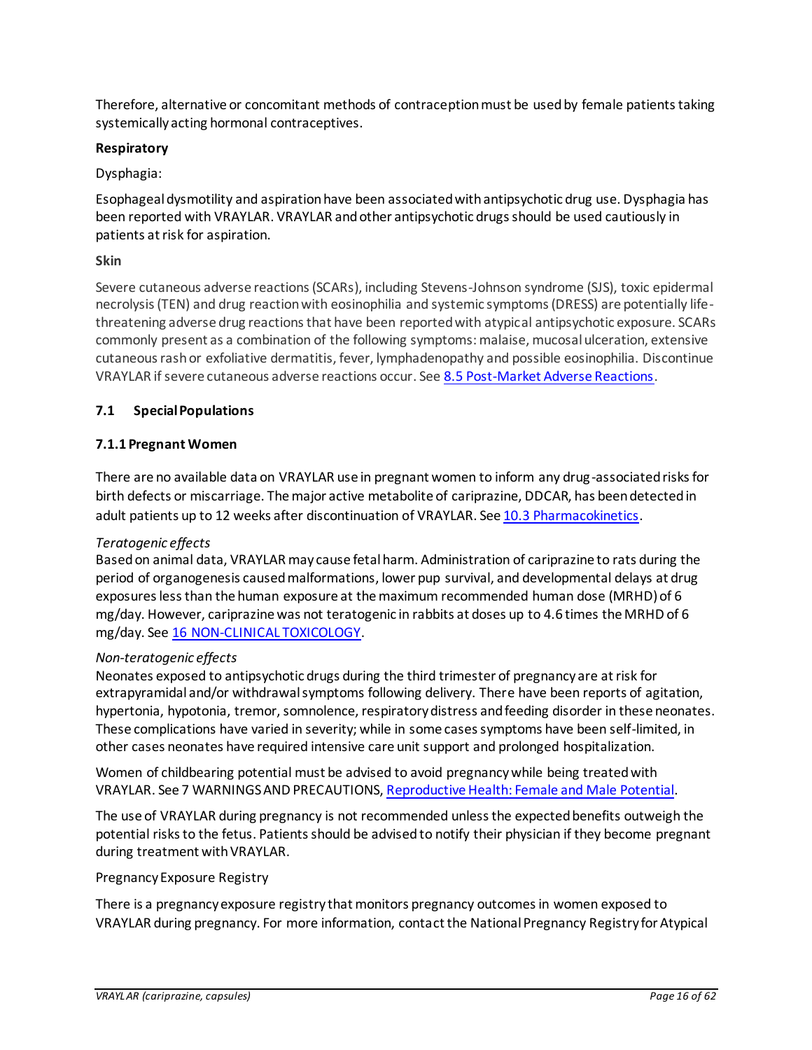Therefore, alternative or concomitant methods of contraception must be used by female patients taking systemically acting hormonal contraceptives.

**Respiratory**

Dysphagia:

Esophageal dysmotility and aspiration have been associated with antipsychotic drug use. Dysphagia has been reported with VRAYLAR. VRAYLAR and other antipsychotic drugs should be used cautiously in patients at risk for aspiration.

**Skin**

Severe cutaneous adverse reactions (SCARs), including Stevens-Johnson syndrome (SJS), toxic epidermal necrolysis (TEN) and drug reaction with eosinophilia and systemic symptoms (DRESS) are potentially life-threatening adverse drug reactions that have been reported with atypical antipsychotic exposure. SCARs commonly present as a combination of the following symptoms: malaise, mucosal ulceration, extensive cutaneous rash or exfoliative dermatitis, fever, lymphadenopathy and possible eosinophilia. Discontinue VRAYLAR if severe cutaneous adverse reactions occur. See 8.5 Post-Market Adverse Reactions.

## 7.1 Special Populations

### 7.1.1 Pregnant Women

There are no available data on VRAYLAR use in pregnant women to inform any drug-associated risks for birth defects or miscarriage. The major active metabolite of cariprazine, DDCAR, has been detected in adult patients up to 12 weeks after discontinuation of VRAYLAR. See 10.3 Pharmacokinetics.

*Teratogenic effects*
Based on animal data, VRAYLAR may cause fetal harm. Administration of cariprazine to rats during the period of organogenesis caused malformations, lower pup survival, and developmental delays at drug exposures less than the human exposure at the maximum recommended human dose (MRHD) of 6 mg/day. However, cariprazine was not teratogenic in rabbits at doses up to 4.6 times the MRHD of 6 mg/day. See 16 NON-CLINICAL TOXICOLOGY.

*Non-teratogenic effects*
Neonates exposed to antipsychotic drugs during the third trimester of pregnancy are at risk for extrapyramidal and/or withdrawal symptoms following delivery. There have been reports of agitation, hypertonia, hypotonia, tremor, somnolence, respiratory distress and feeding disorder in these neonates. These complications have varied in severity; while in some cases symptoms have been self-limited, in other cases neonates have required intensive care unit support and prolonged hospitalization.

Women of childbearing potential must be advised to avoid pregnancy while being treated with VRAYLAR. See 7 WARNINGS AND PRECAUTIONS, Reproductive Health: Female and Male Potential.

The use of VRAYLAR during pregnancy is not recommended unless the expected benefits outweigh the potential risks to the fetus. Patients should be advised to notify their physician if they become pregnant during treatment with VRAYLAR.

Pregnancy Exposure Registry

There is a pregnancy exposure registry that monitors pregnancy outcomes in women exposed to VRAYLAR during pregnancy. For more information, contact the National Pregnancy Registry for Atypical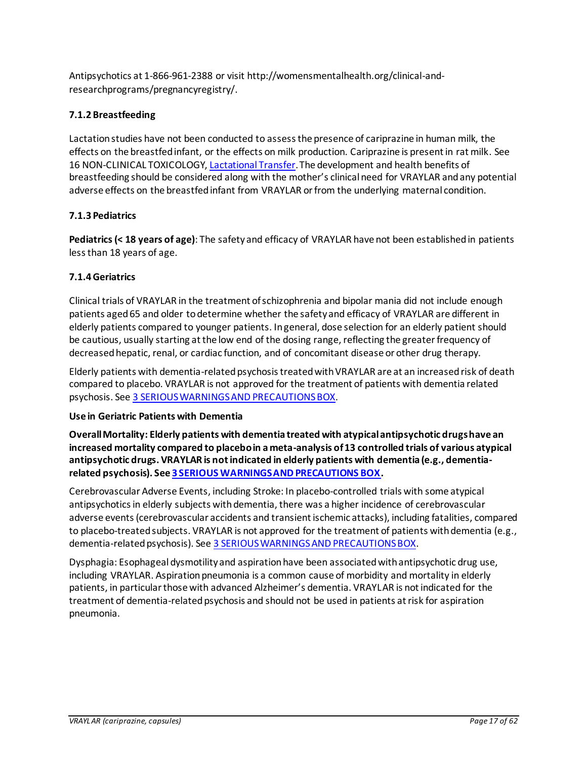Antipsychotics at 1-866-961-2388 or visit http://womensmentalhealth.org/clinical-and-researchprograms/pregnancyregistry/.

### 7.1.2 Breastfeeding

Lactation studies have not been conducted to assess the presence of cariprazine in human milk, the effects on the breastfed infant, or the effects on milk production. Cariprazine is present in rat milk. See 16 NON-CLINICAL TOXICOLOGY, Lactational Transfer. The development and health benefits of breastfeeding should be considered along with the mother's clinical need for VRAYLAR and any potential adverse effects on the breastfed infant from VRAYLAR or from the underlying maternal condition.

### 7.1.3 Pediatrics

**Pediatrics (< 18 years of age)**: The safety and efficacy of VRAYLAR have not been established in patients less than 18 years of age.

### 7.1.4 Geriatrics

Clinical trials of VRAYLAR in the treatment of schizophrenia and bipolar mania did not include enough patients aged 65 and older to determine whether the safety and efficacy of VRAYLAR are different in elderly patients compared to younger patients. In general, dose selection for an elderly patient should be cautious, usually starting at the low end of the dosing range, reflecting the greater frequency of decreased hepatic, renal, or cardiac function, and of concomitant disease or other drug therapy.

Elderly patients with dementia-related psychosis treated with VRAYLAR are at an increased risk of death compared to placebo. VRAYLAR is not approved for the treatment of patients with dementia related psychosis. See 3 SERIOUS WARNINGS AND PRECAUTIONS BOX.

**Use in Geriatric Patients with Dementia**

**Overall Mortality: Elderly patients with dementia treated with atypical antipsychotic drugs have an increased mortality compared to placebo in a meta-analysis of 13 controlled trials of various atypical antipsychotic drugs. VRAYLAR is not indicated in elderly patients with dementia (e.g., dementia-related psychosis). See 3 SERIOUS WARNINGS AND PRECAUTIONS BOX.**

Cerebrovascular Adverse Events, including Stroke: In placebo-controlled trials with some atypical antipsychotics in elderly subjects with dementia, there was a higher incidence of cerebrovascular adverse events (cerebrovascular accidents and transient ischemic attacks), including fatalities, compared to placebo-treated subjects. VRAYLAR is not approved for the treatment of patients with dementia (e.g., dementia-related psychosis). See 3 SERIOUS WARNINGS AND PRECAUTIONS BOX.

Dysphagia: Esophageal dysmotility and aspiration have been associated with antipsychotic drug use, including VRAYLAR. Aspiration pneumonia is a common cause of morbidity and mortality in elderly patients, in particular those with advanced Alzheimer's dementia. VRAYLAR is not indicated for the treatment of dementia-related psychosis and should not be used in patients at risk for aspiration pneumonia.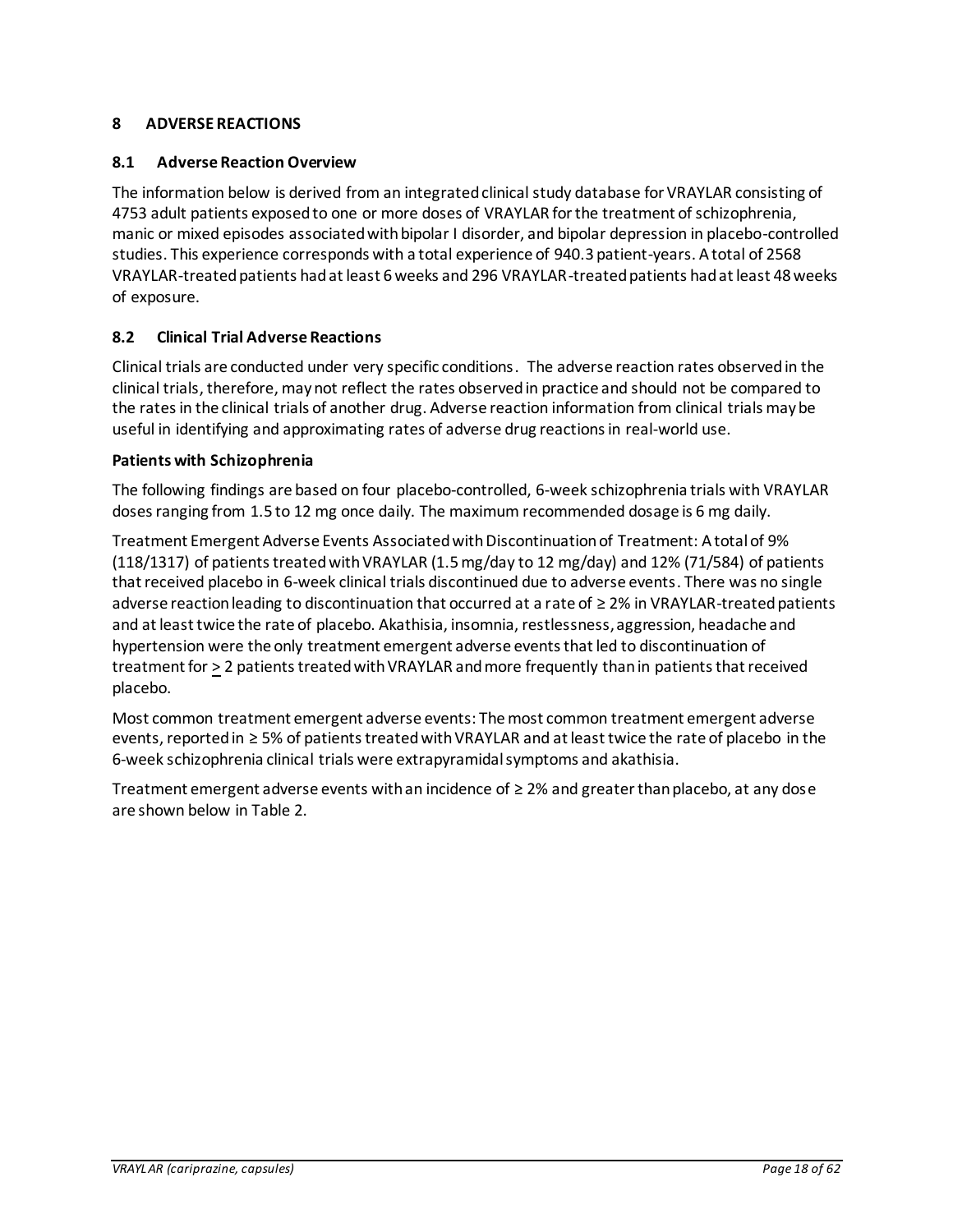# 8 ADVERSE REACTIONS

## 8.1 Adverse Reaction Overview

The information below is derived from an integrated clinical study database for VRAYLAR consisting of 4753 adult patients exposed to one or more doses of VRAYLAR for the treatment of schizophrenia, manic or mixed episodes associated with bipolar I disorder, and bipolar depression in placebo-controlled studies. This experience corresponds with a total experience of 940.3 patient-years. A total of 2568 VRAYLAR-treated patients had at least 6 weeks and 296 VRAYLAR-treated patients had at least 48 weeks of exposure.

## 8.2 Clinical Trial Adverse Reactions

Clinical trials are conducted under very specific conditions. The adverse reaction rates observed in the clinical trials, therefore, may not reflect the rates observed in practice and should not be compared to the rates in the clinical trials of another drug. Adverse reaction information from clinical trials may be useful in identifying and approximating rates of adverse drug reactions in real-world use.

**Patients with Schizophrenia**

The following findings are based on four placebo-controlled, 6-week schizophrenia trials with VRAYLAR doses ranging from 1.5 to 12 mg once daily. The maximum recommended dosage is 6 mg daily.

Treatment Emergent Adverse Events Associated with Discontinuation of Treatment: A total of 9% (118/1317) of patients treated with VRAYLAR (1.5 mg/day to 12 mg/day) and 12% (71/584) of patients that received placebo in 6-week clinical trials discontinued due to adverse events. There was no single adverse reaction leading to discontinuation that occurred at a rate of ≥ 2% in VRAYLAR-treated patients and at least twice the rate of placebo. Akathisia, insomnia, restlessness, aggression, headache and hypertension were the only treatment emergent adverse events that led to discontinuation of treatment for ≥ 2 patients treated with VRAYLAR and more frequently than in patients that received placebo.

Most common treatment emergent adverse events: The most common treatment emergent adverse events, reported in ≥ 5% of patients treated with VRAYLAR and at least twice the rate of placebo in the 6-week schizophrenia clinical trials were extrapyramidal symptoms and akathisia.

Treatment emergent adverse events with an incidence of ≥ 2% and greater than placebo, at any dose are shown below in Table 2.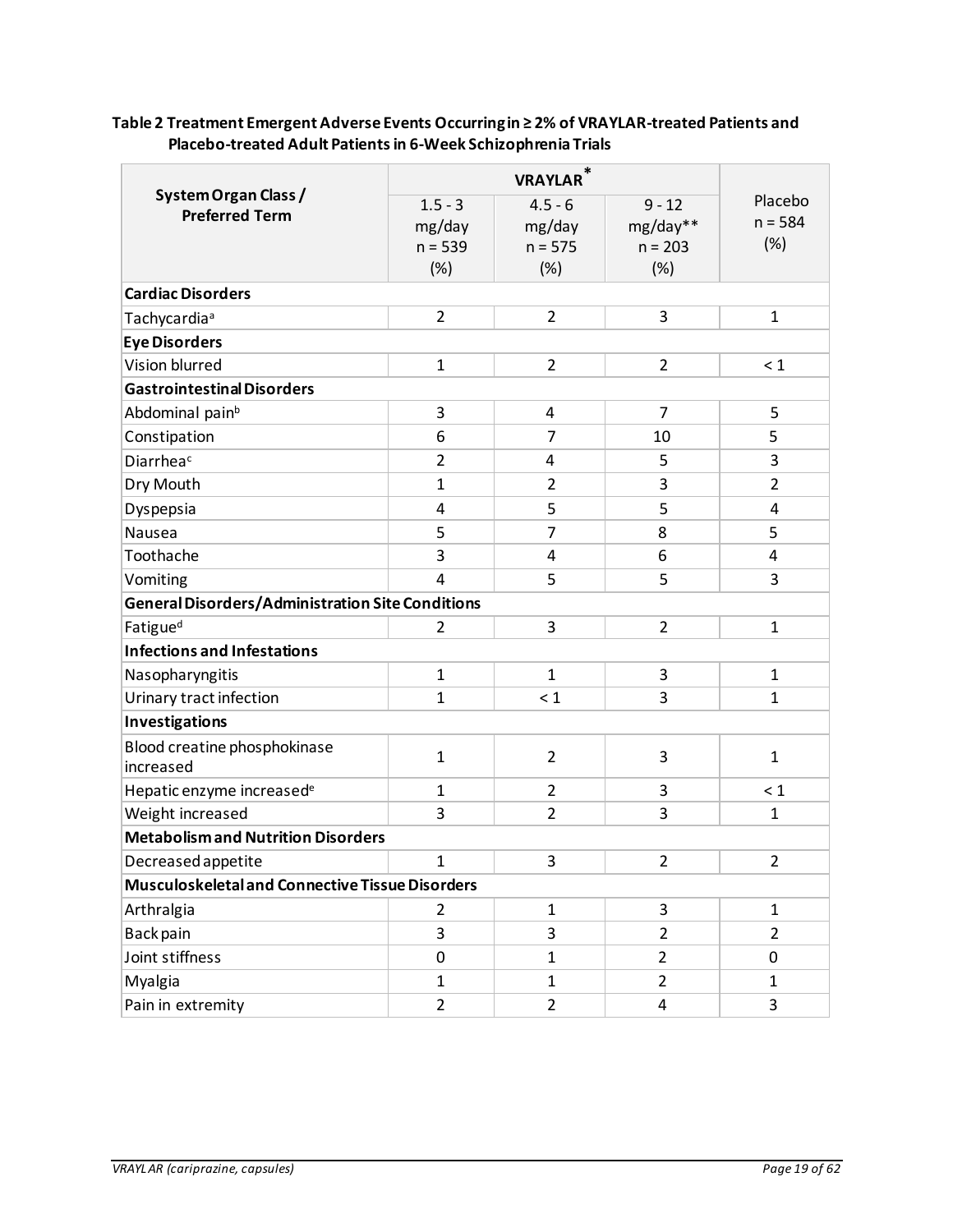**Table 2 Treatment Emergent Adverse Events Occurring in ≥ 2% of VRAYLAR-treated Patients and Placebo-treated Adult Patients in 6-Week Schizophrenia Trials**

| System Organ Class / Preferred Term | VRAYLAR* | | | Placebo n = 584 (%) |
|---|---|---|---|---|
| | 1.5 - 3 mg/day n = 539 (%) | 4.5 - 6 mg/day n = 575 (%) | 9 - 12 mg/day** n = 203 (%) | |
| **Cardiac Disorders** | | | | |
| Tachycardia[a] | 2 | 2 | 3 | 1 |
| **Eye Disorders** | | | | |
| Vision blurred | 1 | 2 | 2 | < 1 |
| **Gastrointestinal Disorders** | | | | |
| Abdominal pain[b] | 3 | 4 | 7 | 5 |
| Constipation | 6 | 7 | 10 | 5 |
| Diarrhea[c] | 2 | 4 | 5 | 3 |
| Dry Mouth | 1 | 2 | 3 | 2 |
| Dyspepsia | 4 | 5 | 5 | 4 |
| Nausea | 5 | 7 | 8 | 5 |
| Toothache | 3 | 4 | 6 | 4 |
| Vomiting | 4 | 5 | 5 | 3 |
| **General Disorders/Administration Site Conditions** | | | | |
| Fatigue[d] | 2 | 3 | 2 | 1 |
| **Infections and Infestations** | | | | |
| Nasopharyngitis | 1 | 1 | 3 | 1 |
| Urinary tract infection | 1 | < 1 | 3 | 1 |
| **Investigations** | | | | |
| Blood creatine phosphokinase increased | 1 | 2 | 3 | 1 |
| Hepatic enzyme increased[e] | 1 | 2 | 3 | < 1 |
| Weight increased | 3 | 2 | 3 | 1 |
| **Metabolism and Nutrition Disorders** | | | | |
| Decreased appetite | 1 | 3 | 2 | 2 |
| **Musculoskeletal and Connective Tissue Disorders** | | | | |
| Arthralgia | 2 | 1 | 3 | 1 |
| Back pain | 3 | 3 | 2 | 2 |
| Joint stiffness | 0 | 1 | 2 | 0 |
| Myalgia | 1 | 1 | 2 | 1 |
| Pain in extremity | 2 | 2 | 4 | 3 |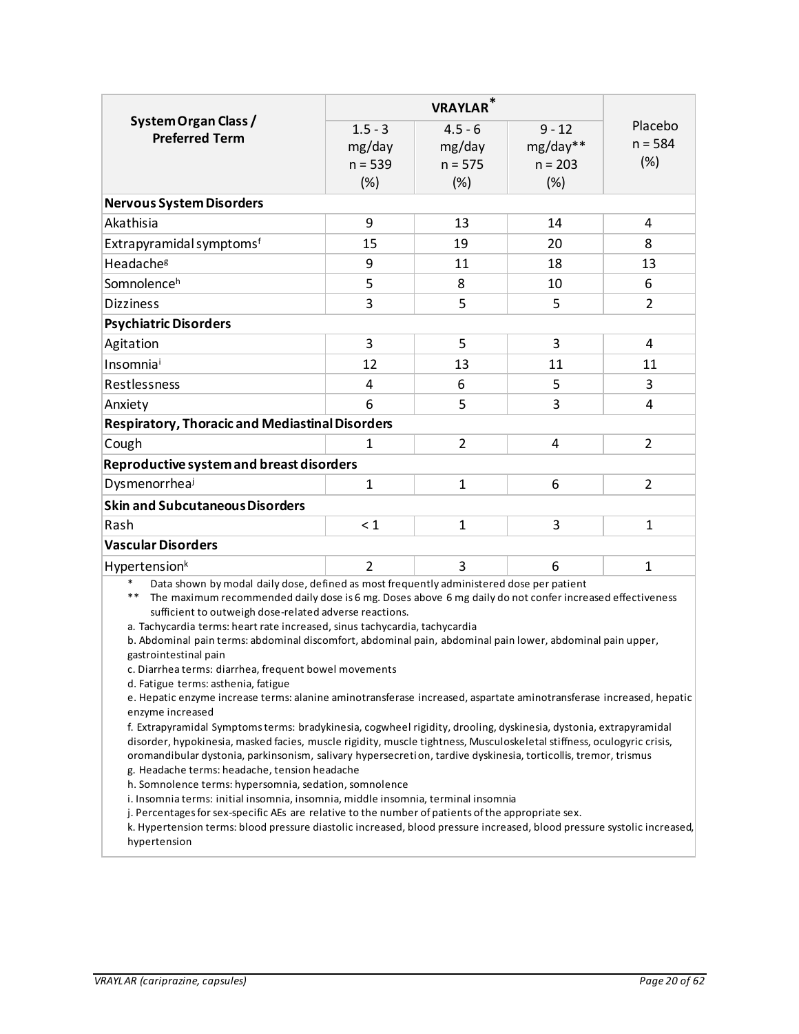| System Organ Class / Preferred Term | VRAYLAR* | | | Placebo n = 584 (%) |
|---|---|---|---|---|
| | 1.5 - 3 mg/day n = 539 (%) | 4.5 - 6 mg/day n = 575 (%) | 9 - 12 mg/day** n = 203 (%) | |
| **Nervous System Disorders** | | | | |
| Akathisia | 9 | 13 | 14 | 4 |
| Extrapyramidal symptoms[f] | 15 | 19 | 20 | 8 |
| Headache[g] | 9 | 11 | 18 | 13 |
| Somnolence[h] | 5 | 8 | 10 | 6 |
| Dizziness | 3 | 5 | 5 | 2 |
| **Psychiatric Disorders** | | | | |
| Agitation | 3 | 5 | 3 | 4 |
| Insomnia[i] | 12 | 13 | 11 | 11 |
| Restlessness | 4 | 6 | 5 | 3 |
| Anxiety | 6 | 5 | 3 | 4 |
| **Respiratory, Thoracic and Mediastinal Disorders** | | | | |
| Cough | 1 | 2 | 4 | 2 |
| **Reproductive system and breast disorders** | | | | |
| Dysmenorrhea[j] | 1 | 1 | 6 | 2 |
| **Skin and Subcutaneous Disorders** | | | | |
| Rash | < 1 | 1 | 3 | 1 |
| **Vascular Disorders** | | | | |
| Hypertension[k] | 2 | 3 | 6 | 1 |

\* Data shown by modal daily dose, defined as most frequently administered dose per patient

\*\* The maximum recommended daily dose is 6 mg. Doses above 6 mg daily do not confer increased effectiveness sufficient to outweigh dose-related adverse reactions.

a. Tachycardia terms: heart rate increased, sinus tachycardia, tachycardia

b. Abdominal pain terms: abdominal discomfort, abdominal pain, abdominal pain lower, abdominal pain upper, gastrointestinal pain

c. Diarrhea terms: diarrhea, frequent bowel movements

d. Fatigue terms: asthenia, fatigue

e. Hepatic enzyme increase terms: alanine aminotransferase increased, aspartate aminotransferase increased, hepatic enzyme increased

f. Extrapyramidal Symptoms terms: bradykinesia, cogwheel rigidity, drooling, dyskinesia, dystonia, extrapyramidal disorder, hypokinesia, masked facies, muscle rigidity, muscle tightness, Musculoskeletal stiffness, oculogyric crisis, oromandibular dystonia, parkinsonism, salivary hypersecretion, tardive dyskinesia, torticollis, tremor, trismus

g. Headache terms: headache, tension headache

h. Somnolence terms: hypersomnia, sedation, somnolence

i. Insomnia terms: initial insomnia, insomnia, middle insomnia, terminal insomnia

j. Percentages for sex-specific AEs are relative to the number of patients of the appropriate sex.

k. Hypertension terms: blood pressure diastolic increased, blood pressure increased, blood pressure systolic increased, hypertension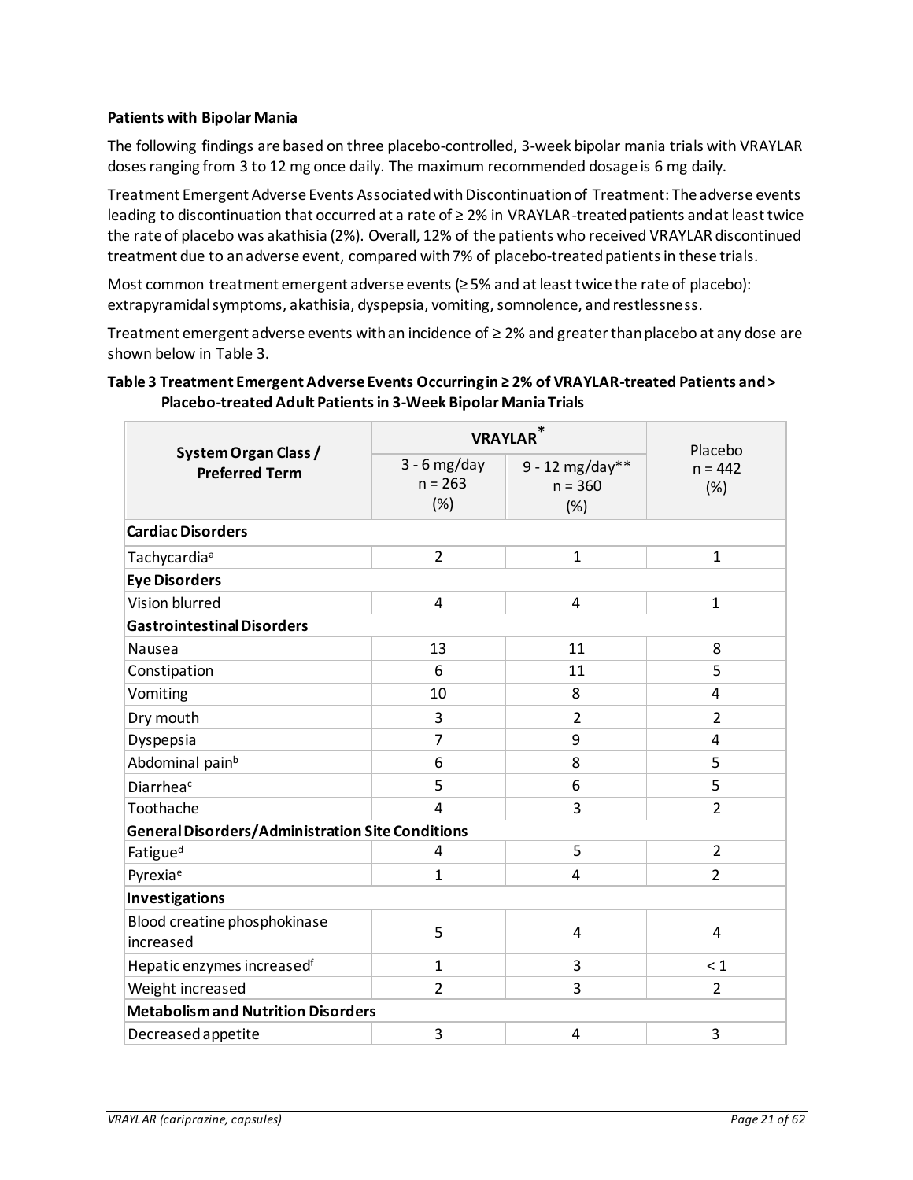**Patients with Bipolar Mania**

The following findings are based on three placebo-controlled, 3-week bipolar mania trials with VRAYLAR doses ranging from 3 to 12 mg once daily. The maximum recommended dosage is 6 mg daily.

Treatment Emergent Adverse Events Associated with Discontinuation of Treatment: The adverse events leading to discontinuation that occurred at a rate of ≥ 2% in VRAYLAR-treated patients and at least twice the rate of placebo was akathisia (2%). Overall, 12% of the patients who received VRAYLAR discontinued treatment due to an adverse event, compared with 7% of placebo-treated patients in these trials.

Most common treatment emergent adverse events (≥ 5% and at least twice the rate of placebo): extrapyramidal symptoms, akathisia, dyspepsia, vomiting, somnolence, and restlessness.

Treatment emergent adverse events with an incidence of ≥ 2% and greater than placebo at any dose are shown below in Table 3.

**Table 3 Treatment Emergent Adverse Events Occurring in ≥ 2% of VRAYLAR-treated Patients and > Placebo-treated Adult Patients in 3-Week Bipolar Mania Trials**

| System Organ Class / Preferred Term | VRAYLAR* | | Placebo n = 442 (%) |
|---|---|---|---|
| | 3 - 6 mg/day n = 263 (%) | 9 - 12 mg/day** n = 360 (%) | |
| **Cardiac Disorders** | | | |
| Tachycardia[a] | 2 | 1 | 1 |
| **Eye Disorders** | | | |
| Vision blurred | 4 | 4 | 1 |
| **Gastrointestinal Disorders** | | | |
| Nausea | 13 | 11 | 8 |
| Constipation | 6 | 11 | 5 |
| Vomiting | 10 | 8 | 4 |
| Dry mouth | 3 | 2 | 2 |
| Dyspepsia | 7 | 9 | 4 |
| Abdominal pain[b] | 6 | 8 | 5 |
| Diarrhea[c] | 5 | 6 | 5 |
| Toothache | 4 | 3 | 2 |
| **General Disorders/Administration Site Conditions** | | | |
| Fatigue[d] | 4 | 5 | 2 |
| Pyrexia[e] | 1 | 4 | 2 |
| **Investigations** | | | |
| Blood creatine phosphokinase increased | 5 | 4 | 4 |
| Hepatic enzymes increased[f] | 1 | 3 | < 1 |
| Weight increased | 2 | 3 | 2 |
| **Metabolism and Nutrition Disorders** | | | |
| Decreased appetite | 3 | 4 | 3 |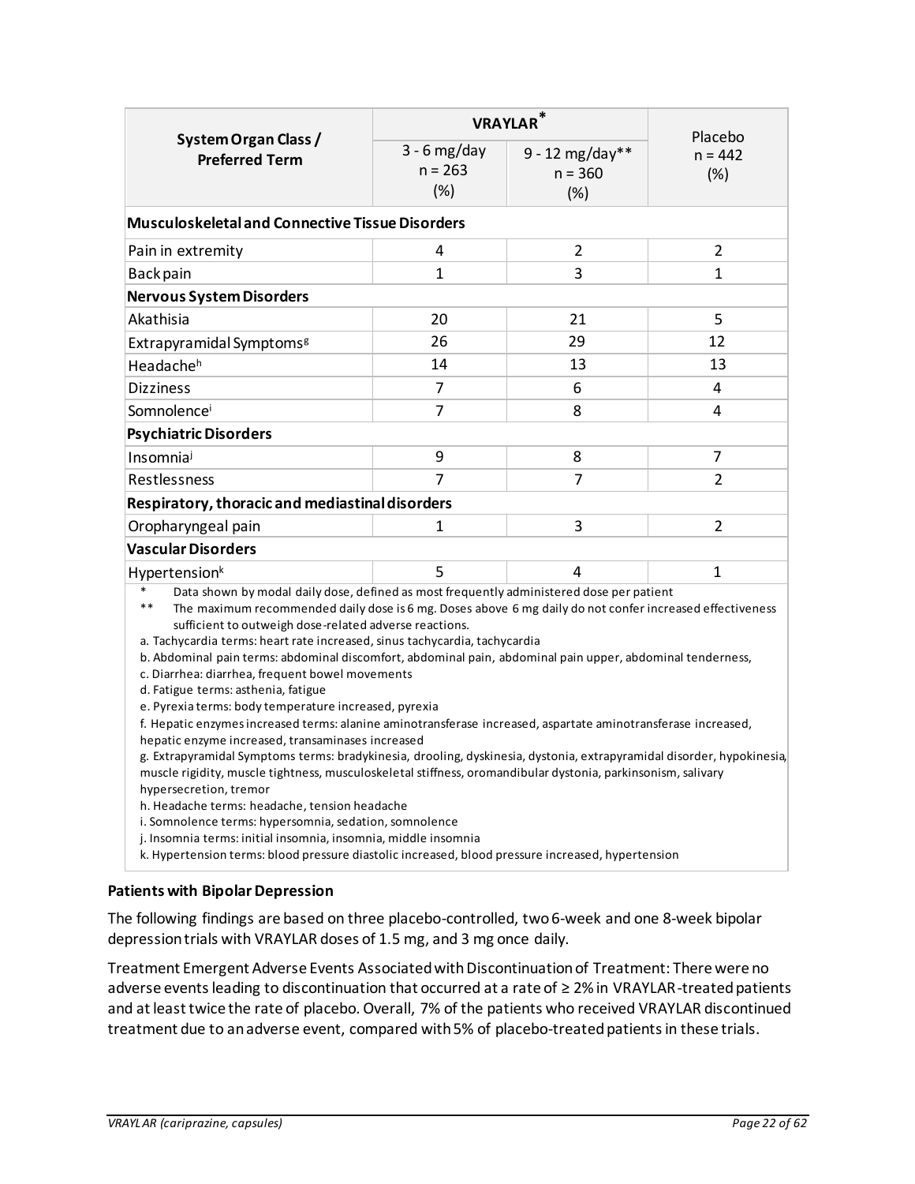| System Organ Class / Preferred Term | VRAYLAR* | | Placebo n = 442 (%) |
|---|---|---|---|
| | 3 - 6 mg/day n = 263 (%) | 9 - 12 mg/day** n = 360 (%) | |
| **Musculoskeletal and Connective Tissue Disorders** | | | |
| Pain in extremity | 4 | 2 | 2 |
| Back pain | 1 | 3 | 1 |
| **Nervous System Disorders** | | | |
| Akathisia | 20 | 21 | 5 |
| Extrapyramidal Symptoms[g] | 26 | 29 | 12 |
| Headache[h] | 14 | 13 | 13 |
| Dizziness | 7 | 6 | 4 |
| Somnolence[i] | 7 | 8 | 4 |
| **Psychiatric Disorders** | | | |
| Insomnia[j] | 9 | 8 | 7 |
| Restlessness | 7 | 7 | 2 |
| **Respiratory, thoracic and mediastinal disorders** | | | |
| Oropharyngeal pain | 1 | 3 | 2 |
| **Vascular Disorders** | | | |
| Hypertension[k] | 5 | 4 | 1 |

\* Data shown by modal daily dose, defined as most frequently administered dose per patient

\*\* The maximum recommended daily dose is 6 mg. Doses above 6 mg daily do not confer increased effectiveness sufficient to outweigh dose-related adverse reactions.

a. Tachycardia terms: heart rate increased, sinus tachycardia, tachycardia

b. Abdominal pain terms: abdominal discomfort, abdominal pain, abdominal pain upper, abdominal tenderness,

c. Diarrhea: diarrhea, frequent bowel movements

d. Fatigue terms: asthenia, fatigue

e. Pyrexia terms: body temperature increased, pyrexia

f. Hepatic enzymes increased terms: alanine aminotransferase increased, aspartate aminotransferase increased, hepatic enzyme increased, transaminases increased

g. Extrapyramidal Symptoms terms: bradykinesia, drooling, dyskinesia, dystonia, extrapyramidal disorder, hypokinesia, muscle rigidity, muscle tightness, musculoskeletal stiffness, oromandibular dystonia, parkinsonism, salivary hypersecretion, tremor

h. Headache terms: headache, tension headache

i. Somnolence terms: hypersomnia, sedation, somnolence

j. Insomnia terms: initial insomnia, insomnia, middle insomnia

k. Hypertension terms: blood pressure diastolic increased, blood pressure increased, hypertension

**Patients with Bipolar Depression**

The following findings are based on three placebo-controlled, two 6-week and one 8-week bipolar depression trials with VRAYLAR doses of 1.5 mg, and 3 mg once daily.

Treatment Emergent Adverse Events Associated with Discontinuation of Treatment: There were no adverse events leading to discontinuation that occurred at a rate of ≥ 2% in VRAYLAR-treated patients and at least twice the rate of placebo. Overall, 7% of the patients who received VRAYLAR discontinued treatment due to an adverse event, compared with 5% of placebo-treated patients in these trials.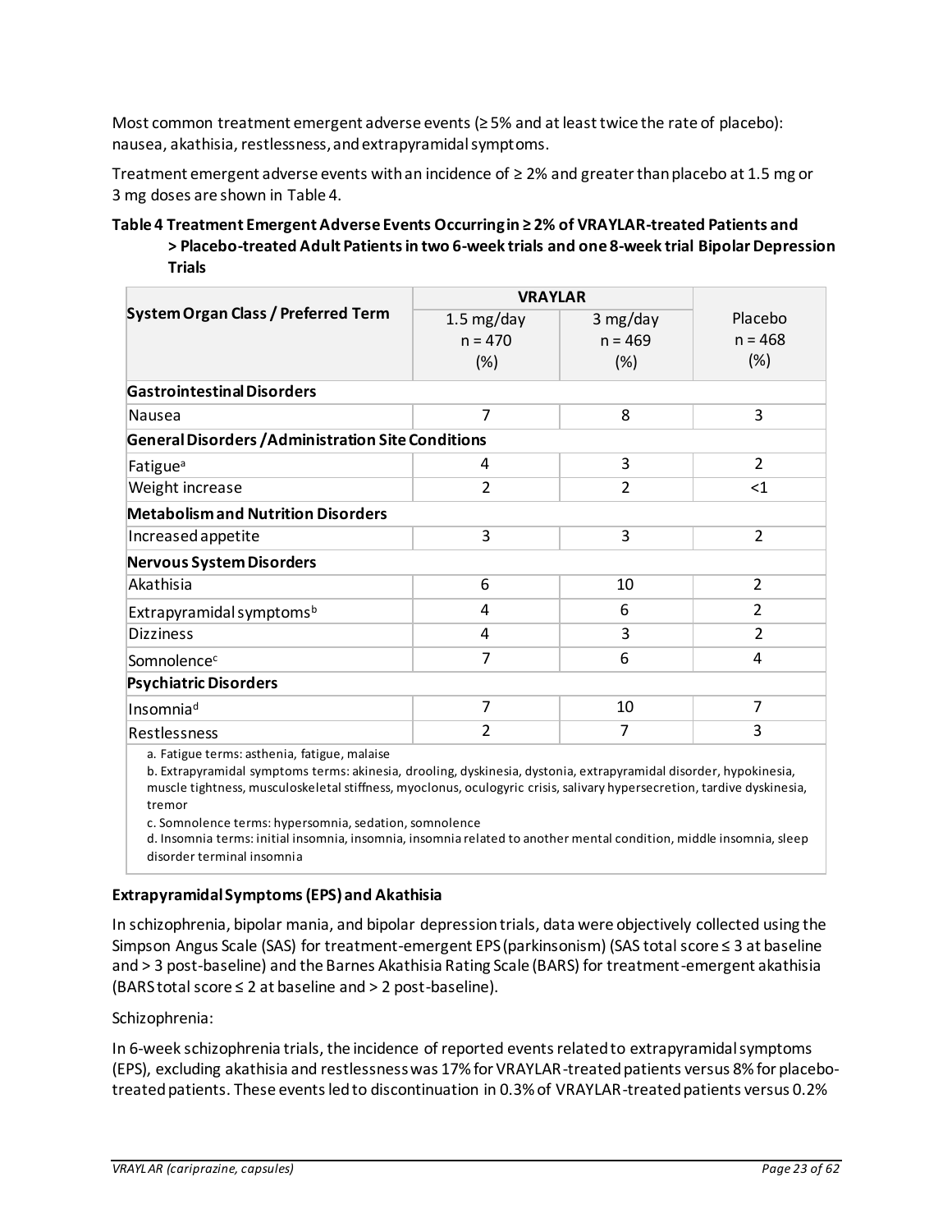Most common treatment emergent adverse events (≥ 5% and at least twice the rate of placebo): nausea, akathisia, restlessness, and extrapyramidal symptoms.

Treatment emergent adverse events with an incidence of ≥ 2% and greater than placebo at 1.5 mg or 3 mg doses are shown in Table 4.

**Table 4 Treatment Emergent Adverse Events Occurring in ≥ 2% of VRAYLAR-treated Patients and > Placebo-treated Adult Patients in two 6-week trials and one 8-week trial Bipolar Depression Trials**

| System Organ Class / Preferred Term | VRAYLAR | | |
|---|---|---|---|
| | 1.5 mg/day n = 470 (%) | 3 mg/day n = 469 (%) | Placebo n = 468 (%) |
| **Gastrointestinal Disorders** | | | |
| Nausea | 7 | 8 | 3 |
| **General Disorders / Administration Site Conditions** | | | |
| Fatigue[a] | 4 | 3 | 2 |
| Weight increase | 2 | 2 | <1 |
| **Metabolism and Nutrition Disorders** | | | |
| Increased appetite | 3 | 3 | 2 |
| **Nervous System Disorders** | | | |
| Akathisia | 6 | 10 | 2 |
| Extrapyramidal symptoms[b] | 4 | 6 | 2 |
| Dizziness | 4 | 3 | 2 |
| Somnolence[c] | 7 | 6 | 4 |
| **Psychiatric Disorders** | | | |
| Insomnia[d] | 7 | 10 | 7 |
| Restlessness | 2 | 7 | 3 |

a. Fatigue terms: asthenia, fatigue, malaise

b. Extrapyramidal symptoms terms: akinesia, drooling, dyskinesia, dystonia, extrapyramidal disorder, hypokinesia, muscle tightness, musculoskeletal stiffness, myoclonus, oculogyric crisis, salivary hypersecretion, tardive dyskinesia, tremor

c. Somnolence terms: hypersomnia, sedation, somnolence

d. Insomnia terms: initial insomnia, insomnia, insomnia related to another mental condition, middle insomnia, sleep disorder terminal insomnia

**Extrapyramidal Symptoms (EPS) and Akathisia**

In schizophrenia, bipolar mania, and bipolar depression trials, data were objectively collected using the Simpson Angus Scale (SAS) for treatment-emergent EPS (parkinsonism) (SAS total score ≤ 3 at baseline and > 3 post-baseline) and the Barnes Akathisia Rating Scale (BARS) for treatment-emergent akathisia (BARS total score ≤ 2 at baseline and > 2 post-baseline).

Schizophrenia:

In 6-week schizophrenia trials, the incidence of reported events related to extrapyramidal symptoms (EPS), excluding akathisia and restlessness was 17% for VRAYLAR-treated patients versus 8% for placebo-treated patients. These events led to discontinuation in 0.3% of VRAYLAR-treated patients versus 0.2%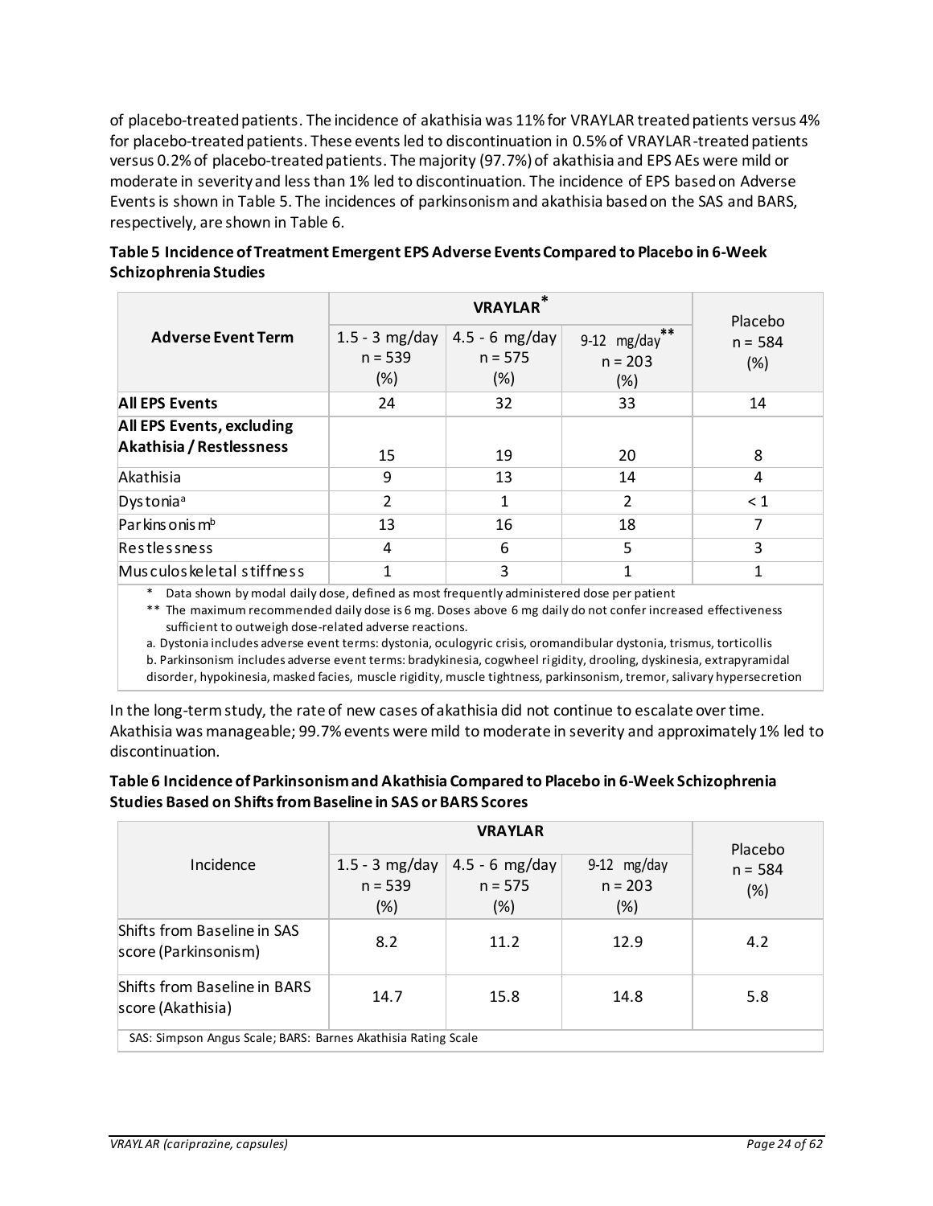of placebo-treated patients. The incidence of akathisia was 11% for VRAYLAR treated patients versus 4% for placebo-treated patients. These events led to discontinuation in 0.5% of VRAYLAR-treated patients versus 0.2% of placebo-treated patients. The majority (97.7%) of akathisia and EPS AEs were mild or moderate in severity and less than 1% led to discontinuation. The incidence of EPS based on Adverse Events is shown in Table 5. The incidences of parkinsonism and akathisia based on the SAS and BARS, respectively, are shown in Table 6.

**Table 5 Incidence of Treatment Emergent EPS Adverse Events Compared to Placebo in 6-Week Schizophrenia Studies**

| Adverse Event Term | VRAYLAR* | | | Placebo n = 584 (%) |
|---|---|---|---|---|
| | 1.5 - 3 mg/day n = 539 (%) | 4.5 - 6 mg/day n = 575 (%) | 9-12 mg/day** n = 203 (%) | |
| **All EPS Events** | 24 | 32 | 33 | 14 |
| **All EPS Events, excluding Akathisia / Restlessness** | 15 | 19 | 20 | 8 |
| Akathisia | 9 | 13 | 14 | 4 |
| Dystonia[a] | 2 | 1 | 2 | < 1 |
| Parkinsonism[b] | 13 | 16 | 18 | 7 |
| Restlessness | 4 | 6 | 5 | 3 |
| Musculoskeletal stiffness | 1 | 3 | 1 | 1 |

\* Data shown by modal daily dose, defined as most frequently administered dose per patient

** The maximum recommended daily dose is 6 mg. Doses above 6 mg daily do not confer increased effectiveness sufficient to outweigh dose-related adverse reactions.

a. Dystonia includes adverse event terms: dystonia, oculogyric crisis, oromandibular dystonia, trismus, torticollis

b. Parkinsonism includes adverse event terms: bradykinesia, cogwheel rigidity, drooling, dyskinesia, extrapyramidal disorder, hypokinesia, masked facies, muscle rigidity, muscle tightness, parkinsonism, tremor, salivary hypersecretion

In the long-term study, the rate of new cases of akathisia did not continue to escalate over time. Akathisia was manageable; 99.7% events were mild to moderate in severity and approximately 1% led to discontinuation.

**Table 6 Incidence of Parkinsonism and Akathisia Compared to Placebo in 6-Week Schizophrenia Studies Based on Shifts from Baseline in SAS or BARS Scores**

| Incidence | VRAYLAR | | | Placebo n = 584 (%) |
|---|---|---|---|---|
| | 1.5 - 3 mg/day n = 539 (%) | 4.5 - 6 mg/day n = 575 (%) | 9-12 mg/day n = 203 (%) | |
| Shifts from Baseline in SAS score (Parkinsonism) | 8.2 | 11.2 | 12.9 | 4.2 |
| Shifts from Baseline in BARS score (Akathisia) | 14.7 | 15.8 | 14.8 | 5.8 |

SAS: Simpson Angus Scale; BARS: Barnes Akathisia Rating Scale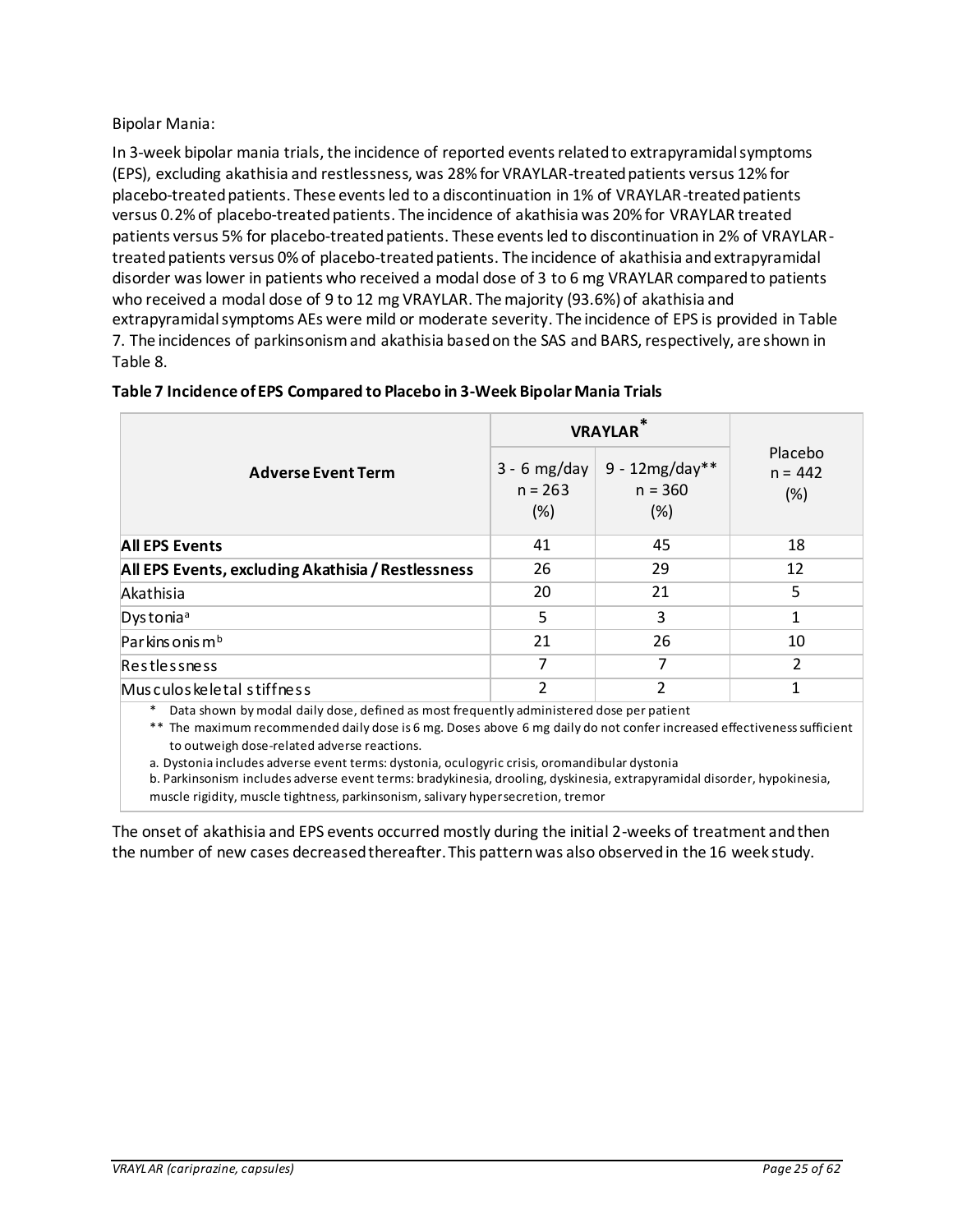Bipolar Mania:

In 3-week bipolar mania trials, the incidence of reported events related to extrapyramidal symptoms (EPS), excluding akathisia and restlessness, was 28% for VRAYLAR-treated patients versus 12% for placebo-treated patients. These events led to a discontinuation in 1% of VRAYLAR-treated patients versus 0.2% of placebo-treated patients. The incidence of akathisia was 20% for VRAYLAR treated patients versus 5% for placebo-treated patients. These events led to discontinuation in 2% of VRAYLAR-treated patients versus 0% of placebo-treated patients. The incidence of akathisia and extrapyramidal disorder was lower in patients who received a modal dose of 3 to 6 mg VRAYLAR compared to patients who received a modal dose of 9 to 12 mg VRAYLAR. The majority (93.6%) of akathisia and extrapyramidal symptoms AEs were mild or moderate severity. The incidence of EPS is provided in Table 7. The incidences of parkinsonism and akathisia based on the SAS and BARS, respectively, are shown in Table 8.

**Table 7 Incidence of EPS Compared to Placebo in 3-Week Bipolar Mania Trials**

| Adverse Event Term | VRAYLAR* | | Placebo n = 442 (%) |
|---|---|---|---|
| | 3 - 6 mg/day n = 263 (%) | 9 - 12mg/day** n = 360 (%) | |
| **All EPS Events** | 41 | 45 | 18 |
| **All EPS Events, excluding Akathisia / Restlessness** | 26 | 29 | 12 |
| Akathisia | 20 | 21 | 5 |
| Dystonia[a] | 5 | 3 | 1 |
| Parkinsonism[b] | 21 | 26 | 10 |
| Restlessness | 7 | 7 | 2 |
| Musculoskeletal stiffness | 2 | 2 | 1 |

\* Data shown by modal daily dose, defined as most frequently administered dose per patient

** The maximum recommended daily dose is 6 mg. Doses above 6 mg daily do not confer increased effectiveness sufficient to outweigh dose-related adverse reactions.

a. Dystonia includes adverse event terms: dystonia, oculogyric crisis, oromandibular dystonia

b. Parkinsonism includes adverse event terms: bradykinesia, drooling, dyskinesia, extrapyramidal disorder, hypokinesia, muscle rigidity, muscle tightness, parkinsonism, salivary hypersecretion, tremor

The onset of akathisia and EPS events occurred mostly during the initial 2-weeks of treatment and then the number of new cases decreased thereafter. This pattern was also observed in the 16 week study.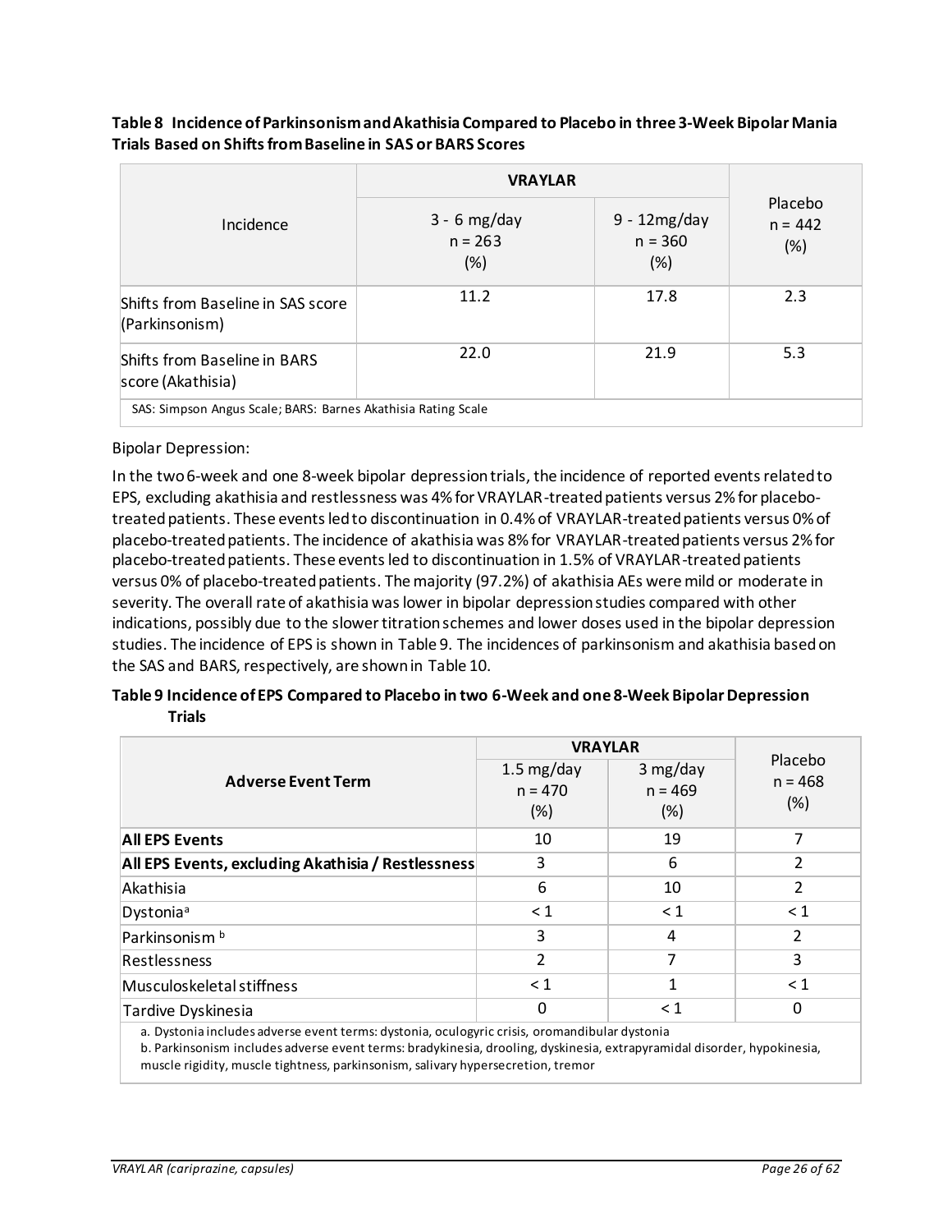**Table 8 Incidence of Parkinsonism and Akathisia Compared to Placebo in three 3-Week Bipolar Mania Trials Based on Shifts from Baseline in SAS or BARS Scores**

| Incidence | VRAYLAR | | Placebo n = 442 (%) |
|---|---|---|---|
| | 3 - 6 mg/day n = 263 (%) | 9 - 12mg/day n = 360 (%) | |
| Shifts from Baseline in SAS score (Parkinsonism) | 11.2 | 17.8 | 2.3 |
| Shifts from Baseline in BARS score (Akathisia) | 22.0 | 21.9 | 5.3 |

SAS: Simpson Angus Scale; BARS: Barnes Akathisia Rating Scale

Bipolar Depression:

In the two 6-week and one 8-week bipolar depression trials, the incidence of reported events related to EPS, excluding akathisia and restlessness was 4% for VRAYLAR-treated patients versus 2% for placebo-treated patients. These events led to discontinuation in 0.4% of VRAYLAR-treated patients versus 0% of placebo-treated patients. The incidence of akathisia was 8% for VRAYLAR-treated patients versus 2% for placebo-treated patients. These events led to discontinuation in 1.5% of VRAYLAR-treated patients versus 0% of placebo-treated patients. The majority (97.2%) of akathisia AEs were mild or moderate in severity. The overall rate of akathisia was lower in bipolar depression studies compared with other indications, possibly due to the slower titration schemes and lower doses used in the bipolar depression studies. The incidence of EPS is shown in Table 9. The incidences of parkinsonism and akathisia based on the SAS and BARS, respectively, are shown in Table 10.

**Table 9 Incidence of EPS Compared to Placebo in two 6-Week and one 8-Week Bipolar Depression Trials**

| Adverse Event Term | VRAYLAR | | Placebo n = 468 (%) |
|---|---|---|---|
| | 1.5 mg/day n = 470 (%) | 3 mg/day n = 469 (%) | |
| **All EPS Events** | 10 | 19 | 7 |
| **All EPS Events, excluding Akathisia / Restlessness** | 3 | 6 | 2 |
| Akathisia | 6 | 10 | 2 |
| Dystonia[a] | < 1 | < 1 | < 1 |
| Parkinsonism [b] | 3 | 4 | 2 |
| Restlessness | 2 | 7 | 3 |
| Musculoskeletal stiffness | < 1 | 1 | < 1 |
| Tardive Dyskinesia | 0 | < 1 | 0 |

a. Dystonia includes adverse event terms: dystonia, oculogyric crisis, oromandibular dystonia

b. Parkinsonism includes adverse event terms: bradykinesia, drooling, dyskinesia, extrapyramidal disorder, hypokinesia, muscle rigidity, muscle tightness, parkinsonism, salivary hypersecretion, tremor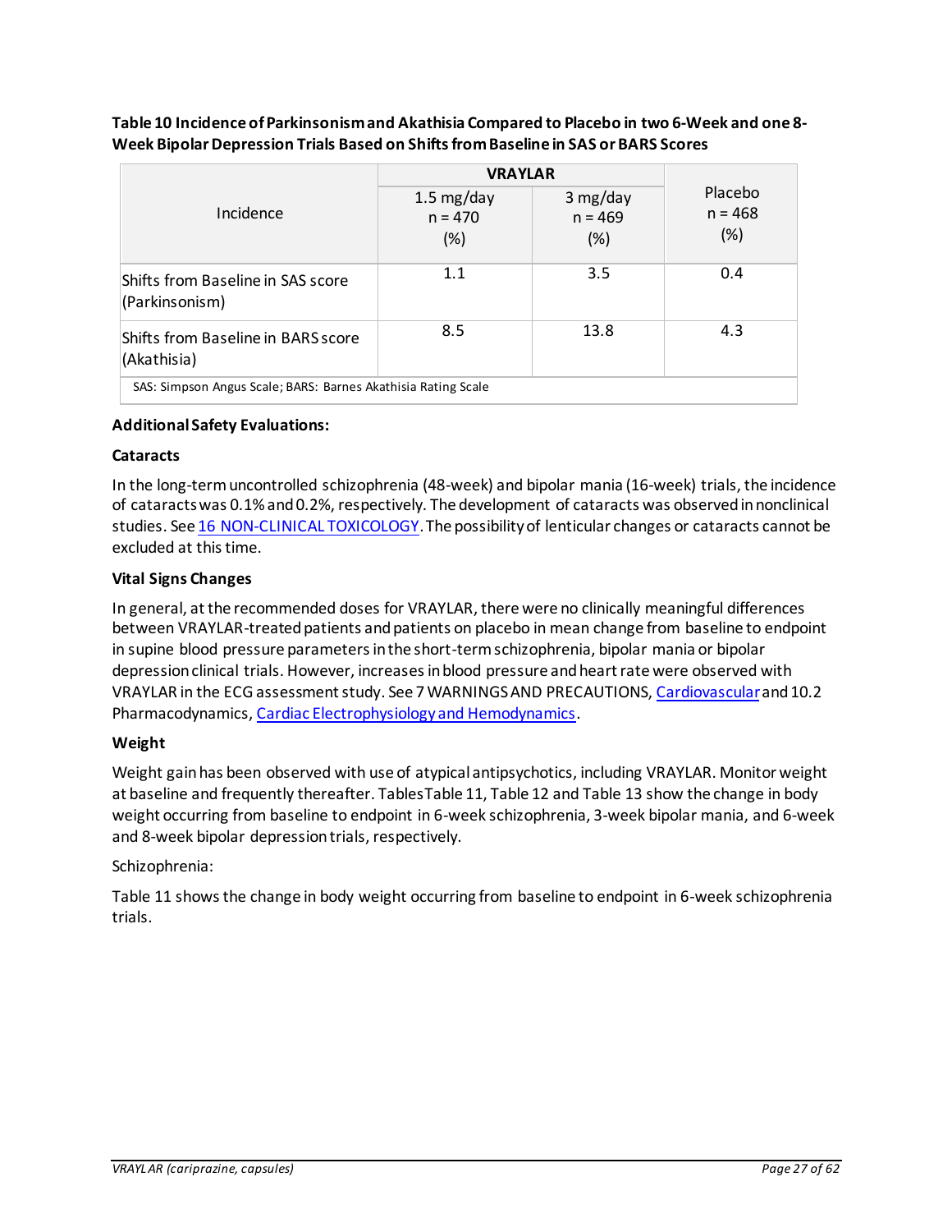**Table 10 Incidence of Parkinsonism and Akathisia Compared to Placebo in two 6-Week and one 8-Week Bipolar Depression Trials Based on Shifts from Baseline in SAS or BARS Scores**

| Incidence | VRAYLAR | | Placebo n = 468 (%) |
|---|---|---|---|
| | 1.5 mg/day n = 470 (%) | 3 mg/day n = 469 (%) | |
| Shifts from Baseline in SAS score (Parkinsonism) | 1.1 | 3.5 | 0.4 |
| Shifts from Baseline in BARS score (Akathisia) | 8.5 | 13.8 | 4.3 |

SAS: Simpson Angus Scale; BARS: Barnes Akathisia Rating Scale

**Additional Safety Evaluations:**

**Cataracts**

In the long-term uncontrolled schizophrenia (48-week) and bipolar mania (16-week) trials, the incidence of cataracts was 0.1% and 0.2%, respectively. The development of cataracts was observed in nonclinical studies. See 16 NON-CLINICAL TOXICOLOGY. The possibility of lenticular changes or cataracts cannot be excluded at this time.

**Vital Signs Changes**

In general, at the recommended doses for VRAYLAR, there were no clinically meaningful differences between VRAYLAR-treated patients and patients on placebo in mean change from baseline to endpoint in supine blood pressure parameters in the short-term schizophrenia, bipolar mania or bipolar depression clinical trials. However, increases in blood pressure and heart rate were observed with VRAYLAR in the ECG assessment study. See 7 WARNINGS AND PRECAUTIONS, Cardiovascular and 10.2 Pharmacodynamics, Cardiac Electrophysiology and Hemodynamics.

**Weight**

Weight gain has been observed with use of atypical antipsychotics, including VRAYLAR. Monitor weight at baseline and frequently thereafter. Tables Table 11, Table 12 and Table 13 show the change in body weight occurring from baseline to endpoint in 6-week schizophrenia, 3-week bipolar mania, and 6-week and 8-week bipolar depression trials, respectively.

Schizophrenia:

Table 11 shows the change in body weight occurring from baseline to endpoint in 6-week schizophrenia trials.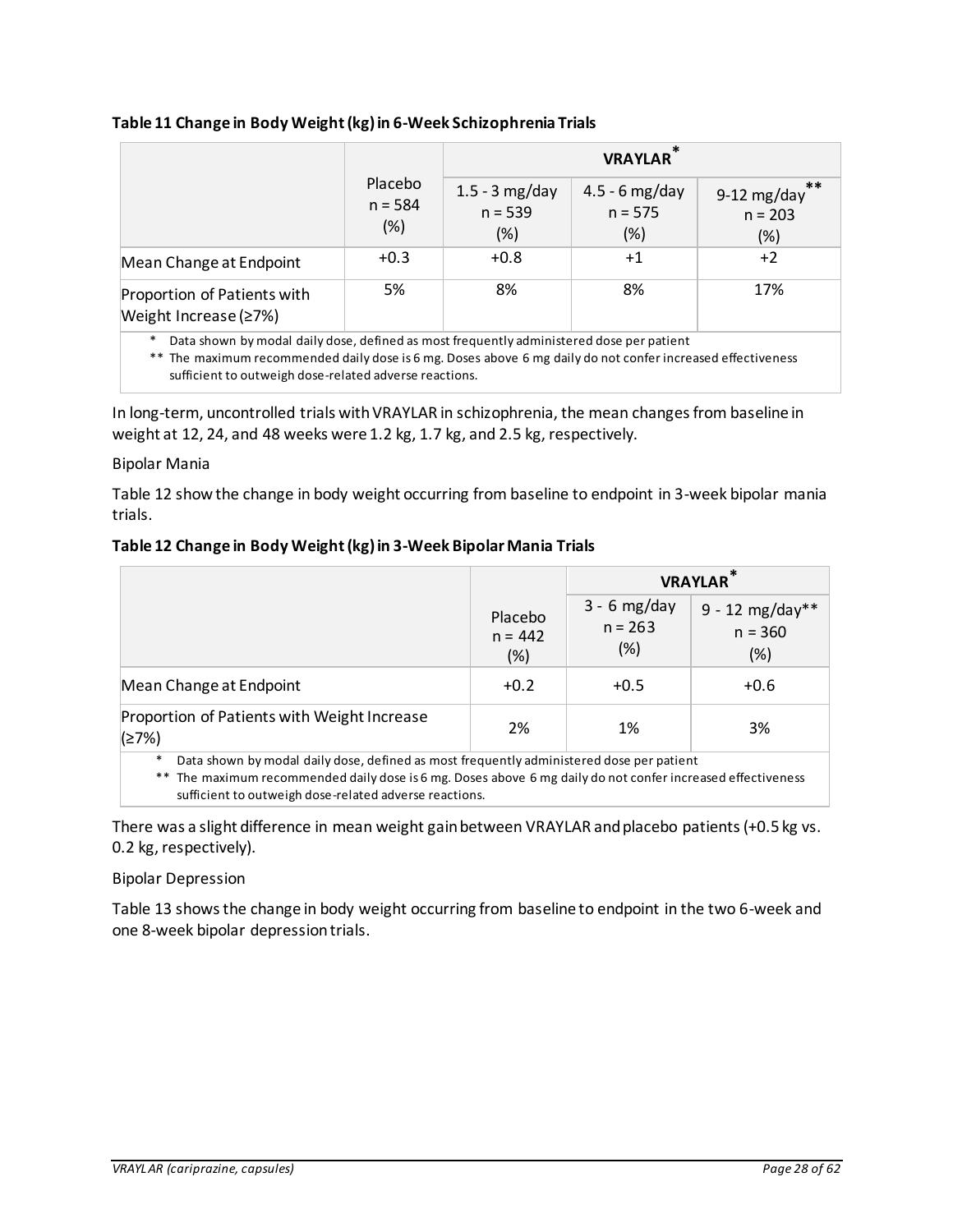**Table 11 Change in Body Weight (kg) in 6-Week Schizophrenia Trials**

| | Placebo n = 584 (%) | VRAYLAR* | | |
|---|---|---|---|---|
| | | 1.5 - 3 mg/day n = 539 (%) | 4.5 - 6 mg/day n = 575 (%) | 9-12 mg/day** n = 203 (%) |
| Mean Change at Endpoint | +0.3 | +0.8 | +1 | +2 |
| Proportion of Patients with Weight Increase (≥7%) | 5% | 8% | 8% | 17% |

\* Data shown by modal daily dose, defined as most frequently administered dose per patient

\*\* The maximum recommended daily dose is 6 mg. Doses above 6 mg daily do not confer increased effectiveness sufficient to outweigh dose-related adverse reactions.

In long-term, uncontrolled trials with VRAYLAR in schizophrenia, the mean changes from baseline in weight at 12, 24, and 48 weeks were 1.2 kg, 1.7 kg, and 2.5 kg, respectively.

Bipolar Mania

Table 12 show the change in body weight occurring from baseline to endpoint in 3-week bipolar mania trials.

**Table 12 Change in Body Weight (kg) in 3-Week Bipolar Mania Trials**

| | Placebo n = 442 (%) | VRAYLAR* | |
|---|---|---|---|
| | | 3 - 6 mg/day n = 263 (%) | 9 - 12 mg/day** n = 360 (%) |
| Mean Change at Endpoint | +0.2 | +0.5 | +0.6 |
| Proportion of Patients with Weight Increase (≥7%) | 2% | 1% | 3% |

\* Data shown by modal daily dose, defined as most frequently administered dose per patient

\*\* The maximum recommended daily dose is 6 mg. Doses above 6 mg daily do not confer increased effectiveness sufficient to outweigh dose-related adverse reactions.

There was a slight difference in mean weight gain between VRAYLAR and placebo patients (+0.5 kg vs. 0.2 kg, respectively).

Bipolar Depression

Table 13 shows the change in body weight occurring from baseline to endpoint in the two 6-week and one 8-week bipolar depression trials.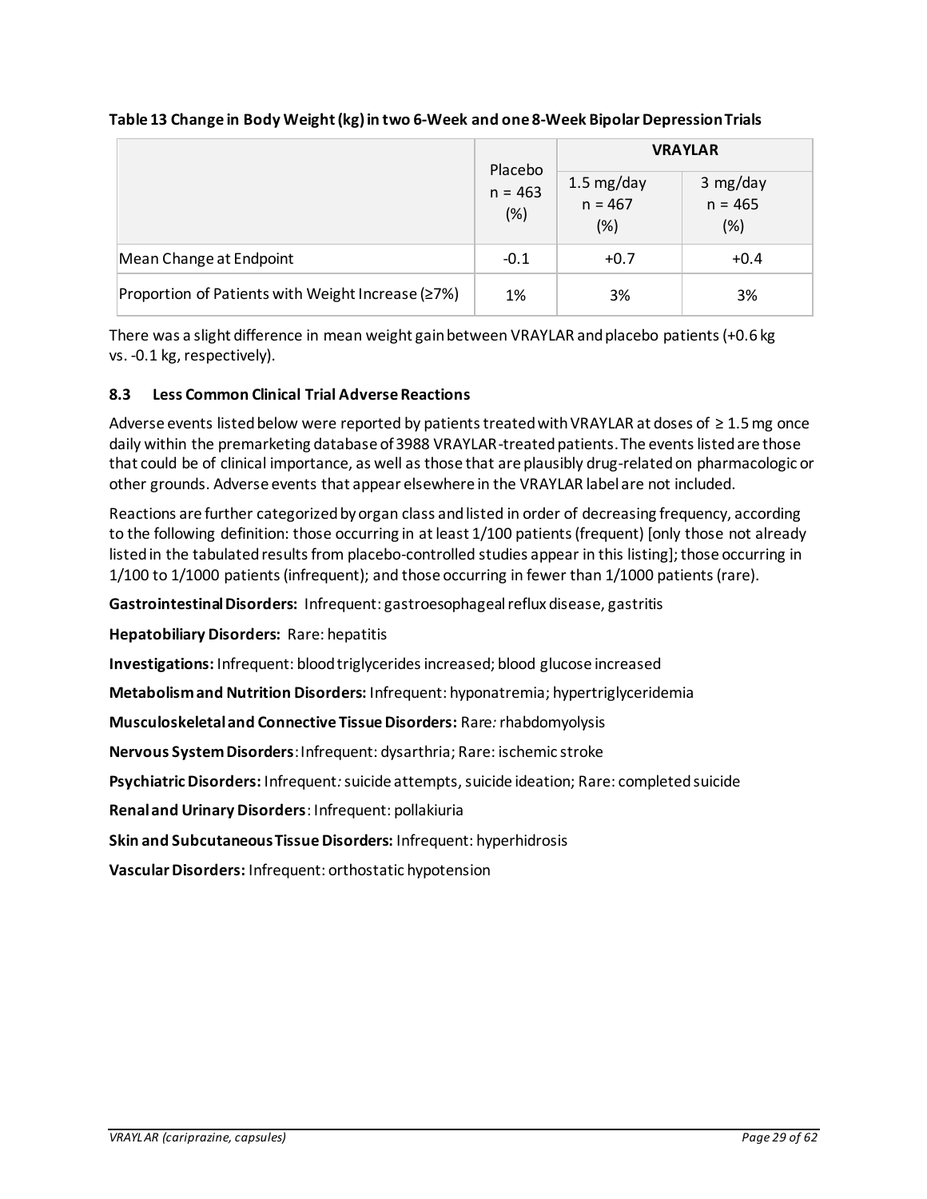**Table 13 Change in Body Weight (kg) in two 6-Week and one 8-Week Bipolar Depression Trials**

| | Placebo n = 463 (%) | VRAYLAR | |
|---|---|---|---|
| | | 1.5 mg/day n = 467 (%) | 3 mg/day n = 465 (%) |
| Mean Change at Endpoint | -0.1 | +0.7 | +0.4 |
| Proportion of Patients with Weight Increase (≥7%) | 1% | 3% | 3% |

There was a slight difference in mean weight gain between VRAYLAR and placebo patients (+0.6 kg vs. -0.1 kg, respectively).

### 8.3 Less Common Clinical Trial Adverse Reactions

Adverse events listed below were reported by patients treated with VRAYLAR at doses of ≥ 1.5 mg once daily within the premarketing database of 3988 VRAYLAR-treated patients. The events listed are those that could be of clinical importance, as well as those that are plausibly drug-related on pharmacologic or other grounds. Adverse events that appear elsewhere in the VRAYLAR label are not included.

Reactions are further categorized by organ class and listed in order of decreasing frequency, according to the following definition: those occurring in at least 1/100 patients (frequent) [only those not already listed in the tabulated results from placebo-controlled studies appear in this listing]; those occurring in 1/100 to 1/1000 patients (infrequent); and those occurring in fewer than 1/1000 patients (rare).

**Gastrointestinal Disorders:** Infrequent: gastroesophageal reflux disease, gastritis

**Hepatobiliary Disorders:** Rare: hepatitis

**Investigations:** Infrequent: blood triglycerides increased; blood glucose increased

**Metabolism and Nutrition Disorders:** Infrequent: hyponatremia; hypertriglyceridemia

**Musculoskeletal and Connective Tissue Disorders:** Rare*:* rhabdomyolysis

**Nervous System Disorders**: Infrequent: dysarthria; Rare: ischemic stroke

**Psychiatric Disorders:** Infrequent*:* suicide attempts, suicide ideation; Rare: completed suicide

**Renal and Urinary Disorders**: Infrequent: pollakiuria

**Skin and Subcutaneous Tissue Disorders:** Infrequent: hyperhidrosis

**Vascular Disorders:** Infrequent: orthostatic hypotension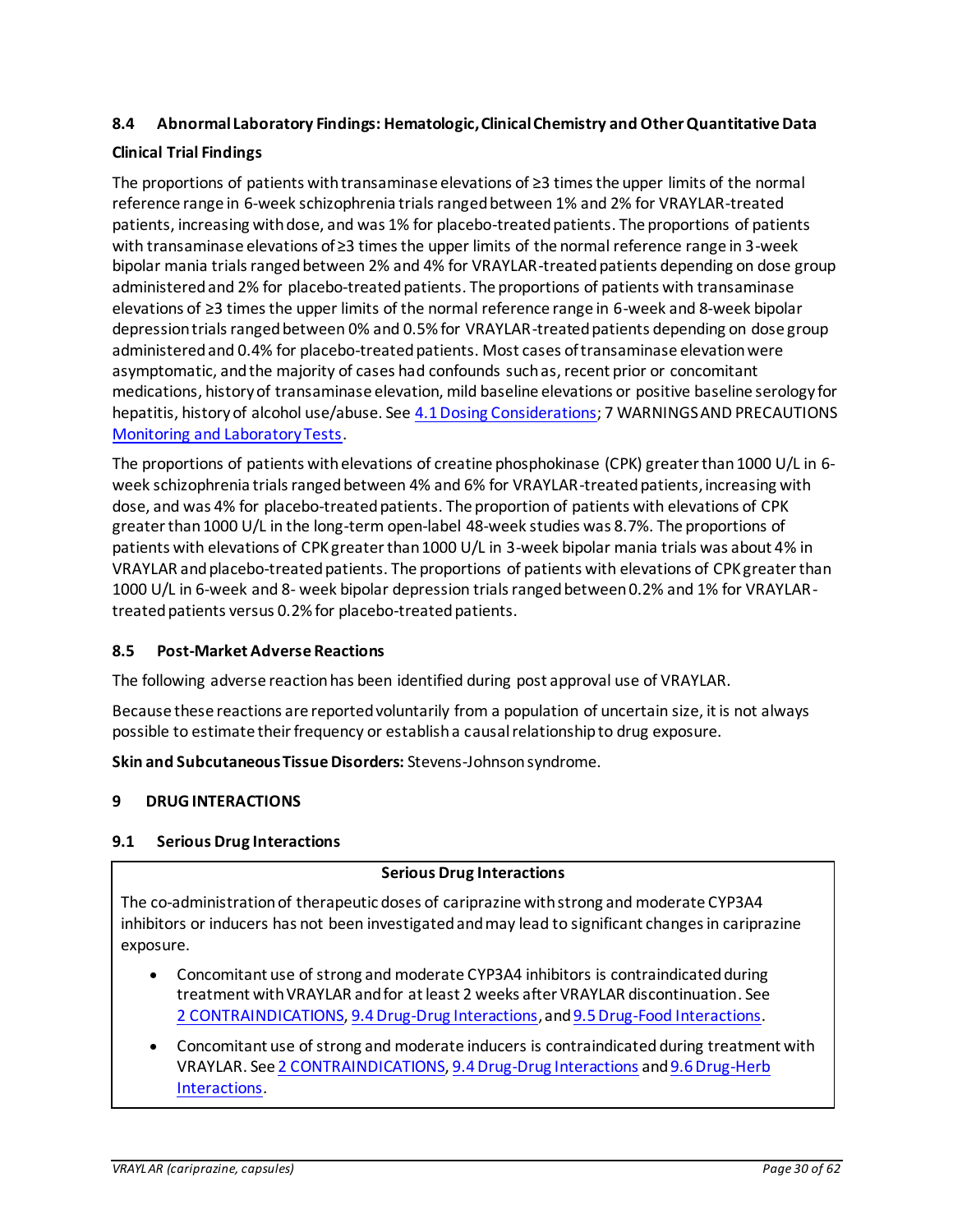### 8.4 Abnormal Laboratory Findings: Hematologic, Clinical Chemistry and Other Quantitative Data

**Clinical Trial Findings**

The proportions of patients with transaminase elevations of ≥3 times the upper limits of the normal reference range in 6-week schizophrenia trials ranged between 1% and 2% for VRAYLAR-treated patients, increasing with dose, and was 1% for placebo-treated patients. The proportions of patients with transaminase elevations of ≥3 times the upper limits of the normal reference range in 3-week bipolar mania trials ranged between 2% and 4% for VRAYLAR-treated patients depending on dose group administered and 2% for placebo-treated patients. The proportions of patients with transaminase elevations of ≥3 times the upper limits of the normal reference range in 6-week and 8-week bipolar depression trials ranged between 0% and 0.5% for VRAYLAR-treated patients depending on dose group administered and 0.4% for placebo-treated patients. Most cases of transaminase elevation were asymptomatic, and the majority of cases had confounds such as, recent prior or concomitant medications, history of transaminase elevation, mild baseline elevations or positive baseline serology for hepatitis, history of alcohol use/abuse. See 4.1 Dosing Considerations; 7 WARNINGS AND PRECAUTIONS Monitoring and Laboratory Tests.

The proportions of patients with elevations of creatine phosphokinase (CPK) greater than 1000 U/L in 6-week schizophrenia trials ranged between 4% and 6% for VRAYLAR-treated patients, increasing with dose, and was 4% for placebo-treated patients. The proportion of patients with elevations of CPK greater than 1000 U/L in the long-term open-label 48-week studies was 8.7%. The proportions of patients with elevations of CPK greater than 1000 U/L in 3-week bipolar mania trials was about 4% in VRAYLAR and placebo-treated patients. The proportions of patients with elevations of CPK greater than 1000 U/L in 6-week and 8- week bipolar depression trials ranged between 0.2% and 1% for VRAYLAR-treated patients versus 0.2% for placebo-treated patients.

### 8.5 Post-Market Adverse Reactions

The following adverse reaction has been identified during post approval use of VRAYLAR.

Because these reactions are reported voluntarily from a population of uncertain size, it is not always possible to estimate their frequency or establish a causal relationship to drug exposure.

**Skin and Subcutaneous Tissue Disorders:** Stevens-Johnson syndrome.

## 9 DRUG INTERACTIONS

### 9.1 Serious Drug Interactions

**Serious Drug Interactions**

The co-administration of therapeutic doses of cariprazine with strong and moderate CYP3A4 inhibitors or inducers has not been investigated and may lead to significant changes in cariprazine exposure.

- Concomitant use of strong and moderate CYP3A4 inhibitors is contraindicated during treatment with VRAYLAR and for at least 2 weeks after VRAYLAR discontinuation. See 2 CONTRAINDICATIONS, 9.4 Drug-Drug Interactions, and 9.5 Drug-Food Interactions.
- Concomitant use of strong and moderate inducers is contraindicated during treatment with VRAYLAR. See 2 CONTRAINDICATIONS, 9.4 Drug-Drug Interactions and 9.6 Drug-Herb Interactions.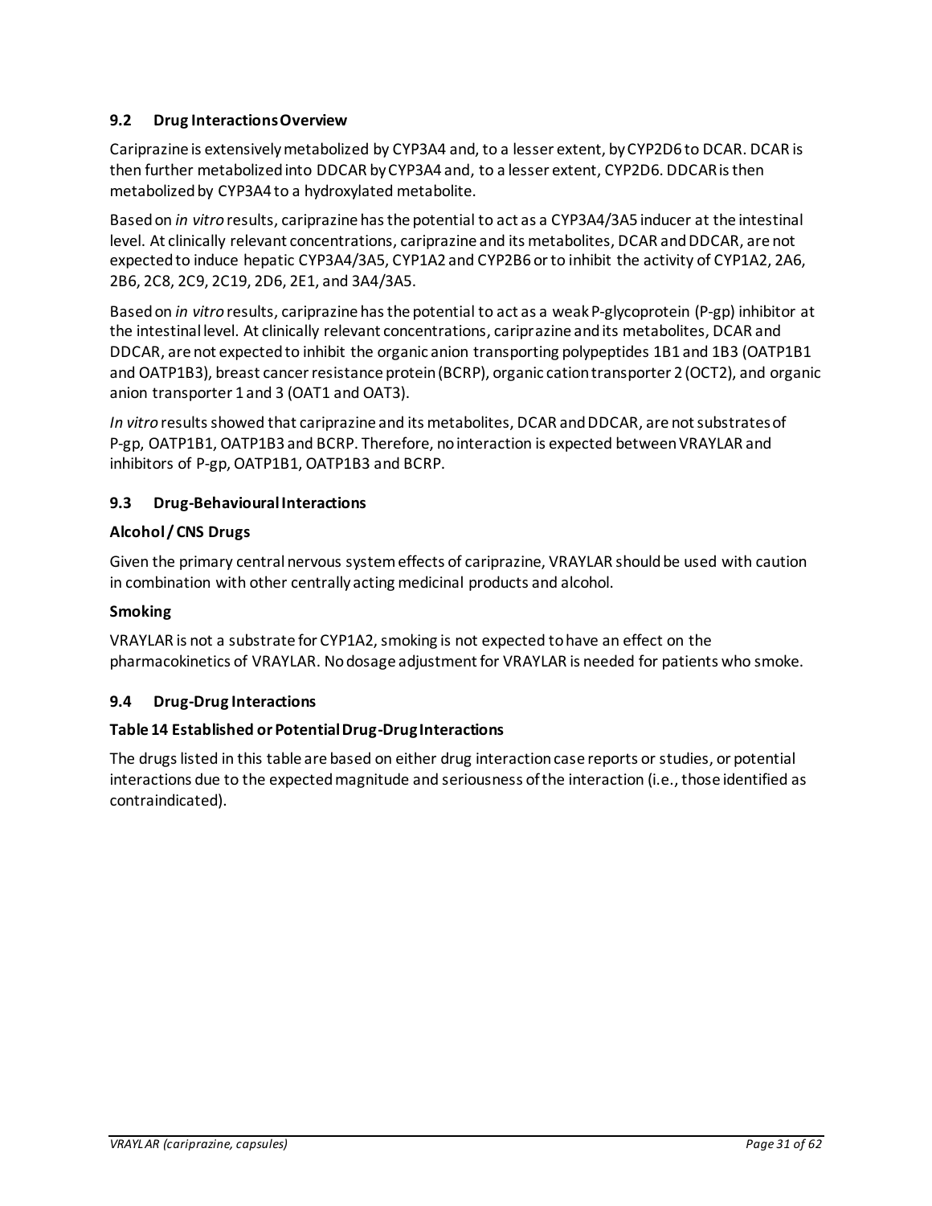### 9.2 Drug Interactions Overview

Cariprazine is extensively metabolized by CYP3A4 and, to a lesser extent, by CYP2D6 to DCAR. DCAR is then further metabolized into DDCAR by CYP3A4 and, to a lesser extent, CYP2D6. DDCAR is then metabolized by CYP3A4 to a hydroxylated metabolite.

Based on *in vitro* results, cariprazine has the potential to act as a CYP3A4/3A5 inducer at the intestinal level. At clinically relevant concentrations, cariprazine and its metabolites, DCAR and DDCAR, are not expected to induce hepatic CYP3A4/3A5, CYP1A2 and CYP2B6 or to inhibit the activity of CYP1A2, 2A6, 2B6, 2C8, 2C9, 2C19, 2D6, 2E1, and 3A4/3A5.

Based on *in vitro* results, cariprazine has the potential to act as a weak P-glycoprotein (P-gp) inhibitor at the intestinal level. At clinically relevant concentrations, cariprazine and its metabolites, DCAR and DDCAR, are not expected to inhibit the organic anion transporting polypeptides 1B1 and 1B3 (OATP1B1 and OATP1B3), breast cancer resistance protein (BCRP), organic cation transporter 2 (OCT2), and organic anion transporter 1 and 3 (OAT1 and OAT3).

*In vitro* results showed that cariprazine and its metabolites, DCAR and DDCAR, are not substrates of P-gp, OATP1B1, OATP1B3 and BCRP. Therefore, no interaction is expected between VRAYLAR and inhibitors of P-gp, OATP1B1, OATP1B3 and BCRP.

### 9.3 Drug-Behavioural Interactions

**Alcohol / CNS Drugs**

Given the primary central nervous system effects of cariprazine, VRAYLAR should be used with caution in combination with other centrally acting medicinal products and alcohol.

**Smoking**

VRAYLAR is not a substrate for CYP1A2, smoking is not expected to have an effect on the pharmacokinetics of VRAYLAR. No dosage adjustment for VRAYLAR is needed for patients who smoke.

### 9.4 Drug-Drug Interactions

**Table 14 Established or Potential Drug-Drug Interactions**

The drugs listed in this table are based on either drug interaction case reports or studies, or potential interactions due to the expected magnitude and seriousness of the interaction (i.e., those identified as contraindicated).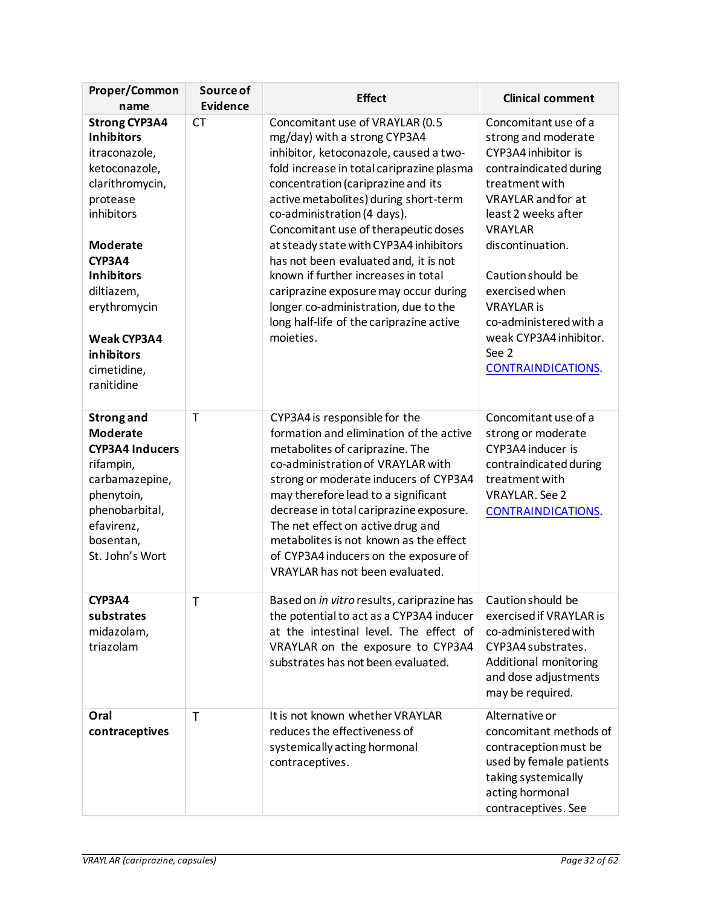| Proper/Common name | Source of Evidence | Effect | Clinical comment |
|---|---|---|---|
| **Strong CYP3A4 Inhibitors** itraconazole, ketoconazole, clarithromycin, protease inhibitors<br><br>**Moderate CYP3A4 Inhibitors** diltiazem, erythromycin<br><br>**Weak CYP3A4 inhibitors** cimetidine, ranitidine | CT | Concomitant use of VRAYLAR (0.5 mg/day) with a strong CYP3A4 inhibitor, ketoconazole, caused a two-fold increase in total cariprazine plasma concentration (cariprazine and its active metabolites) during short-term co-administration (4 days). Concomitant use of therapeutic doses at steady state with CYP3A4 inhibitors has not been evaluated and, it is not known if further increases in total cariprazine exposure may occur during longer co-administration, due to the long half-life of the cariprazine active moieties. | Concomitant use of a strong and moderate CYP3A4 inhibitor is contraindicated during treatment with VRAYLAR and for at least 2 weeks after VRAYLAR discontinuation.<br><br>Caution should be exercised when VRAYLAR is co-administered with a weak CYP3A4 inhibitor. See 2 CONTRAINDICATIONS. |
| **Strong and Moderate CYP3A4 Inducers** rifampin, carbamazepine, phenytoin, phenobarbital, efavirenz, bosentan, St. John's Wort | T | CYP3A4 is responsible for the formation and elimination of the active metabolites of cariprazine. The co-administration of VRAYLAR with strong or moderate inducers of CYP3A4 may therefore lead to a significant decrease in total cariprazine exposure. The net effect on active drug and metabolites is not known as the effect of CYP3A4 inducers on the exposure of VRAYLAR has not been evaluated. | Concomitant use of a strong or moderate CYP3A4 inducer is contraindicated during treatment with VRAYLAR. See 2 CONTRAINDICATIONS. |
| **CYP3A4 substrates** midazolam, triazolam | T | Based on *in vitro* results, cariprazine has the potential to act as a CYP3A4 inducer at the intestinal level. The effect of VRAYLAR on the exposure to CYP3A4 substrates has not been evaluated. | Caution should be exercised if VRAYLAR is co-administered with CYP3A4 substrates. Additional monitoring and dose adjustments may be required. |
| **Oral contraceptives** | T | It is not known whether VRAYLAR reduces the effectiveness of systemically acting hormonal contraceptives. | Alternative or concomitant methods of contraception must be used by female patients taking systemically acting hormonal contraceptives. See |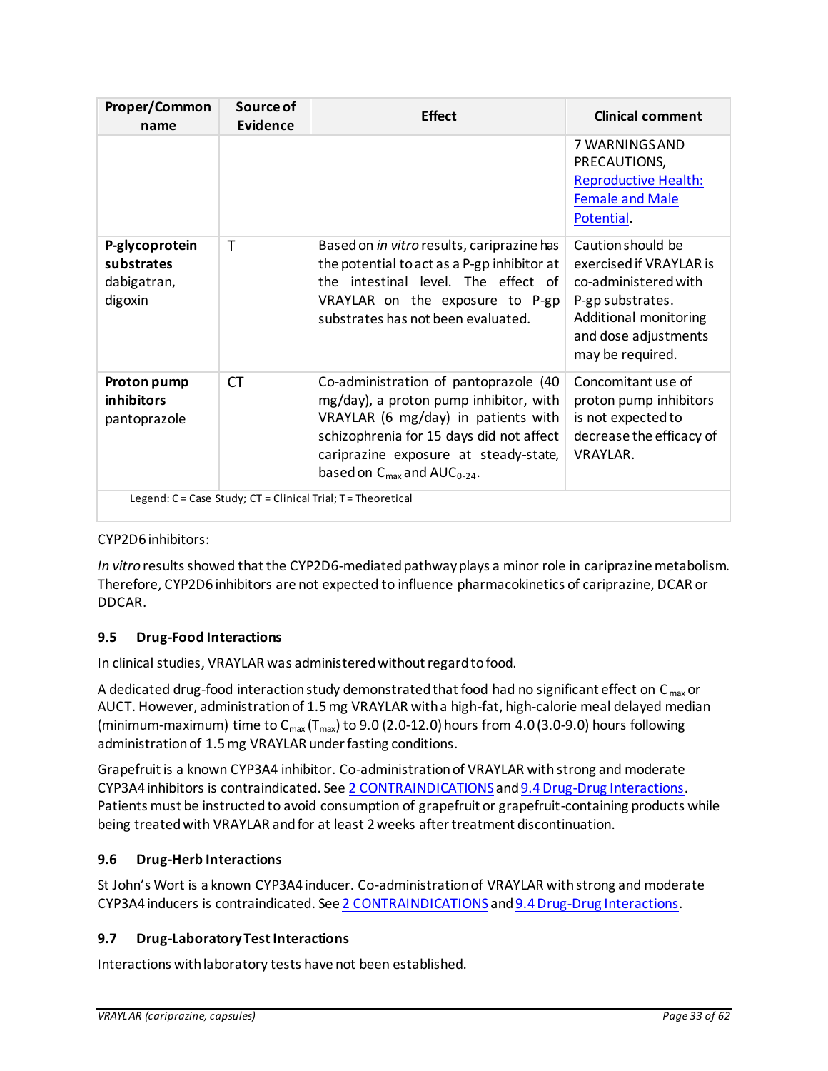| Proper/Common name | Source of Evidence | Effect | Clinical comment |
|---|---|---|---|
| | | | 7 WARNINGS AND PRECAUTIONS, Reproductive Health: Female and Male Potential. |
| **P-glycoprotein substrates** dabigatran, digoxin | T | Based on *in vitro* results, cariprazine has the potential to act as a P-gp inhibitor at the intestinal level. The effect of VRAYLAR on the exposure to P-gp substrates has not been evaluated. | Caution should be exercised if VRAYLAR is co-administered with P-gp substrates. Additional monitoring and dose adjustments may be required. |
| **Proton pump inhibitors** pantoprazole | CT | Co-administration of pantoprazole (40 mg/day), a proton pump inhibitor, with VRAYLAR (6 mg/day) in patients with schizophrenia for 15 days did not affect cariprazine exposure at steady-state, based on $C_{max}$ and $AUC_{0-24}$. | Concomitant use of proton pump inhibitors is not expected to decrease the efficacy of VRAYLAR. |

Legend: C = Case Study; CT = Clinical Trial; T = Theoretical

CYP2D6 inhibitors:

*In vitro* results showed that the CYP2D6-mediated pathway plays a minor role in cariprazine metabolism. Therefore, CYP2D6 inhibitors are not expected to influence pharmacokinetics of cariprazine, DCAR or DDCAR.

### 9.5 Drug-Food Interactions

In clinical studies, VRAYLAR was administered without regard to food.

A dedicated drug-food interaction study demonstrated that food had no significant effect on $C_{max}$ or AUCT. However, administration of 1.5 mg VRAYLAR with a high-fat, high-calorie meal delayed median (minimum-maximum) time to $C_{max}$ ($T_{max}$) to 9.0 (2.0-12.0) hours from 4.0 (3.0-9.0) hours following administration of 1.5 mg VRAYLAR under fasting conditions.

Grapefruit is a known CYP3A4 inhibitor. Co-administration of VRAYLAR with strong and moderate CYP3A4 inhibitors is contraindicated. See 2 CONTRAINDICATIONS and 9.4 Drug-Drug Interactions. Patients must be instructed to avoid consumption of grapefruit or grapefruit-containing products while being treated with VRAYLAR and for at least 2 weeks after treatment discontinuation.

### 9.6 Drug-Herb Interactions

St John's Wort is a known CYP3A4 inducer. Co-administration of VRAYLAR with strong and moderate CYP3A4 inducers is contraindicated. See 2 CONTRAINDICATIONS and 9.4 Drug-Drug Interactions.

### 9.7 Drug-Laboratory Test Interactions

Interactions with laboratory tests have not been established.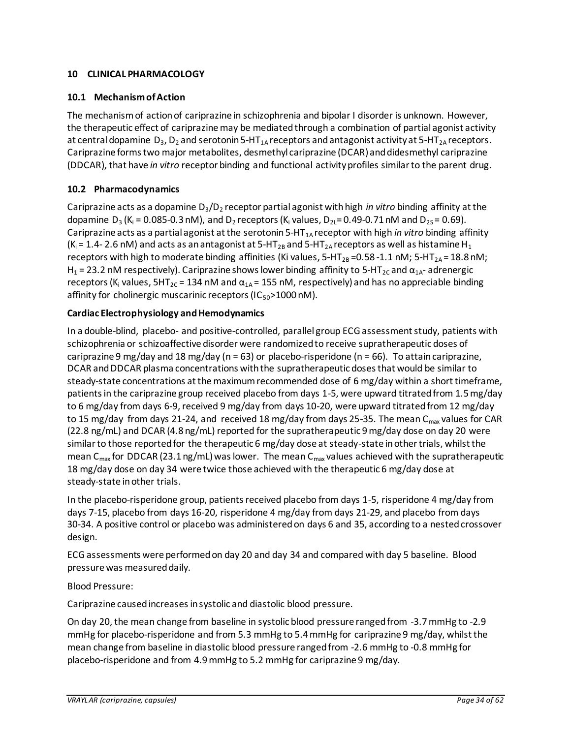## 10 CLINICAL PHARMACOLOGY

### 10.1 Mechanism of Action

The mechanism of action of cariprazine in schizophrenia and bipolar I disorder is unknown. However, the therapeutic effect of cariprazine may be mediated through a combination of partial agonist activity at central dopamine $D_3$, $D_2$ and serotonin 5-$HT_{1A}$ receptors and antagonist activity at 5-$HT_{2A}$ receptors. Cariprazine forms two major metabolites, desmethyl cariprazine (DCAR) and didesmethyl cariprazine (DDCAR), that have *in vitro* receptor binding and functional activity profiles similar to the parent drug.

### 10.2 Pharmacodynamics

Cariprazine acts as a dopamine $D_3$/$D_2$ receptor partial agonist with high *in vitro* binding affinity at the dopamine $D_3$ ($K_i$ = 0.085-0.3 nM), and $D_2$ receptors ($K_i$ values, $D_{2L}$= 0.49-0.71 nM and $D_{2S}$ = 0.69). Cariprazine acts as a partial agonist at the serotonin 5-$HT_{1A}$ receptor with high *in vitro* binding affinity ($K_i$ = 1.4- 2.6 nM) and acts as an antagonist at 5-$HT_{2B}$ and 5-$HT_{2A}$ receptors as well as histamine $H_1$ receptors with high to moderate binding affinities (Ki values, 5-$HT_{2B}$ =0.58 -1.1 nM; 5-$HT_{2A}$ = 18.8 nM; $H_1$ = 23.2 nM respectively). Cariprazine shows lower binding affinity to 5-$HT_{2C}$ and $\alpha_{1A}$- adrenergic receptors ($K_i$ values, $5HT_{2C}$ = 134 nM and $\alpha_{1A}$ = 155 nM, respectively) and has no appreciable binding affinity for cholinergic muscarinic receptors ($IC_{50}$>1000 nM).

**Cardiac Electrophysiology and Hemodynamics**

In a double-blind, placebo- and positive-controlled, parallel group ECG assessment study, patients with schizophrenia or schizoaffective disorder were randomized to receive supratherapeutic doses of cariprazine 9 mg/day and 18 mg/day (n = 63) or placebo-risperidone (n = 66). To attain cariprazine, DCAR and DDCAR plasma concentrations with the supratherapeutic doses that would be similar to steady-state concentrations at the maximum recommended dose of 6 mg/day within a short timeframe, patients in the cariprazine group received placebo from days 1-5, were upward titrated from 1.5 mg/day to 6 mg/day from days 6-9, received 9 mg/day from days 10-20, were upward titrated from 12 mg/day to 15 mg/day from days 21-24, and received 18 mg/day from days 25-35. The mean $C_{max}$ values for CAR (22.8 ng/mL) and DCAR (4.8 ng/mL) reported for the supratherapeutic 9 mg/day dose on day 20 were similar to those reported for the therapeutic 6 mg/day dose at steady-state in other trials, whilst the mean $C_{max}$ for DDCAR (23.1 ng/mL) was lower. The mean $C_{max}$ values achieved with the supratherapeutic 18 mg/day dose on day 34 were twice those achieved with the therapeutic 6 mg/day dose at steady-state in other trials.

In the placebo-risperidone group, patients received placebo from days 1-5, risperidone 4 mg/day from days 7-15, placebo from days 16-20, risperidone 4 mg/day from days 21-29, and placebo from days 30-34. A positive control or placebo was administered on days 6 and 35, according to a nested crossover design.

ECG assessments were performed on day 20 and day 34 and compared with day 5 baseline. Blood pressure was measured daily.

Blood Pressure:

Cariprazine caused increases in systolic and diastolic blood pressure.

On day 20, the mean change from baseline in systolic blood pressure ranged from -3.7 mmHg to -2.9 mmHg for placebo-risperidone and from 5.3 mmHg to 5.4 mmHg for cariprazine 9 mg/day, whilst the mean change from baseline in diastolic blood pressure ranged from -2.6 mmHg to -0.8 mmHg for placebo-risperidone and from 4.9 mmHg to 5.2 mmHg for cariprazine 9 mg/day.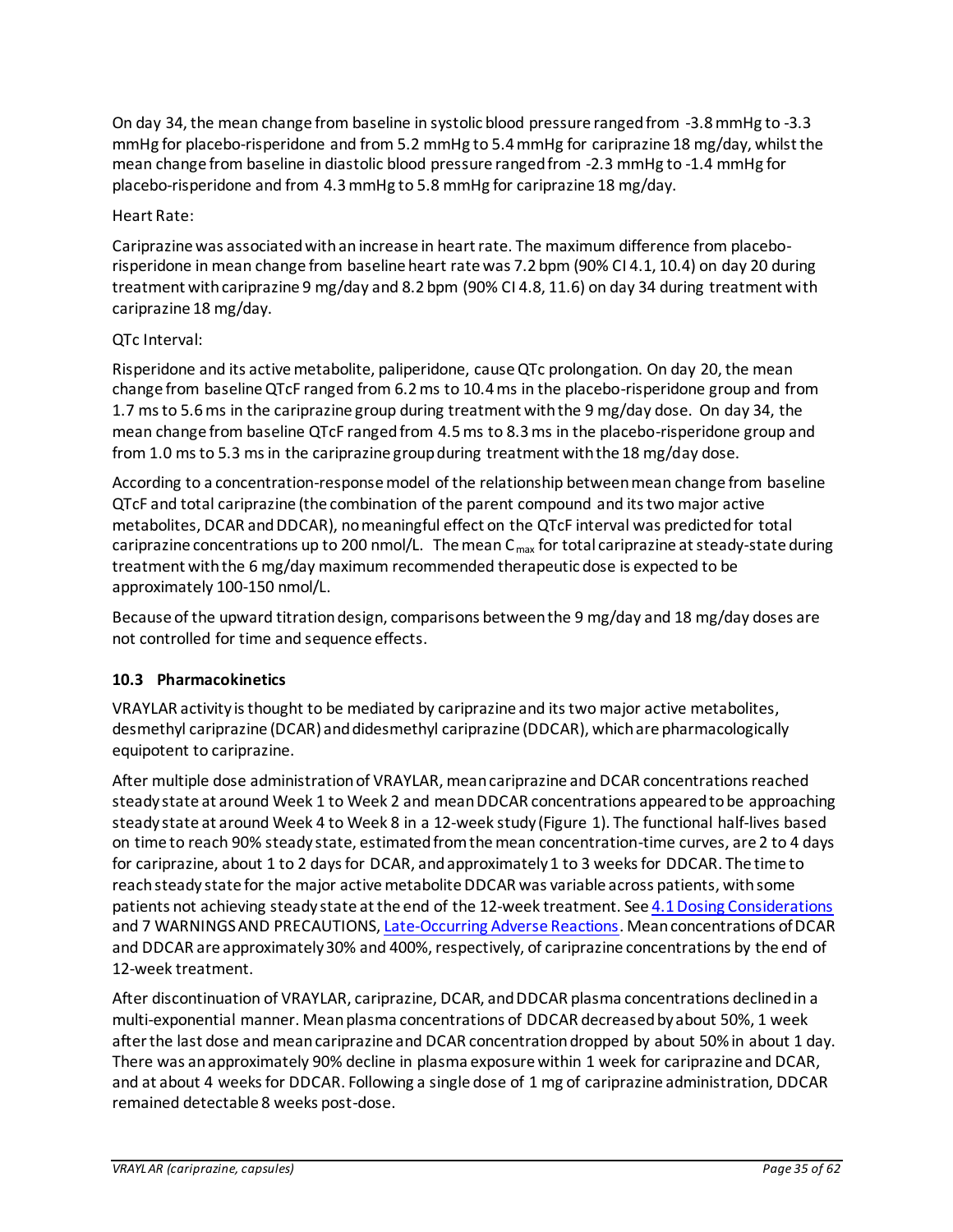On day 34, the mean change from baseline in systolic blood pressure ranged from -3.8 mmHg to -3.3 mmHg for placebo-risperidone and from 5.2 mmHg to 5.4 mmHg for cariprazine 18 mg/day, whilst the mean change from baseline in diastolic blood pressure ranged from -2.3 mmHg to -1.4 mmHg for placebo-risperidone and from 4.3 mmHg to 5.8 mmHg for cariprazine 18 mg/day.

Heart Rate:

Cariprazine was associated with an increase in heart rate. The maximum difference from placebo-risperidone in mean change from baseline heart rate was 7.2 bpm (90% CI 4.1, 10.4) on day 20 during treatment with cariprazine 9 mg/day and 8.2 bpm (90% CI 4.8, 11.6) on day 34 during treatment with cariprazine 18 mg/day.

QTc Interval:

Risperidone and its active metabolite, paliperidone, cause QTc prolongation. On day 20, the mean change from baseline QTcF ranged from 6.2 ms to 10.4 ms in the placebo-risperidone group and from 1.7 ms to 5.6 ms in the cariprazine group during treatment with the 9 mg/day dose. On day 34, the mean change from baseline QTcF ranged from 4.5 ms to 8.3 ms in the placebo-risperidone group and from 1.0 ms to 5.3 ms in the cariprazine group during treatment with the 18 mg/day dose.

According to a concentration-response model of the relationship between mean change from baseline QTcF and total cariprazine (the combination of the parent compound and its two major active metabolites, DCAR and DDCAR), no meaningful effect on the QTcF interval was predicted for total cariprazine concentrations up to 200 nmol/L. The mean $C_{max}$ for total cariprazine at steady-state during treatment with the 6 mg/day maximum recommended therapeutic dose is expected to be approximately 100-150 nmol/L.

Because of the upward titration design, comparisons between the 9 mg/day and 18 mg/day doses are not controlled for time and sequence effects.

### 10.3 Pharmacokinetics

VRAYLAR activity is thought to be mediated by cariprazine and its two major active metabolites, desmethyl cariprazine (DCAR) and didesmethyl cariprazine (DDCAR), which are pharmacologically equipotent to cariprazine.

After multiple dose administration of VRAYLAR, mean cariprazine and DCAR concentrations reached steady state at around Week 1 to Week 2 and mean DDCAR concentrations appeared to be approaching steady state at around Week 4 to Week 8 in a 12-week study (Figure 1). The functional half-lives based on time to reach 90% steady state, estimated from the mean concentration-time curves, are 2 to 4 days for cariprazine, about 1 to 2 days for DCAR, and approximately 1 to 3 weeks for DDCAR. The time to reach steady state for the major active metabolite DDCAR was variable across patients, with some patients not achieving steady state at the end of the 12-week treatment. See 4.1 Dosing Considerations and 7 WARNINGS AND PRECAUTIONS, Late-Occurring Adverse Reactions. Mean concentrations of DCAR and DDCAR are approximately 30% and 400%, respectively, of cariprazine concentrations by the end of 12-week treatment.

After discontinuation of VRAYLAR, cariprazine, DCAR, and DDCAR plasma concentrations declined in a multi-exponential manner. Mean plasma concentrations of DDCAR decreased by about 50%, 1 week after the last dose and mean cariprazine and DCAR concentration dropped by about 50% in about 1 day. There was an approximately 90% decline in plasma exposure within 1 week for cariprazine and DCAR, and at about 4 weeks for DDCAR. Following a single dose of 1 mg of cariprazine administration, DDCAR remained detectable 8 weeks post-dose.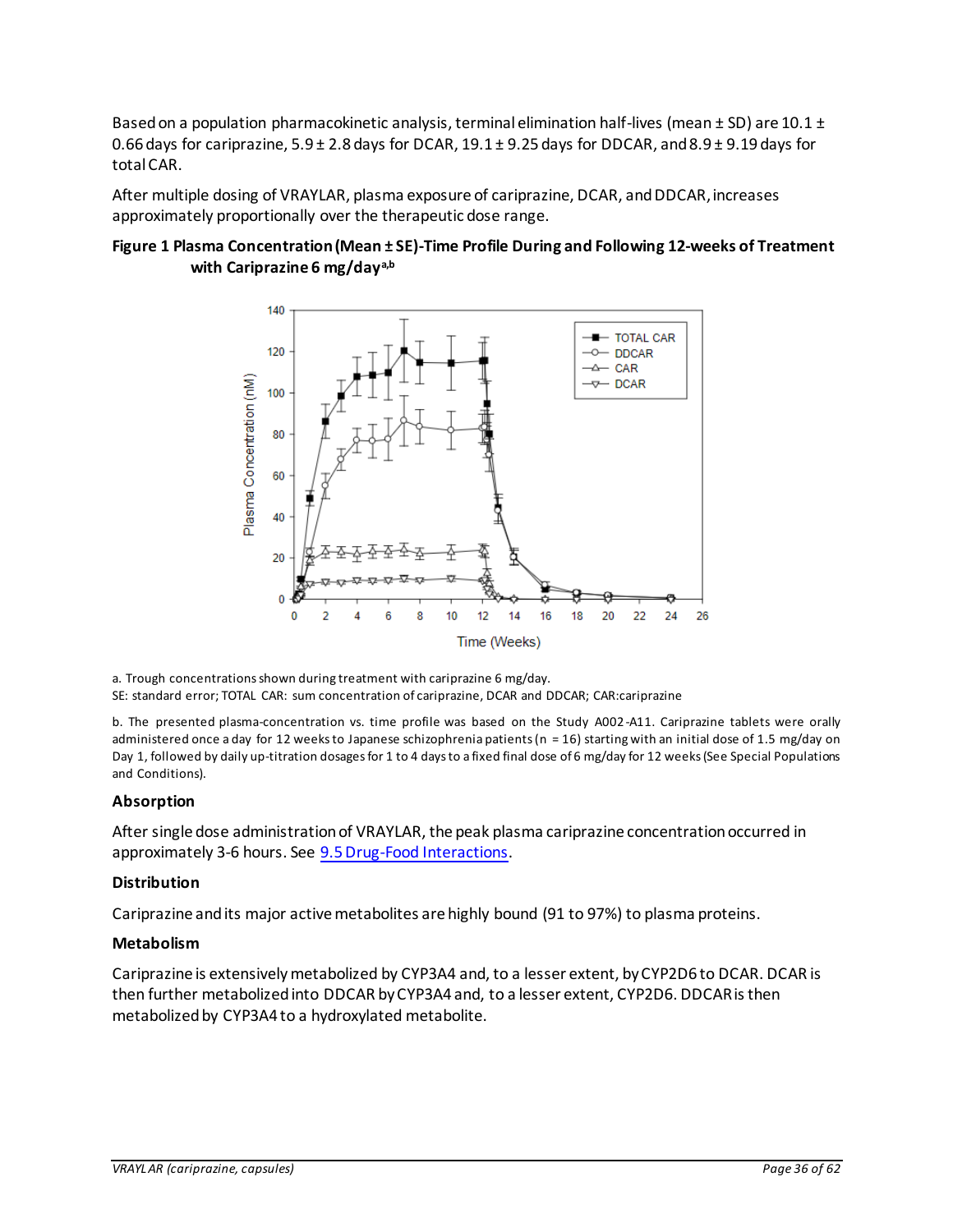Based on a population pharmacokinetic analysis, terminal elimination half-lives (mean ± SD) are 10.1 ± 0.66 days for cariprazine, 5.9 ± 2.8 days for DCAR, 19.1 ± 9.25 days for DDCAR, and 8.9 ± 9.19 days for total CAR.

After multiple dosing of VRAYLAR, plasma exposure of cariprazine, DCAR, and DDCAR, increases approximately proportionally over the therapeutic dose range.

**Figure 1 Plasma Concentration (Mean ± SE)-Time Profile During and Following 12-weeks of Treatment with Cariprazine 6 mg/day[a,b]**

a. Trough concentrations shown during treatment with cariprazine 6 mg/day.
SE: standard error; TOTAL CAR: sum concentration of cariprazine, DCAR and DDCAR; CAR: cariprazine

b. The presented plasma-concentration vs. time profile was based on the Study A002-A11. Cariprazine tablets were orally administered once a day for 12 weeks to Japanese schizophrenia patients (n = 16) starting with an initial dose of 1.5 mg/day on Day 1, followed by daily up-titration dosages for 1 to 4 days to a fixed final dose of 6 mg/day for 12 weeks (See Special Populations and Conditions).

### Absorption

After single dose administration of VRAYLAR, the peak plasma cariprazine concentration occurred in approximately 3-6 hours. See 9.5 Drug-Food Interactions.

### Distribution

Cariprazine and its major active metabolites are highly bound (91 to 97%) to plasma proteins.

### Metabolism

Cariprazine is extensively metabolized by CYP3A4 and, to a lesser extent, by CYP2D6 to DCAR. DCAR is then further metabolized into DDCAR by CYP3A4 and, to a lesser extent, CYP2D6. DDCAR is then metabolized by CYP3A4 to a hydroxylated metabolite.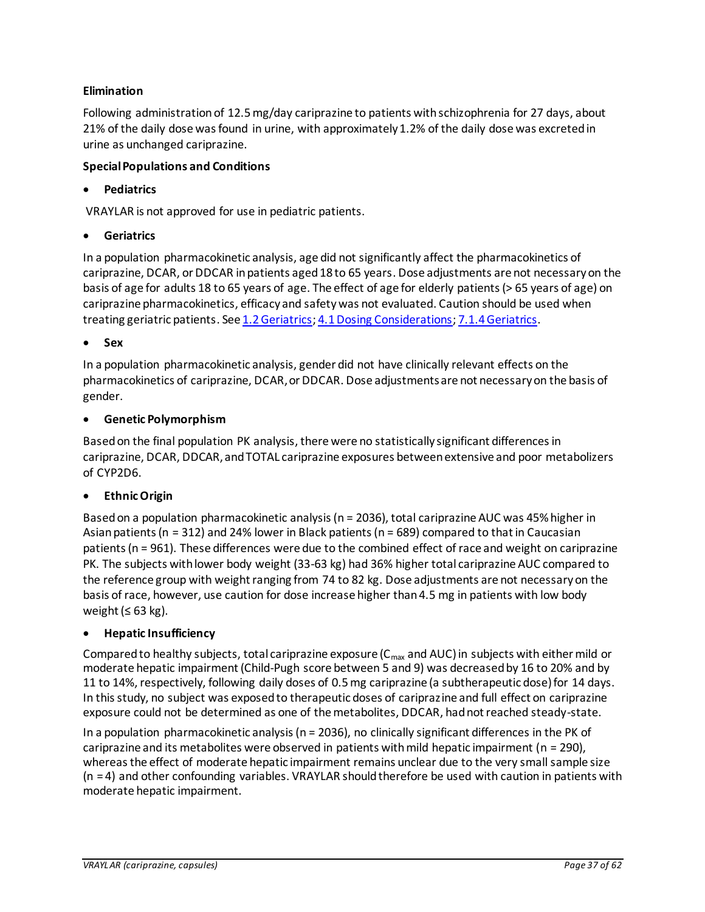**Elimination**

Following administration of 12.5 mg/day cariprazine to patients with schizophrenia for 27 days, about 21% of the daily dose was found in urine, with approximately 1.2% of the daily dose was excreted in urine as unchanged cariprazine.

**Special Populations and Conditions**

- **Pediatrics**

VRAYLAR is not approved for use in pediatric patients.

- **Geriatrics**

In a population pharmacokinetic analysis, age did not significantly affect the pharmacokinetics of cariprazine, DCAR, or DDCAR in patients aged 18 to 65 years. Dose adjustments are not necessary on the basis of age for adults 18 to 65 years of age. The effect of age for elderly patients (> 65 years of age) on cariprazine pharmacokinetics, efficacy and safety was not evaluated. Caution should be used when treating geriatric patients. See 1.2 Geriatrics; 4.1 Dosing Considerations; 7.1.4 Geriatrics.

- **Sex**

In a population pharmacokinetic analysis, gender did not have clinically relevant effects on the pharmacokinetics of cariprazine, DCAR, or DDCAR. Dose adjustments are not necessary on the basis of gender.

- **Genetic Polymorphism**

Based on the final population PK analysis, there were no statistically significant differences in cariprazine, DCAR, DDCAR, and TOTAL cariprazine exposures between extensive and poor metabolizers of CYP2D6.

- **Ethnic Origin**

Based on a population pharmacokinetic analysis (n = 2036), total cariprazine AUC was 45% higher in Asian patients (n = 312) and 24% lower in Black patients (n = 689) compared to that in Caucasian patients (n = 961). These differences were due to the combined effect of race and weight on cariprazine PK. The subjects with lower body weight (33-63 kg) had 36% higher total cariprazine AUC compared to the reference group with weight ranging from 74 to 82 kg. Dose adjustments are not necessary on the basis of race, however, use caution for dose increase higher than 4.5 mg in patients with low body weight (≤ 63 kg).

- **Hepatic Insufficiency**

Compared to healthy subjects, total cariprazine exposure ($C_{max}$ and AUC) in subjects with either mild or moderate hepatic impairment (Child-Pugh score between 5 and 9) was decreased by 16 to 20% and by 11 to 14%, respectively, following daily doses of 0.5 mg cariprazine (a subtherapeutic dose) for 14 days. In this study, no subject was exposed to therapeutic doses of cariprazine and full effect on cariprazine exposure could not be determined as one of the metabolites, DDCAR, had not reached steady-state.

In a population pharmacokinetic analysis (n = 2036), no clinically significant differences in the PK of cariprazine and its metabolites were observed in patients with mild hepatic impairment (n = 290), whereas the effect of moderate hepatic impairment remains unclear due to the very small sample size (n = 4) and other confounding variables. VRAYLAR should therefore be used with caution in patients with moderate hepatic impairment.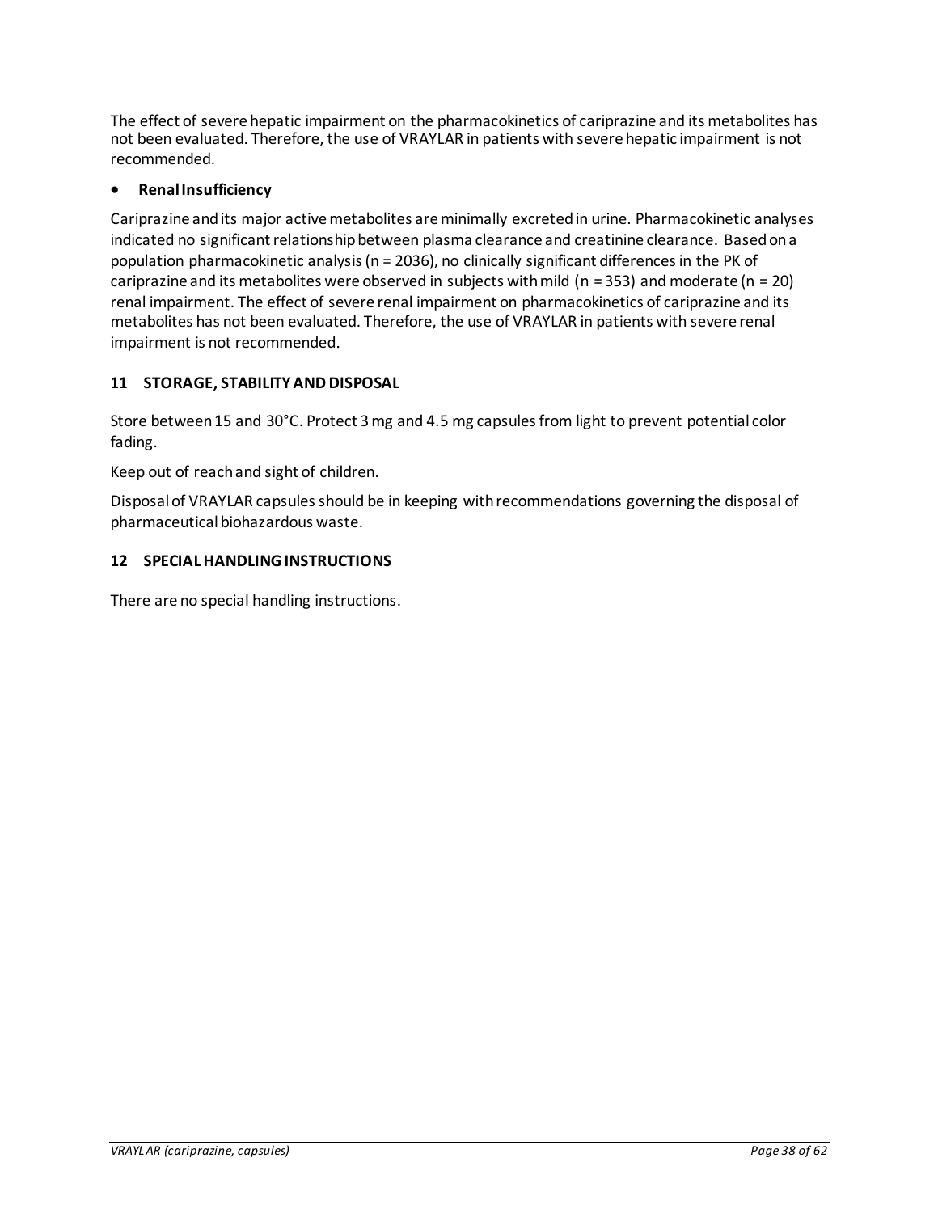The effect of severe hepatic impairment on the pharmacokinetics of cariprazine and its metabolites has not been evaluated. Therefore, the use of VRAYLAR in patients with severe hepatic impairment is not recommended.

- **Renal Insufficiency**

Cariprazine and its major active metabolites are minimally excreted in urine. Pharmacokinetic analyses indicated no significant relationship between plasma clearance and creatinine clearance. Based on a population pharmacokinetic analysis (n = 2036), no clinically significant differences in the PK of cariprazine and its metabolites were observed in subjects with mild (n = 353) and moderate (n = 20) renal impairment. The effect of severe renal impairment on pharmacokinetics of cariprazine and its metabolites has not been evaluated. Therefore, the use of VRAYLAR in patients with severe renal impairment is not recommended.

## 11 STORAGE, STABILITY AND DISPOSAL

Store between 15 and 30°C. Protect 3 mg and 4.5 mg capsules from light to prevent potential color fading.

Keep out of reach and sight of children.

Disposal of VRAYLAR capsules should be in keeping with recommendations governing the disposal of pharmaceutical biohazardous waste.

## 12 SPECIAL HANDLING INSTRUCTIONS

There are no special handling instructions.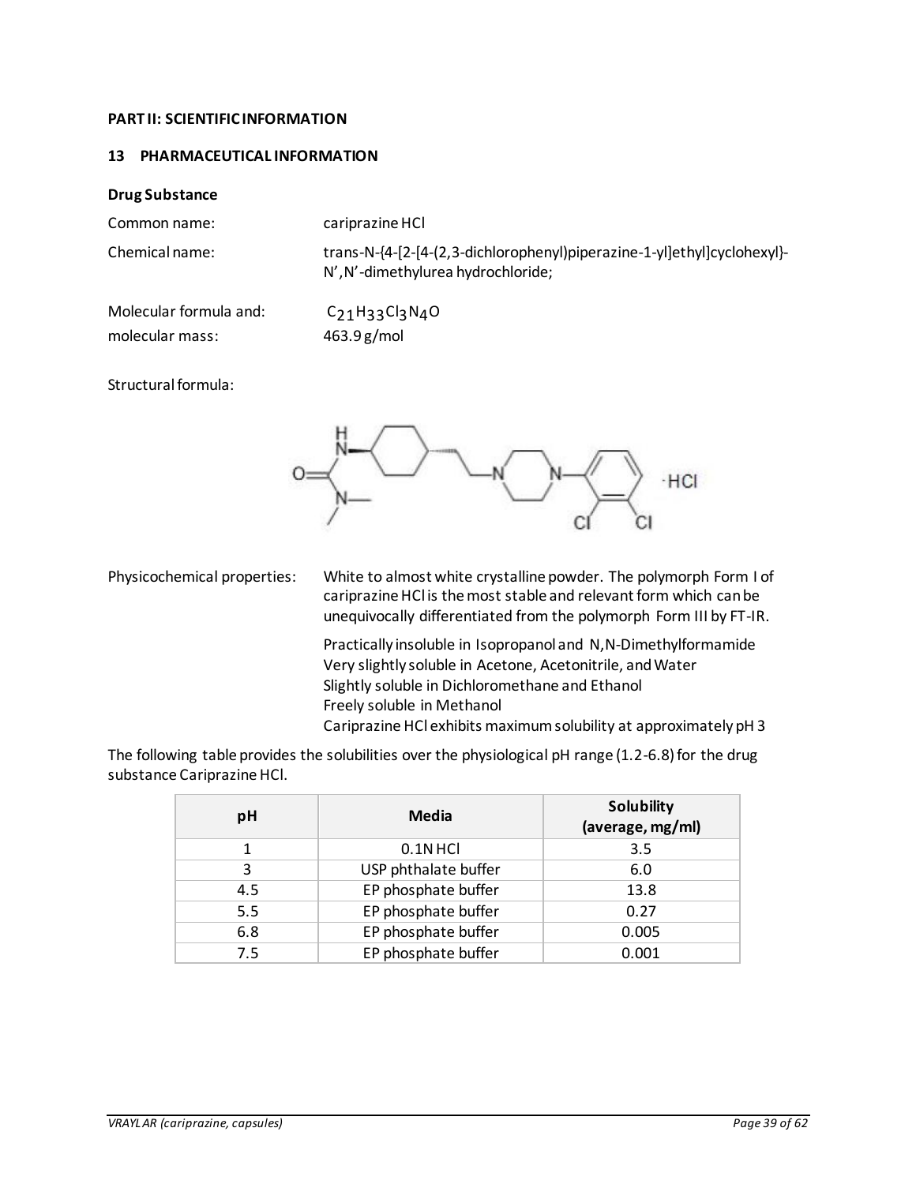**PART II: SCIENTIFIC INFORMATION**

## 13 PHARMACEUTICAL INFORMATION

### Drug Substance

Common name: cariprazine HCl

Chemical name: trans-N-{4-[2-[4-(2,3-dichlorophenyl)piperazine-1-yl]ethyl]cyclohexyl}-N',N'-dimethylurea hydrochloride;

Molecular formula and: $C_{21}H_{33}Cl_3N_4O$

molecular mass: 463.9 g/mol

Structural formula:

Physicochemical properties: White to almost white crystalline powder. The polymorph Form I of cariprazine HCl is the most stable and relevant form which can be unequivocally differentiated from the polymorph Form III by FT-IR.

Practically insoluble in Isopropanol and N,N-Dimethylformamide
Very slightly soluble in Acetone, Acetonitrile, and Water
Slightly soluble in Dichloromethane and Ethanol
Freely soluble in Methanol
Cariprazine HCl exhibits maximum solubility at approximately pH 3

The following table provides the solubilities over the physiological pH range (1.2-6.8) for the drug substance Cariprazine HCl.

| pH | Media | Solubility (average, mg/ml) |
|---|---|---|
| 1 | 0.1N HCl | 3.5 |
| 3 | USP phthalate buffer | 6.0 |
| 4.5 | EP phosphate buffer | 13.8 |
| 5.5 | EP phosphate buffer | 0.27 |
| 6.8 | EP phosphate buffer | 0.005 |
| 7.5 | EP phosphate buffer | 0.001 |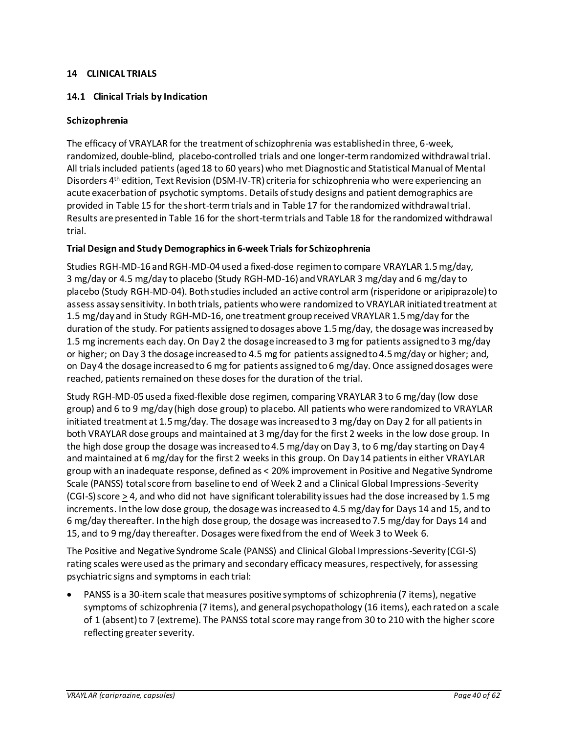## 14 CLINICAL TRIALS

### 14.1 Clinical Trials by Indication

#### Schizophrenia

The efficacy of VRAYLAR for the treatment of schizophrenia was established in three, 6-week, randomized, double-blind, placebo-controlled trials and one longer-term randomized withdrawal trial. All trials included patients (aged 18 to 60 years) who met Diagnostic and Statistical Manual of Mental Disorders 4th edition, Text Revision (DSM-IV-TR) criteria for schizophrenia who were experiencing an acute exacerbation of psychotic symptoms. Details of study designs and patient demographics are provided in Table 15 for the short-term trials and in Table 17 for the randomized withdrawal trial. Results are presented in Table 16 for the short-term trials and Table 18 for the randomized withdrawal trial.

**Trial Design and Study Demographics in 6-week Trials for Schizophrenia**

Studies RGH-MD-16 and RGH-MD-04 used a fixed-dose regimen to compare VRAYLAR 1.5 mg/day, 3 mg/day or 4.5 mg/day to placebo (Study RGH-MD-16) and VRAYLAR 3 mg/day and 6 mg/day to placebo (Study RGH-MD-04). Both studies included an active control arm (risperidone or aripiprazole) to assess assay sensitivity. In both trials, patients who were randomized to VRAYLAR initiated treatment at 1.5 mg/day and in Study RGH-MD-16, one treatment group received VRAYLAR 1.5 mg/day for the duration of the study. For patients assigned to dosages above 1.5 mg/day, the dosage was increased by 1.5 mg increments each day. On Day 2 the dosage increased to 3 mg for patients assigned to 3 mg/day or higher; on Day 3 the dosage increased to 4.5 mg for patients assigned to 4.5 mg/day or higher; and, on Day 4 the dosage increased to 6 mg for patients assigned to 6 mg/day. Once assigned dosages were reached, patients remained on these doses for the duration of the trial.

Study RGH-MD-05 used a fixed-flexible dose regimen, comparing VRAYLAR 3 to 6 mg/day (low dose group) and 6 to 9 mg/day (high dose group) to placebo. All patients who were randomized to VRAYLAR initiated treatment at 1.5 mg/day. The dosage was increased to 3 mg/day on Day 2 for all patients in both VRAYLAR dose groups and maintained at 3 mg/day for the first 2 weeks in the low dose group. In the high dose group the dosage was increased to 4.5 mg/day on Day 3, to 6 mg/day starting on Day 4 and maintained at 6 mg/day for the first 2 weeks in this group. On Day 14 patients in either VRAYLAR group with an inadequate response, defined as < 20% improvement in Positive and Negative Syndrome Scale (PANSS) total score from baseline to end of Week 2 and a Clinical Global Impressions-Severity (CGI-S) score ≥ 4, and who did not have significant tolerability issues had the dose increased by 1.5 mg increments. In the low dose group, the dosage was increased to 4.5 mg/day for Days 14 and 15, and to 6 mg/day thereafter. In the high dose group, the dosage was increased to 7.5 mg/day for Days 14 and 15, and to 9 mg/day thereafter. Dosages were fixed from the end of Week 3 to Week 6.

The Positive and Negative Syndrome Scale (PANSS) and Clinical Global Impressions-Severity (CGI-S) rating scales were used as the primary and secondary efficacy measures, respectively, for assessing psychiatric signs and symptoms in each trial:

- PANSS is a 30-item scale that measures positive symptoms of schizophrenia (7 items), negative symptoms of schizophrenia (7 items), and general psychopathology (16 items), each rated on a scale of 1 (absent) to 7 (extreme). The PANSS total score may range from 30 to 210 with the higher score reflecting greater severity.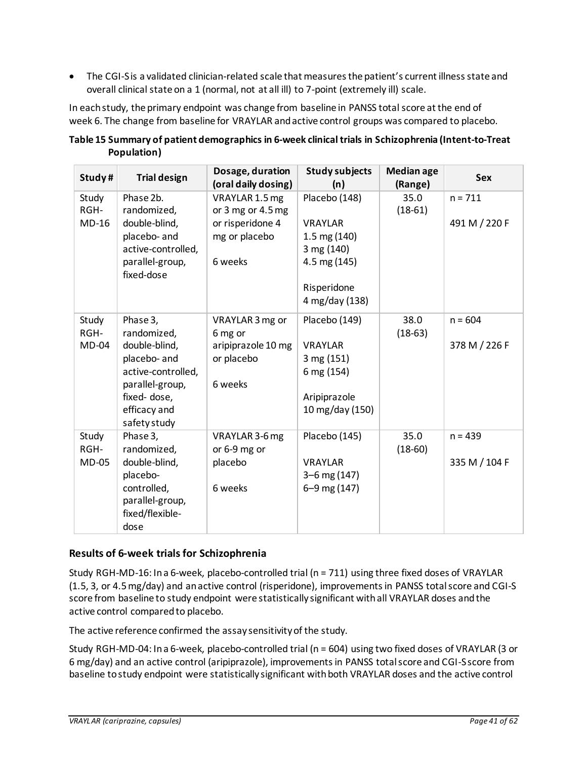- The CGI-S is a validated clinician-related scale that measures the patient's current illness state and overall clinical state on a 1 (normal, not at all ill) to 7-point (extremely ill) scale.

In each study, the primary endpoint was change from baseline in PANSS total score at the end of week 6. The change from baseline for VRAYLAR and active control groups was compared to placebo.

**Table 15 Summary of patient demographics in 6-week clinical trials in Schizophrenia (Intent-to-Treat Population)**

| Study # | Trial design | Dosage, duration (oral daily dosing) | Study subjects (n) | Median age (Range) | Sex |
|---|---|---|---|---|---|
| Study RGH-MD-16 | Phase 2b. randomized, double-blind, placebo- and active-controlled, parallel-group, fixed-dose | VRAYLAR 1.5 mg or 3 mg or 4.5 mg or risperidone 4 mg or placebo<br><br>6 weeks | Placebo (148)<br><br>VRAYLAR<br>1.5 mg (140)<br>3 mg (140)<br>4.5 mg (145)<br><br>Risperidone<br>4 mg/day (138) | 35.0 (18-61) | n = 711<br><br>491 M / 220 F |
| Study RGH-MD-04 | Phase 3, randomized, double-blind, placebo- and active-controlled, parallel-group, fixed- dose, efficacy and safety study | VRAYLAR 3 mg or 6 mg or aripiprazole 10 mg or placebo<br><br>6 weeks | Placebo (149)<br><br>VRAYLAR<br>3 mg (151)<br>6 mg (154)<br><br>Aripiprazole<br>10 mg/day (150) | 38.0 (18-63) | n = 604<br><br>378 M / 226 F |
| Study RGH-MD-05 | Phase 3, randomized, double-blind, placebo-controlled, parallel-group, fixed/flexible-dose | VRAYLAR 3-6 mg or 6-9 mg or placebo<br><br>6 weeks | Placebo (145)<br><br>VRAYLAR<br>3–6 mg (147)<br>6–9 mg (147) | 35.0 (18-60) | n = 439<br><br>335 M / 104 F |

### Results of 6-week trials for Schizophrenia

Study RGH-MD-16: In a 6-week, placebo-controlled trial (n = 711) using three fixed doses of VRAYLAR (1.5, 3, or 4.5 mg/day) and an active control (risperidone), improvements in PANSS total score and CGI-S score from baseline to study endpoint were statistically significant with all VRAYLAR doses and the active control compared to placebo.

The active reference confirmed the assay sensitivity of the study.

Study RGH-MD-04: In a 6-week, placebo-controlled trial (n = 604) using two fixed doses of VRAYLAR (3 or 6 mg/day) and an active control (aripiprazole), improvements in PANSS total score and CGI-S score from baseline to study endpoint were statistically significant with both VRAYLAR doses and the active control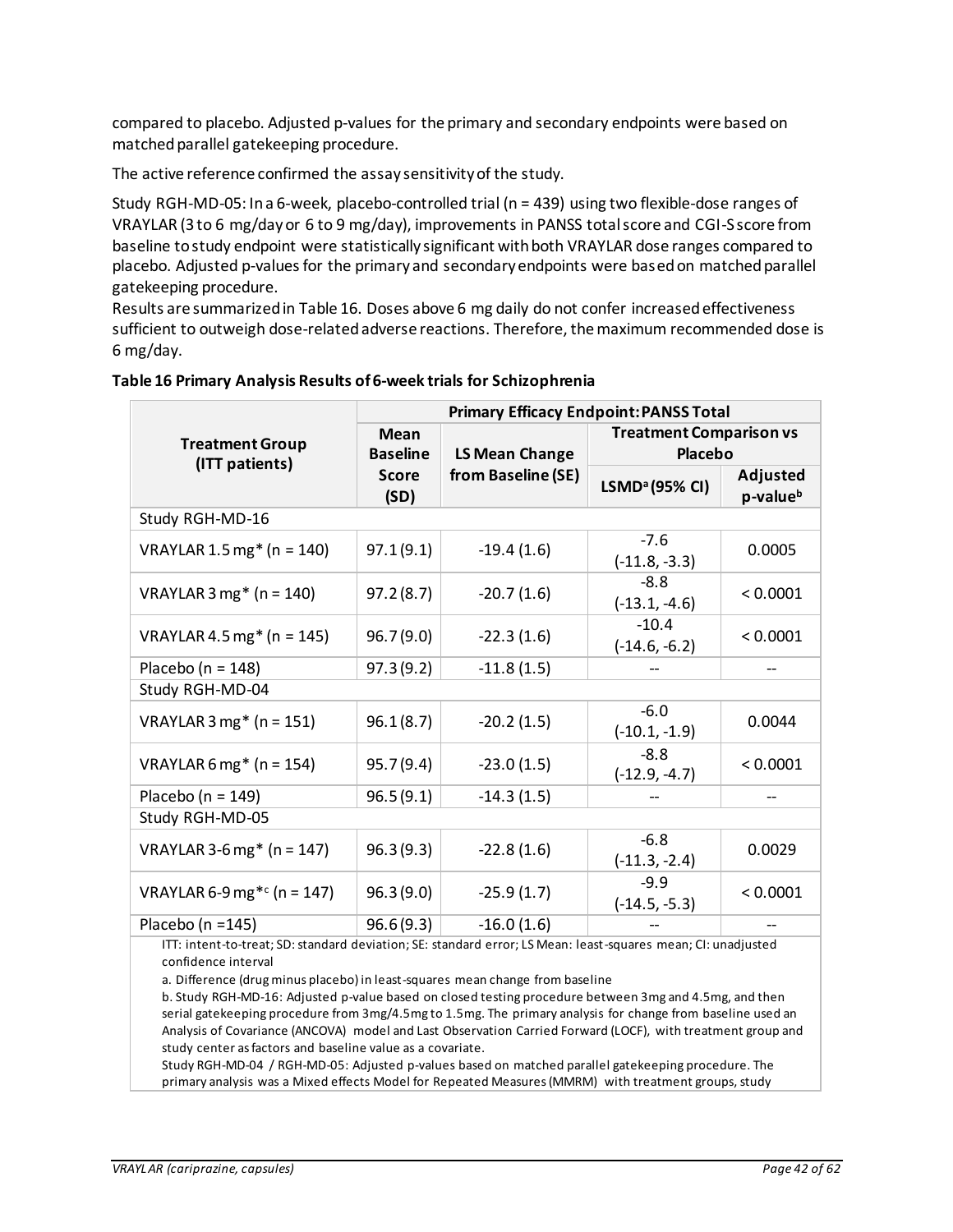compared to placebo. Adjusted p-values for the primary and secondary endpoints were based on matched parallel gatekeeping procedure.

The active reference confirmed the assay sensitivity of the study.

Study RGH-MD-05: In a 6-week, placebo-controlled trial (n = 439) using two flexible-dose ranges of VRAYLAR (3 to 6 mg/day or 6 to 9 mg/day), improvements in PANSS total score and CGI-S score from baseline to study endpoint were statistically significant with both VRAYLAR dose ranges compared to placebo. Adjusted p-values for the primary and secondary endpoints were based on matched parallel gatekeeping procedure.

Results are summarized in Table 16. Doses above 6 mg daily do not confer increased effectiveness sufficient to outweigh dose-related adverse reactions. Therefore, the maximum recommended dose is 6 mg/day.

**Table 16 Primary Analysis Results of 6-week trials for Schizophrenia**

| Treatment Group (ITT patients) | Primary Efficacy Endpoint: PANSS Total | | | |
|---|---|---|---|---|
| | Mean Baseline Score (SD) | LS Mean Change from Baseline (SE) | Treatment Comparison vs Placebo | |
| | | | LSMD[a] (95% CI) | Adjusted p-value[b] |
| Study RGH-MD-16 | | | | |
| VRAYLAR 1.5 mg* (n = 140) | 97.1 (9.1) | -19.4 (1.6) | -7.6 (-11.8, -3.3) | 0.0005 |
| VRAYLAR 3 mg* (n = 140) | 97.2 (8.7) | -20.7 (1.6) | -8.8 (-13.1, -4.6) | < 0.0001 |
| VRAYLAR 4.5 mg* (n = 145) | 96.7 (9.0) | -22.3 (1.6) | -10.4 (-14.6, -6.2) | < 0.0001 |
| Placebo (n = 148) | 97.3 (9.2) | -11.8 (1.5) | -- | -- |
| Study RGH-MD-04 | | | | |
| VRAYLAR 3 mg* (n = 151) | 96.1 (8.7) | -20.2 (1.5) | -6.0 (-10.1, -1.9) | 0.0044 |
| VRAYLAR 6 mg* (n = 154) | 95.7 (9.4) | -23.0 (1.5) | -8.8 (-12.9, -4.7) | < 0.0001 |
| Placebo (n = 149) | 96.5 (9.1) | -14.3 (1.5) | -- | -- |
| Study RGH-MD-05 | | | | |
| VRAYLAR 3-6 mg* (n = 147) | 96.3 (9.3) | -22.8 (1.6) | -6.8 (-11.3, -2.4) | 0.0029 |
| VRAYLAR 6-9 mg*[c] (n = 147) | 96.3 (9.0) | -25.9 (1.7) | -9.9 (-14.5, -5.3) | < 0.0001 |
| Placebo (n =145) | 96.6 (9.3) | -16.0 (1.6) | -- | -- |

ITT: intent-to-treat; SD: standard deviation; SE: standard error; LS Mean: least-squares mean; CI: unadjusted confidence interval

a. Difference (drug minus placebo) in least-squares mean change from baseline

b. Study RGH-MD-16: Adjusted p-value based on closed testing procedure between 3mg and 4.5mg, and then serial gatekeeping procedure from 3mg/4.5mg to 1.5mg. The primary analysis for change from baseline used an Analysis of Covariance (ANCOVA) model and Last Observation Carried Forward (LOCF), with treatment group and study center as factors and baseline value as a covariate.

Study RGH-MD-04 / RGH-MD-05: Adjusted p-values based on matched parallel gatekeeping procedure. The primary analysis was a Mixed effects Model for Repeated Measures (MMRM) with treatment groups, study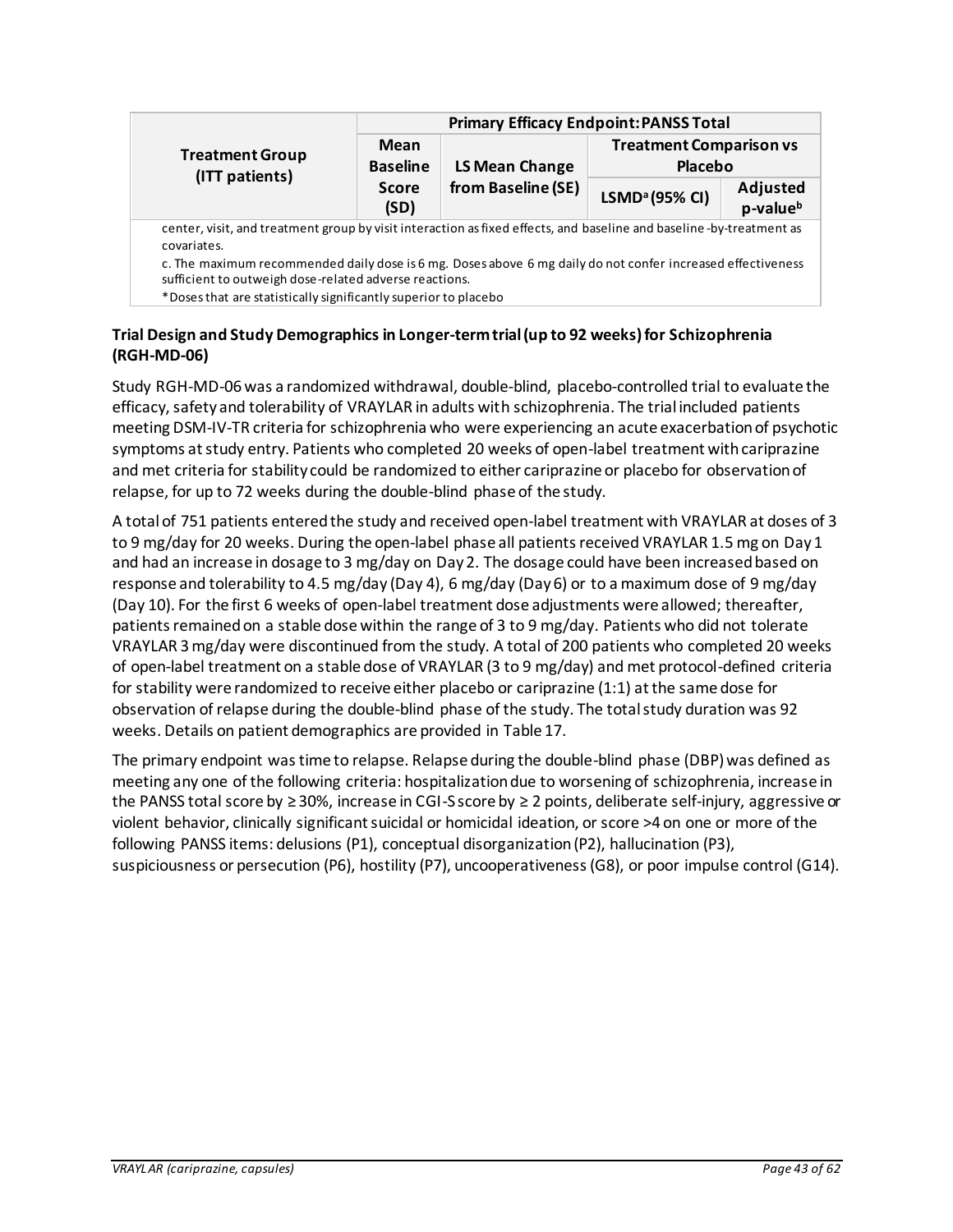| Treatment Group (ITT patients) | Primary Efficacy Endpoint: PANSS Total | | | |
|---|---|---|---|---|
| | Mean Baseline Score (SD) | LS Mean Change from Baseline (SE) | Treatment Comparison vs Placebo | |
| | | | LSMD[a] (95% CI) | Adjusted p-value[b] |
| center, visit, and treatment group by visit interaction as fixed effects, and baseline and baseline-by-treatment as covariates. | | | | |
| c. The maximum recommended daily dose is 6 mg. Doses above 6 mg daily do not confer increased effectiveness sufficient to outweigh dose-related adverse reactions. | | | | |
| *Doses that are statistically significantly superior to placebo | | | | |

**Trial Design and Study Demographics in Longer-term trial (up to 92 weeks) for Schizophrenia (RGH-MD-06)**

Study RGH-MD-06 was a randomized withdrawal, double-blind, placebo-controlled trial to evaluate the efficacy, safety and tolerability of VRAYLAR in adults with schizophrenia. The trial included patients meeting DSM-IV-TR criteria for schizophrenia who were experiencing an acute exacerbation of psychotic symptoms at study entry. Patients who completed 20 weeks of open-label treatment with cariprazine and met criteria for stability could be randomized to either cariprazine or placebo for observation of relapse, for up to 72 weeks during the double-blind phase of the study.

A total of 751 patients entered the study and received open-label treatment with VRAYLAR at doses of 3 to 9 mg/day for 20 weeks. During the open-label phase all patients received VRAYLAR 1.5 mg on Day 1 and had an increase in dosage to 3 mg/day on Day 2. The dosage could have been increased based on response and tolerability to 4.5 mg/day (Day 4), 6 mg/day (Day 6) or to a maximum dose of 9 mg/day (Day 10). For the first 6 weeks of open-label treatment dose adjustments were allowed; thereafter, patients remained on a stable dose within the range of 3 to 9 mg/day. Patients who did not tolerate VRAYLAR 3 mg/day were discontinued from the study. A total of 200 patients who completed 20 weeks of open-label treatment on a stable dose of VRAYLAR (3 to 9 mg/day) and met protocol-defined criteria for stability were randomized to receive either placebo or cariprazine (1:1) at the same dose for observation of relapse during the double-blind phase of the study. The total study duration was 92 weeks. Details on patient demographics are provided in Table 17.

The primary endpoint was time to relapse. Relapse during the double-blind phase (DBP) was defined as meeting any one of the following criteria: hospitalization due to worsening of schizophrenia, increase in the PANSS total score by ≥ 30%, increase in CGI-S score by ≥ 2 points, deliberate self-injury, aggressive or violent behavior, clinically significant suicidal or homicidal ideation, or score >4 on one or more of the following PANSS items: delusions (P1), conceptual disorganization (P2), hallucination (P3), suspiciousness or persecution (P6), hostility (P7), uncooperativeness (G8), or poor impulse control (G14).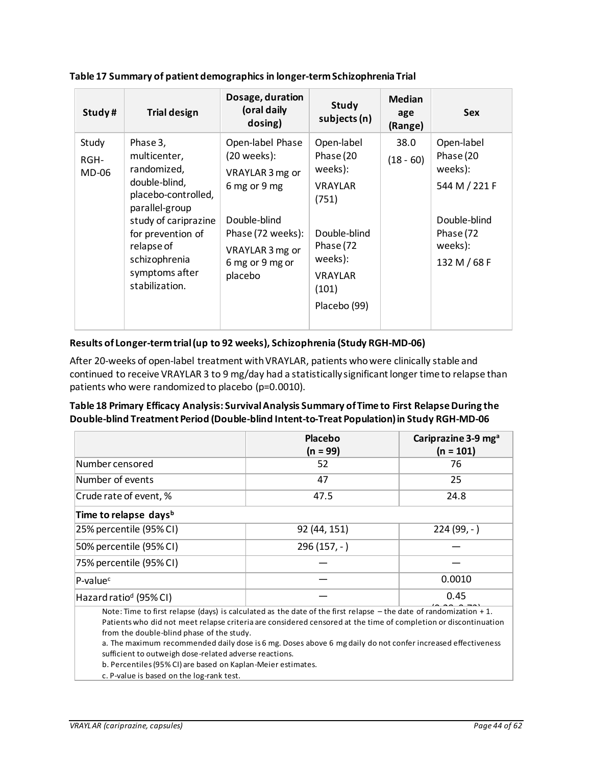**Table 17 Summary of patient demographics in longer-term Schizophrenia Trial**

| Study # | Trial design | Dosage, duration (oral daily dosing) | Study subjects (n) | Median age (Range) | Sex |
|---|---|---|---|---|---|
| Study RGH-MD-06 | Phase 3, multicenter, randomized, double-blind, placebo-controlled, parallel-group study of cariprazine for prevention of relapse of schizophrenia symptoms after stabilization. | Open-label Phase (20 weeks): VRAYLAR 3 mg or 6 mg or 9 mg<br><br>Double-blind Phase (72 weeks): VRAYLAR 3 mg or 6 mg or 9 mg or placebo | Open-label Phase (20 weeks): VRAYLAR (751)<br><br>Double-blind Phase (72 weeks): VRAYLAR (101)<br>Placebo (99) | 38.0 (18 - 60) | Open-label Phase (20 weeks): 544 M / 221 F<br><br>Double-blind Phase (72 weeks): 132 M / 68 F |

**Results of Longer-term trial (up to 92 weeks), Schizophrenia (Study RGH-MD-06)**

After 20-weeks of open-label treatment with VRAYLAR, patients who were clinically stable and continued to receive VRAYLAR 3 to 9 mg/day had a statistically significant longer time to relapse than patients who were randomized to placebo (p=0.0010).

**Table 18 Primary Efficacy Analysis: Survival Analysis Summary of Time to First Relapse During the Double-blind Treatment Period (Double-blind Intent-to-Treat Population) in Study RGH-MD-06**

| | Placebo (n = 99) | Cariprazine 3-9 mg[a] (n = 101) |
|---|---|---|
| Number censored | 52 | 76 |
| Number of events | 47 | 25 |
| Crude rate of event, % | 47.5 | 24.8 |
| **Time to relapse days[b]** | | |
| 25% percentile (95% CI) | 92 (44, 151) | 224 (99, - ) |
| 50% percentile (95% CI) | 296 (157, - ) | — |
| 75% percentile (95% CI) | — | — |
| P-value[c] | — | 0.0010 |
| Hazard ratio[d] (95% CI) | — | 0.45 |

Note: Time to first relapse (days) is calculated as the date of the first relapse – the date of randomization + 1. Patients who did not meet relapse criteria are considered censored at the time of completion or discontinuation from the double-blind phase of the study.

a. The maximum recommended daily dose is 6 mg. Doses above 6 mg daily do not confer increased effectiveness sufficient to outweigh dose-related adverse reactions.

b. Percentiles (95% CI) are based on Kaplan-Meier estimates.

c. P-value is based on the log-rank test.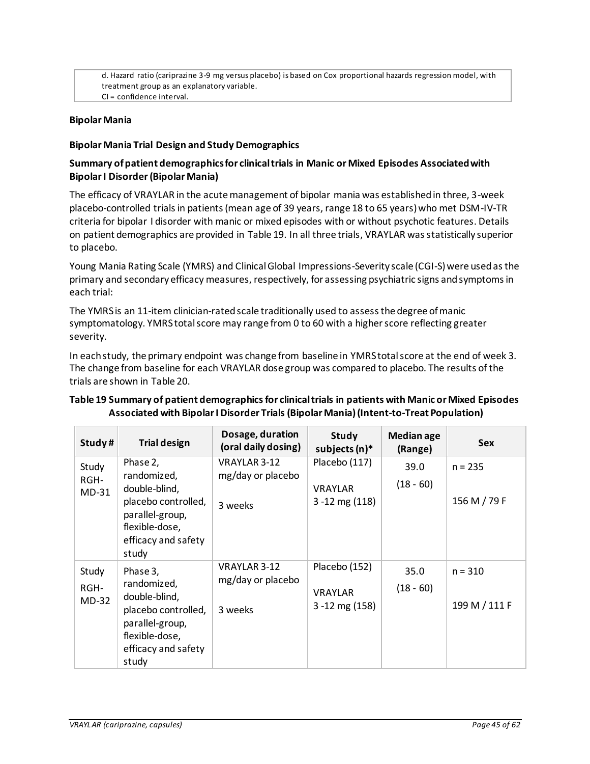d. Hazard ratio (cariprazine 3-9 mg versus placebo) is based on Cox proportional hazards regression model, with treatment group as an explanatory variable.
CI = confidence interval.

**Bipolar Mania**

**Bipolar Mania Trial Design and Study Demographics**

**Summary of patient demographics for clinical trials in Manic or Mixed Episodes Associated with Bipolar I Disorder (Bipolar Mania)**

The efficacy of VRAYLAR in the acute management of bipolar mania was established in three, 3-week placebo-controlled trials in patients (mean age of 39 years, range 18 to 65 years) who met DSM-IV-TR criteria for bipolar I disorder with manic or mixed episodes with or without psychotic features. Details on patient demographics are provided in Table 19. In all three trials, VRAYLAR was statistically superior to placebo.

Young Mania Rating Scale (YMRS) and Clinical Global Impressions-Severity scale (CGI-S) were used as the primary and secondary efficacy measures, respectively, for assessing psychiatric signs and symptoms in each trial:

The YMRS is an 11-item clinician-rated scale traditionally used to assess the degree of manic symptomatology. YMRS total score may range from 0 to 60 with a higher score reflecting greater severity.

In each study, the primary endpoint was change from baseline in YMRS total score at the end of week 3. The change from baseline for each VRAYLAR dose group was compared to placebo. The results of the trials are shown in Table 20.

**Table 19 Summary of patient demographics for clinical trials in patients with Manic or Mixed Episodes Associated with Bipolar I Disorder Trials (Bipolar Mania) (Intent-to-Treat Population)**

| Study # | Trial design | Dosage, duration (oral daily dosing) | Study subjects (n)* | Median age (Range) | Sex |
|---|---|---|---|---|---|
| Study RGH-MD-31 | Phase 2, randomized, double-blind, placebo controlled, parallel-group, flexible-dose, efficacy and safety study | VRAYLAR 3-12 mg/day or placebo<br><br>3 weeks | Placebo (117)<br><br>VRAYLAR 3 -12 mg (118) | 39.0<br>(18 - 60) | n = 235<br><br>156 M / 79 F |
| Study RGH-MD-32 | Phase 3, randomized, double-blind, placebo controlled, parallel-group, flexible-dose, efficacy and safety study | VRAYLAR 3-12 mg/day or placebo<br><br>3 weeks | Placebo (152)<br><br>VRAYLAR 3 -12 mg (158) | 35.0<br>(18 - 60) | n = 310<br><br>199 M / 111 F |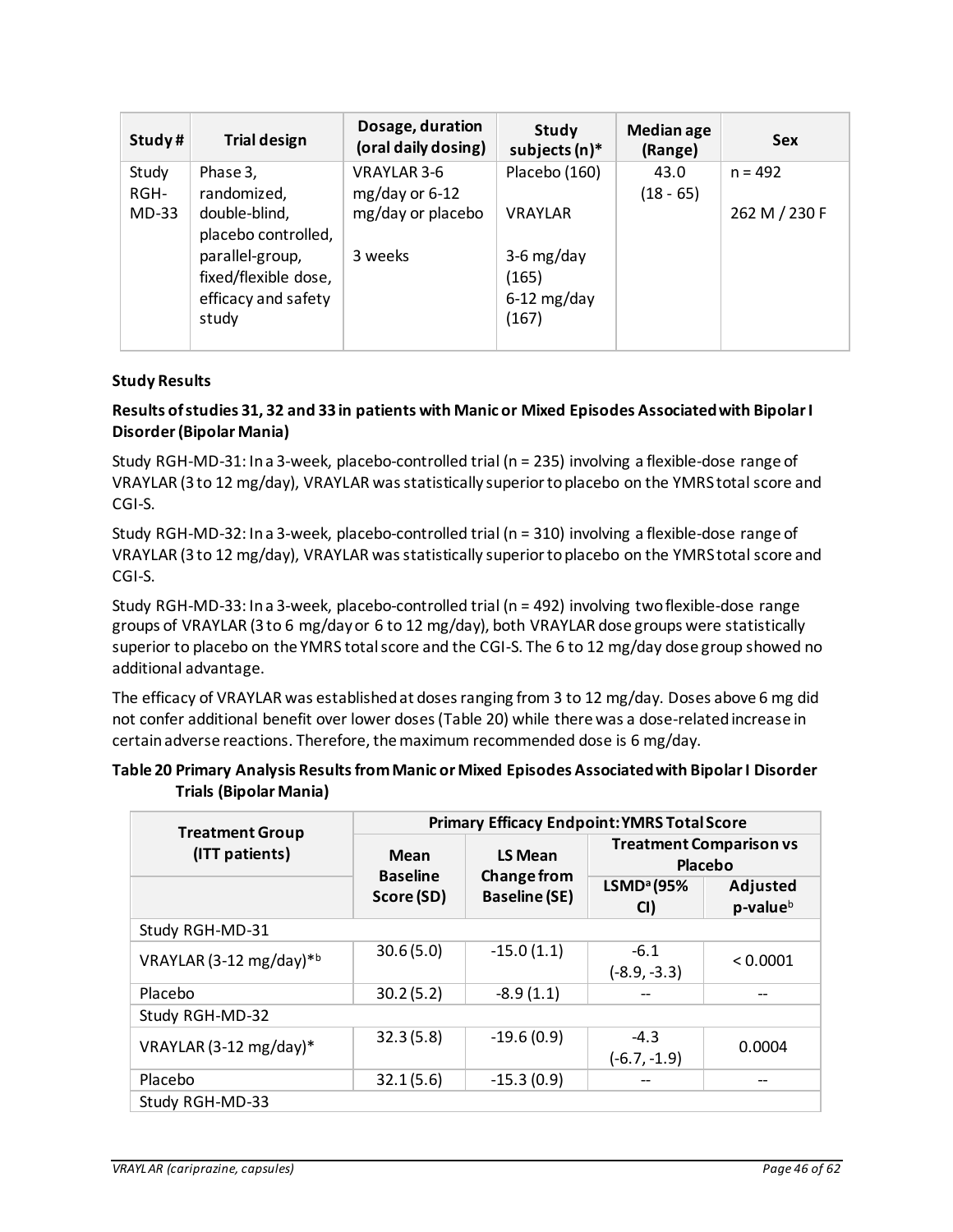| Study # | Trial design | Dosage, duration (oral daily dosing) | Study subjects (n)* | Median age (Range) | Sex |
|---|---|---|---|---|---|
| Study RGH-MD-33 | Phase 3, randomized, double-blind, placebo controlled, parallel-group, fixed/flexible dose, efficacy and safety study | VRAYLAR 3-6 mg/day or 6-12 mg/day or placebo<br><br>3 weeks | Placebo (160)<br><br>VRAYLAR<br><br>3-6 mg/day (165)<br>6-12 mg/day (167) | 43.0<br>(18 - 65) | n = 492<br><br>262 M / 230 F |

**Study Results**

**Results of studies 31, 32 and 33 in patients with Manic or Mixed Episodes Associated with Bipolar I Disorder (Bipolar Mania)**

Study RGH-MD-31: In a 3-week, placebo-controlled trial (n = 235) involving a flexible-dose range of VRAYLAR (3 to 12 mg/day), VRAYLAR was statistically superior to placebo on the YMRS total score and CGI-S.

Study RGH-MD-32: In a 3-week, placebo-controlled trial (n = 310) involving a flexible-dose range of VRAYLAR (3 to 12 mg/day), VRAYLAR was statistically superior to placebo on the YMRS total score and CGI-S.

Study RGH-MD-33: In a 3-week, placebo-controlled trial (n = 492) involving two flexible-dose range groups of VRAYLAR (3 to 6 mg/day or 6 to 12 mg/day), both VRAYLAR dose groups were statistically superior to placebo on the YMRS total score and the CGI-S. The 6 to 12 mg/day dose group showed no additional advantage.

The efficacy of VRAYLAR was established at doses ranging from 3 to 12 mg/day. Doses above 6 mg did not confer additional benefit over lower doses (Table 20) while there was a dose-related increase in certain adverse reactions. Therefore, the maximum recommended dose is 6 mg/day.

**Table 20 Primary Analysis Results from Manic or Mixed Episodes Associated with Bipolar I Disorder Trials (Bipolar Mania)**

| Treatment Group (ITT patients) | Primary Efficacy Endpoint: YMRS Total Score | | | |
|---|---|---|---|---|
| | Mean Baseline Score (SD) | LS Mean Change from Baseline (SE) | Treatment Comparison vs Placebo | |
| | | | LSMD[a] (95% CI) | Adjusted p-value[b] |
| Study RGH-MD-31 | | | | |
| VRAYLAR (3-12 mg/day)*[b] | 30.6 (5.0) | -15.0 (1.1) | -6.1 (-8.9, -3.3) | < 0.0001 |
| Placebo | 30.2 (5.2) | -8.9 (1.1) | -- | -- |
| Study RGH-MD-32 | | | | |
| VRAYLAR (3-12 mg/day)* | 32.3 (5.8) | -19.6 (0.9) | -4.3 (-6.7, -1.9) | 0.0004 |
| Placebo | 32.1 (5.6) | -15.3 (0.9) | -- | -- |
| Study RGH-MD-33 | | | | |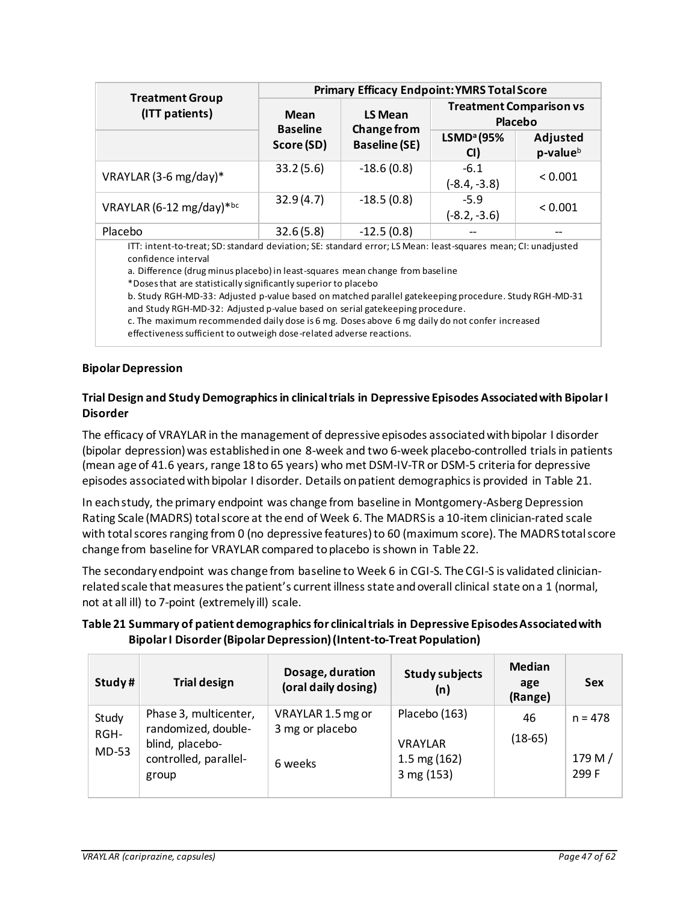| Treatment Group (ITT patients) | Primary Efficacy Endpoint: YMRS Total Score | | | |
|---|---|---|---|---|
| | Mean Baseline Score (SD) | LS Mean Change from Baseline (SE) | Treatment Comparison vs Placebo | |
| | | | LSMD[a] (95% CI) | Adjusted p-value[b] |
| VRAYLAR (3-6 mg/day)* | 33.2 (5.6) | -18.6 (0.8) | -6.1 (-8.4, -3.8) | < 0.001 |
| VRAYLAR (6-12 mg/day)*[bc] | 32.9 (4.7) | -18.5 (0.8) | -5.9 (-8.2, -3.6) | < 0.001 |
| Placebo | 32.6 (5.8) | -12.5 (0.8) | -- | -- |

ITT: intent-to-treat; SD: standard deviation; SE: standard error; LS Mean: least-squares mean; CI: unadjusted confidence interval

a. Difference (drug minus placebo) in least-squares mean change from baseline

*Doses that are statistically significantly superior to placebo

b. Study RGH-MD-33: Adjusted p-value based on matched parallel gatekeeping procedure. Study RGH-MD-31 and Study RGH-MD-32: Adjusted p-value based on serial gatekeeping procedure.

c. The maximum recommended daily dose is 6 mg. Doses above 6 mg daily do not confer increased effectiveness sufficient to outweigh dose-related adverse reactions.

**Bipolar Depression**

**Trial Design and Study Demographics in clinical trials in Depressive Episodes Associated with Bipolar I Disorder**

The efficacy of VRAYLAR in the management of depressive episodes associated with bipolar I disorder (bipolar depression) was established in one 8-week and two 6-week placebo-controlled trials in patients (mean age of 41.6 years, range 18 to 65 years) who met DSM-IV-TR or DSM-5 criteria for depressive episodes associated with bipolar I disorder. Details on patient demographics is provided in Table 21.

In each study, the primary endpoint was change from baseline in Montgomery-Asberg Depression Rating Scale (MADRS) total score at the end of Week 6. The MADRS is a 10-item clinician-rated scale with total scores ranging from 0 (no depressive features) to 60 (maximum score). The MADRS total score change from baseline for VRAYLAR compared to placebo is shown in Table 22.

The secondary endpoint was change from baseline to Week 6 in CGI-S. The CGI-S is validated clinician-related scale that measures the patient's current illness state and overall clinical state on a 1 (normal, not at all ill) to 7-point (extremely ill) scale.

**Table 21 Summary of patient demographics for clinical trials in Depressive Episodes Associated with Bipolar I Disorder (Bipolar Depression) (Intent-to-Treat Population)**

| Study # | Trial design | Dosage, duration (oral daily dosing) | Study subjects (n) | Median age (Range) | Sex |
|---|---|---|---|---|---|
| Study RGH-MD-53 | Phase 3, multicenter, randomized, double-blind, placebo-controlled, parallel-group | VRAYLAR 1.5 mg or 3 mg or placebo<br><br>6 weeks | Placebo (163)<br><br>VRAYLAR<br>1.5 mg (162)<br>3 mg (153) | 46<br>(18-65) | n = 478<br><br>179 M / 299 F |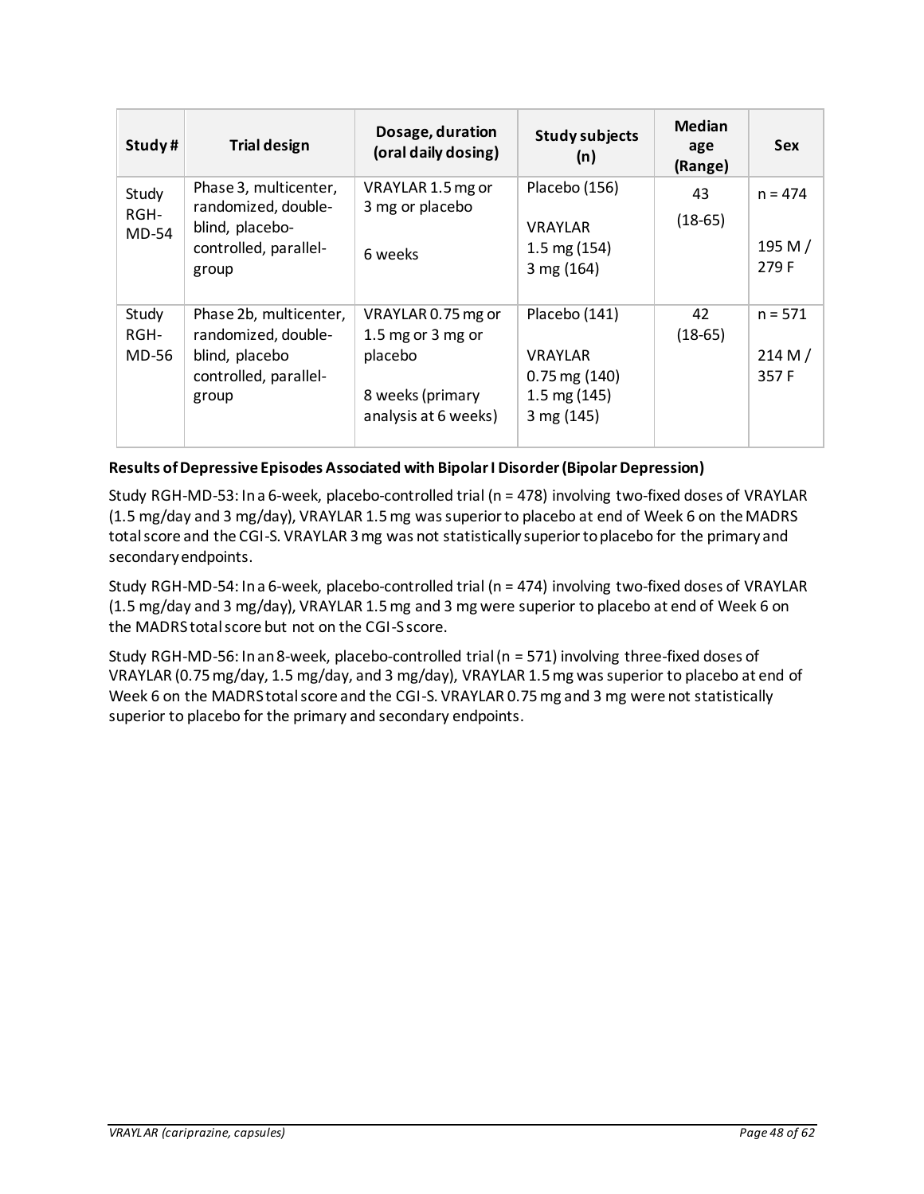| Study # | Trial design | Dosage, duration (oral daily dosing) | Study subjects (n) | Median age (Range) | Sex |
|---|---|---|---|---|---|
| Study RGH-MD-54 | Phase 3, multicenter, randomized, double-blind, placebo-controlled, parallel-group | VRAYLAR 1.5 mg or 3 mg or placebo<br><br>6 weeks | Placebo (156)<br><br>VRAYLAR<br>1.5 mg (154)<br>3 mg (164) | 43<br>(18-65) | n = 474<br><br>195 M / 279 F |
| Study RGH-MD-56 | Phase 2b, multicenter, randomized, double-blind, placebo controlled, parallel-group | VRAYLAR 0.75 mg or 1.5 mg or 3 mg or placebo<br><br>8 weeks (primary analysis at 6 weeks) | Placebo (141)<br><br>VRAYLAR<br>0.75 mg (140)<br>1.5 mg (145)<br>3 mg (145) | 42<br>(18-65) | n = 571<br><br>214 M / 357 F |

**Results of Depressive Episodes Associated with Bipolar I Disorder (Bipolar Depression)**

Study RGH-MD-53: In a 6-week, placebo-controlled trial (n = 478) involving two-fixed doses of VRAYLAR (1.5 mg/day and 3 mg/day), VRAYLAR 1.5 mg was superior to placebo at end of Week 6 on the MADRS total score and the CGI-S. VRAYLAR 3 mg was not statistically superior to placebo for the primary and secondary endpoints.

Study RGH-MD-54: In a 6-week, placebo-controlled trial (n = 474) involving two-fixed doses of VRAYLAR (1.5 mg/day and 3 mg/day), VRAYLAR 1.5 mg and 3 mg were superior to placebo at end of Week 6 on the MADRS total score but not on the CGI-S score.

Study RGH-MD-56: In an 8-week, placebo-controlled trial (n = 571) involving three-fixed doses of VRAYLAR (0.75 mg/day, 1.5 mg/day, and 3 mg/day), VRAYLAR 1.5 mg was superior to placebo at end of Week 6 on the MADRS total score and the CGI-S. VRAYLAR 0.75 mg and 3 mg were not statistically superior to placebo for the primary and secondary endpoints.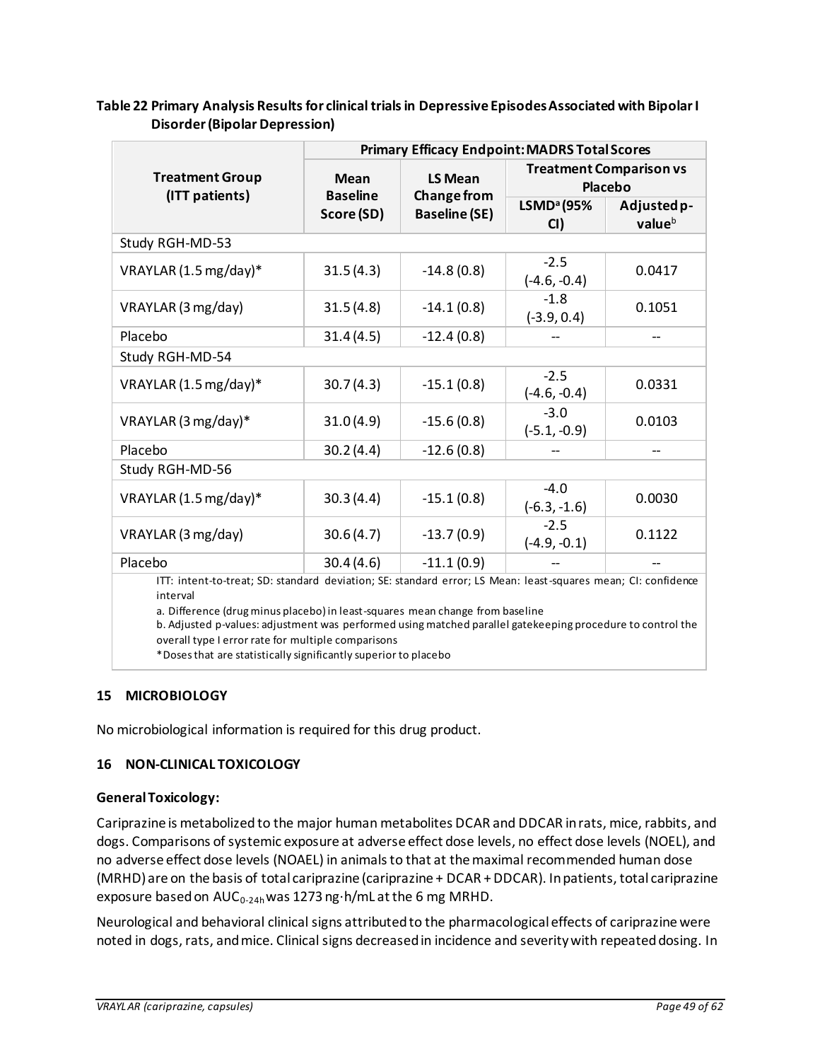**Table 22 Primary Analysis Results for clinical trials in Depressive Episodes Associated with Bipolar I Disorder (Bipolar Depression)**

| Treatment Group (ITT patients) | Primary Efficacy Endpoint: MADRS Total Scores | | | |
|---|---|---|---|---|
| | Mean Baseline Score (SD) | LS Mean Change from Baseline (SE) | Treatment Comparison vs Placebo | |
| | | | LSMD[a] (95% CI) | Adjusted p-value[b] |
| Study RGH-MD-53 | | | | |
| VRAYLAR (1.5 mg/day)* | 31.5 (4.3) | -14.8 (0.8) | -2.5 (-4.6, -0.4) | 0.0417 |
| VRAYLAR (3 mg/day) | 31.5 (4.8) | -14.1 (0.8) | -1.8 (-3.9, 0.4) | 0.1051 |
| Placebo | 31.4 (4.5) | -12.4 (0.8) | -- | -- |
| Study RGH-MD-54 | | | | |
| VRAYLAR (1.5 mg/day)* | 30.7 (4.3) | -15.1 (0.8) | -2.5 (-4.6, -0.4) | 0.0331 |
| VRAYLAR (3 mg/day)* | 31.0 (4.9) | -15.6 (0.8) | -3.0 (-5.1, -0.9) | 0.0103 |
| Placebo | 30.2 (4.4) | -12.6 (0.8) | -- | -- |
| Study RGH-MD-56 | | | | |
| VRAYLAR (1.5 mg/day)* | 30.3 (4.4) | -15.1 (0.8) | -4.0 (-6.3, -1.6) | 0.0030 |
| VRAYLAR (3 mg/day) | 30.6 (4.7) | -13.7 (0.9) | -2.5 (-4.9, -0.1) | 0.1122 |
| Placebo | 30.4 (4.6) | -11.1 (0.9) | -- | -- |

ITT: intent-to-treat; SD: standard deviation; SE: standard error; LS Mean: least-squares mean; CI: confidence interval

a. Difference (drug minus placebo) in least-squares mean change from baseline

b. Adjusted p-values: adjustment was performed using matched parallel gatekeeping procedure to control the overall type I error rate for multiple comparisons

*Doses that are statistically significantly superior to placebo

## 15 MICROBIOLOGY

No microbiological information is required for this drug product.

## 16 NON-CLINICAL TOXICOLOGY

**General Toxicology:**

Cariprazine is metabolized to the major human metabolites DCAR and DDCAR in rats, mice, rabbits, and dogs. Comparisons of systemic exposure at adverse effect dose levels, no effect dose levels (NOEL), and no adverse effect dose levels (NOAEL) in animals to that at the maximal recommended human dose (MRHD) are on the basis of total cariprazine (cariprazine + DCAR + DDCAR). In patients, total cariprazine exposure based on $AUC_{0\text{-}24h}$ was 1273 ng·h/mL at the 6 mg MRHD.

Neurological and behavioral clinical signs attributed to the pharmacological effects of cariprazine were noted in dogs, rats, and mice. Clinical signs decreased in incidence and severity with repeated dosing. In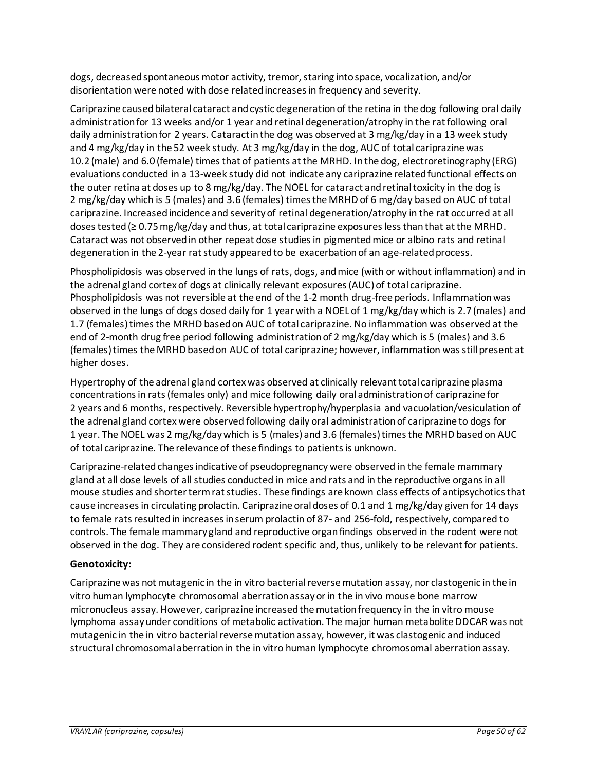dogs, decreased spontaneous motor activity, tremor, staring into space, vocalization, and/or disorientation were noted with dose related increases in frequency and severity.

Cariprazine caused bilateral cataract and cystic degeneration of the retina in the dog following oral daily administration for 13 weeks and/or 1 year and retinal degeneration/atrophy in the rat following oral daily administration for 2 years. Cataract in the dog was observed at 3 mg/kg/day in a 13 week study and 4 mg/kg/day in the 52 week study. At 3 mg/kg/day in the dog, AUC of total cariprazine was 10.2 (male) and 6.0 (female) times that of patients at the MRHD. In the dog, electroretinography (ERG) evaluations conducted in a 13-week study did not indicate any cariprazine related functional effects on the outer retina at doses up to 8 mg/kg/day. The NOEL for cataract and retinal toxicity in the dog is 2 mg/kg/day which is 5 (males) and 3.6 (females) times the MRHD of 6 mg/day based on AUC of total cariprazine. Increased incidence and severity of retinal degeneration/atrophy in the rat occurred at all doses tested (≥ 0.75 mg/kg/day and thus, at total cariprazine exposures less than that at the MRHD. Cataract was not observed in other repeat dose studies in pigmented mice or albino rats and retinal degeneration in the 2-year rat study appeared to be exacerbation of an age-related process.

Phospholipidosis was observed in the lungs of rats, dogs, and mice (with or without inflammation) and in the adrenal gland cortex of dogs at clinically relevant exposures (AUC) of total cariprazine. Phospholipidosis was not reversible at the end of the 1-2 month drug-free periods. Inflammation was observed in the lungs of dogs dosed daily for 1 year with a NOEL of 1 mg/kg/day which is 2.7 (males) and 1.7 (females) times the MRHD based on AUC of total cariprazine. No inflammation was observed at the end of 2-month drug free period following administration of 2 mg/kg/day which is 5 (males) and 3.6 (females) times the MRHD based on AUC of total cariprazine; however, inflammation was still present at higher doses.

Hypertrophy of the adrenal gland cortex was observed at clinically relevant total cariprazine plasma concentrations in rats (females only) and mice following daily oral administration of cariprazine for 2 years and 6 months, respectively. Reversible hypertrophy/hyperplasia and vacuolation/vesiculation of the adrenal gland cortex were observed following daily oral administration of cariprazine to dogs for 1 year. The NOEL was 2 mg/kg/day which is 5 (males) and 3.6 (females) times the MRHD based on AUC of total cariprazine. The relevance of these findings to patients is unknown.

Cariprazine-related changes indicative of pseudopregnancy were observed in the female mammary gland at all dose levels of all studies conducted in mice and rats and in the reproductive organs in all mouse studies and shorter term rat studies. These findings are known class effects of antipsychotics that cause increases in circulating prolactin. Cariprazine oral doses of 0.1 and 1 mg/kg/day given for 14 days to female rats resulted in increases in serum prolactin of 87- and 256-fold, respectively, compared to controls. The female mammary gland and reproductive organ findings observed in the rodent were not observed in the dog. They are considered rodent specific and, thus, unlikely to be relevant for patients.

**Genotoxicity:**

Cariprazine was not mutagenic in the in vitro bacterial reverse mutation assay, nor clastogenic in the in vitro human lymphocyte chromosomal aberration assay or in the in vivo mouse bone marrow micronucleus assay. However, cariprazine increased the mutation frequency in the in vitro mouse lymphoma assay under conditions of metabolic activation. The major human metabolite DDCAR was not mutagenic in the in vitro bacterial reverse mutation assay, however, it was clastogenic and induced structural chromosomal aberration in the in vitro human lymphocyte chromosomal aberration assay.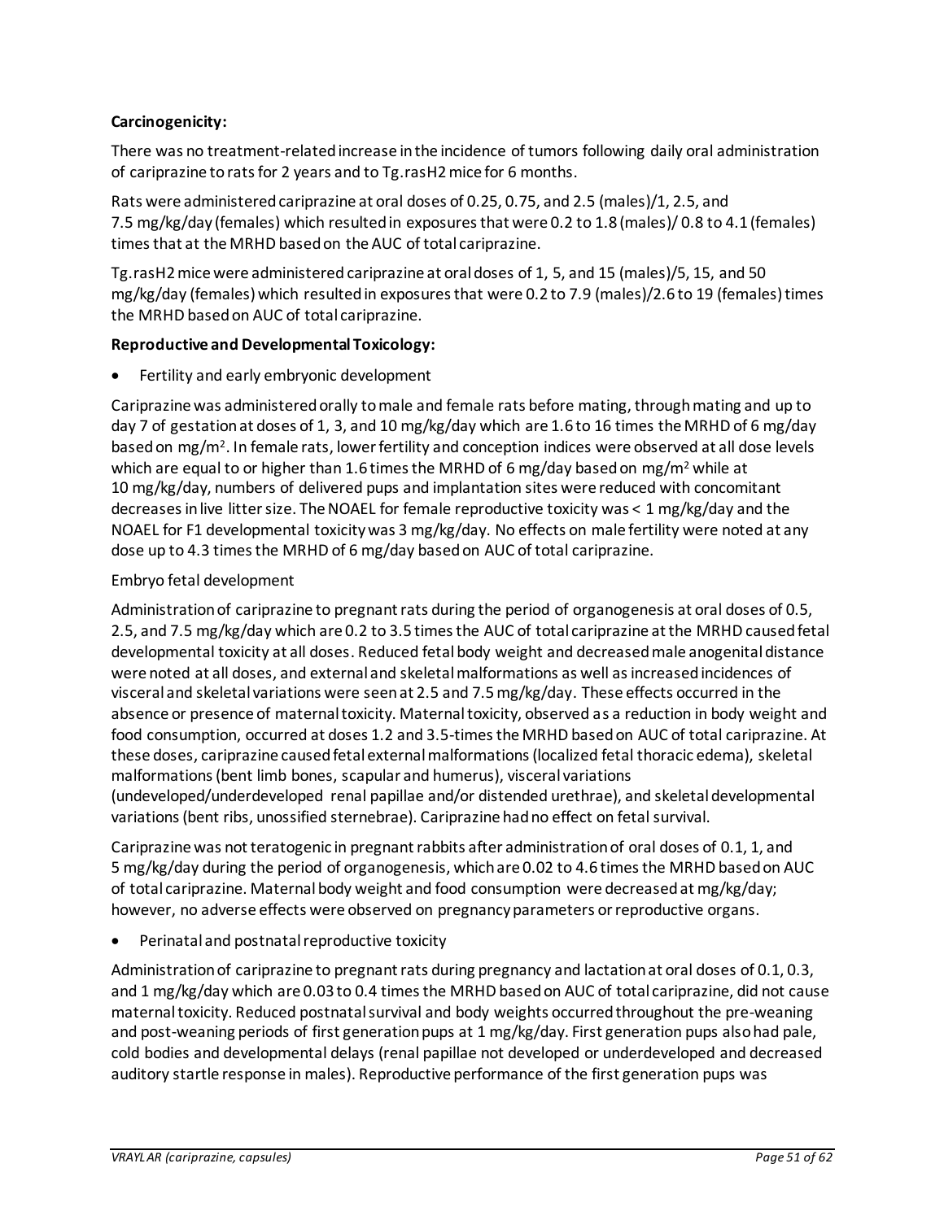**Carcinogenicity:**

There was no treatment-related increase in the incidence of tumors following daily oral administration of cariprazine to rats for 2 years and to Tg.rasH2 mice for 6 months.

Rats were administered cariprazine at oral doses of 0.25, 0.75, and 2.5 (males)/1, 2.5, and 7.5 mg/kg/day (females) which resulted in exposures that were 0.2 to 1.8 (males)/ 0.8 to 4.1 (females) times that at the MRHD based on the AUC of total cariprazine.

Tg.rasH2 mice were administered cariprazine at oral doses of 1, 5, and 15 (males)/5, 15, and 50 mg/kg/day (females) which resulted in exposures that were 0.2 to 7.9 (males)/2.6 to 19 (females) times the MRHD based on AUC of total cariprazine.

**Reproductive and Developmental Toxicology:**

- Fertility and early embryonic development

Cariprazine was administered orally to male and female rats before mating, through mating and up to day 7 of gestation at doses of 1, 3, and 10 mg/kg/day which are 1.6 to 16 times the MRHD of 6 mg/day based on mg/m$^2$. In female rats, lower fertility and conception indices were observed at all dose levels which are equal to or higher than 1.6 times the MRHD of 6 mg/day based on mg/m$^2$ while at 10 mg/kg/day, numbers of delivered pups and implantation sites were reduced with concomitant decreases in live litter size. The NOAEL for female reproductive toxicity was < 1 mg/kg/day and the NOAEL for F1 developmental toxicity was 3 mg/kg/day. No effects on male fertility were noted at any dose up to 4.3 times the MRHD of 6 mg/day based on AUC of total cariprazine.

Embryo fetal development

Administration of cariprazine to pregnant rats during the period of organogenesis at oral doses of 0.5, 2.5, and 7.5 mg/kg/day which are 0.2 to 3.5 times the AUC of total cariprazine at the MRHD caused fetal developmental toxicity at all doses. Reduced fetal body weight and decreased male anogenital distance were noted at all doses, and external and skeletal malformations as well as increased incidences of visceral and skeletal variations were seen at 2.5 and 7.5 mg/kg/day. These effects occurred in the absence or presence of maternal toxicity. Maternal toxicity, observed as a reduction in body weight and food consumption, occurred at doses 1.2 and 3.5-times the MRHD based on AUC of total cariprazine. At these doses, cariprazine caused fetal external malformations (localized fetal thoracic edema), skeletal malformations (bent limb bones, scapular and humerus), visceral variations (undeveloped/underdeveloped renal papillae and/or distended urethrae), and skeletal developmental variations (bent ribs, unossified sternebrae). Cariprazine had no effect on fetal survival.

Cariprazine was not teratogenic in pregnant rabbits after administration of oral doses of 0.1, 1, and 5 mg/kg/day during the period of organogenesis, which are 0.02 to 4.6 times the MRHD based on AUC of total cariprazine. Maternal body weight and food consumption were decreased at mg/kg/day; however, no adverse effects were observed on pregnancy parameters or reproductive organs.

- Perinatal and postnatal reproductive toxicity

Administration of cariprazine to pregnant rats during pregnancy and lactation at oral doses of 0.1, 0.3, and 1 mg/kg/day which are 0.03 to 0.4 times the MRHD based on AUC of total cariprazine, did not cause maternal toxicity. Reduced postnatal survival and body weights occurred throughout the pre-weaning and post-weaning periods of first generation pups at 1 mg/kg/day. First generation pups also had pale, cold bodies and developmental delays (renal papillae not developed or underdeveloped and decreased auditory startle response in males). Reproductive performance of the first generation pups was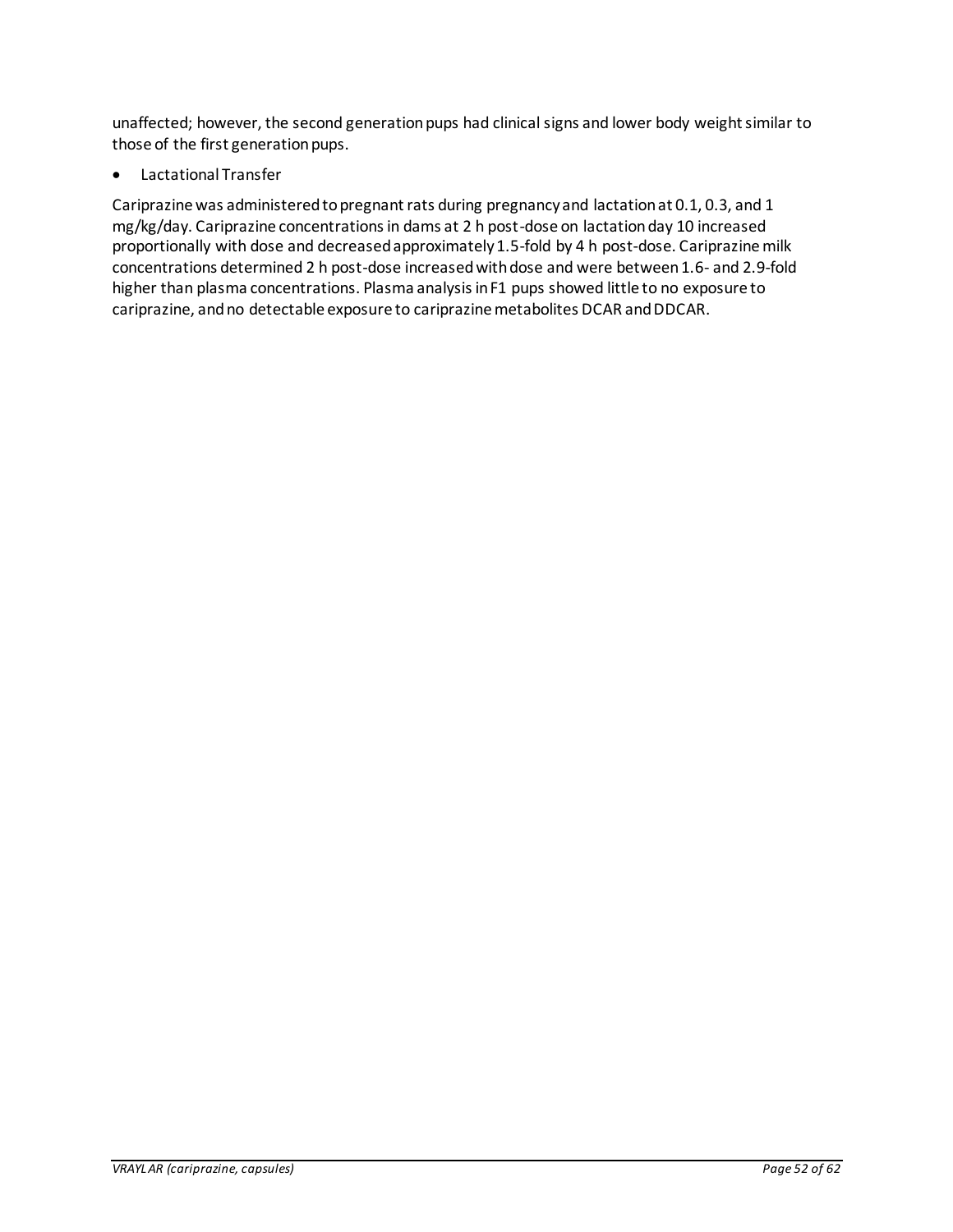unaffected; however, the second generation pups had clinical signs and lower body weight similar to those of the first generation pups.

- Lactational Transfer

Cariprazine was administered to pregnant rats during pregnancy and lactation at 0.1, 0.3, and 1 mg/kg/day. Cariprazine concentrations in dams at 2 h post-dose on lactation day 10 increased proportionally with dose and decreased approximately 1.5-fold by 4 h post-dose. Cariprazine milk concentrations determined 2 h post-dose increased with dose and were between 1.6- and 2.9-fold higher than plasma concentrations. Plasma analysis in F1 pups showed little to no exposure to cariprazine, and no detectable exposure to cariprazine metabolites DCAR and DDCAR.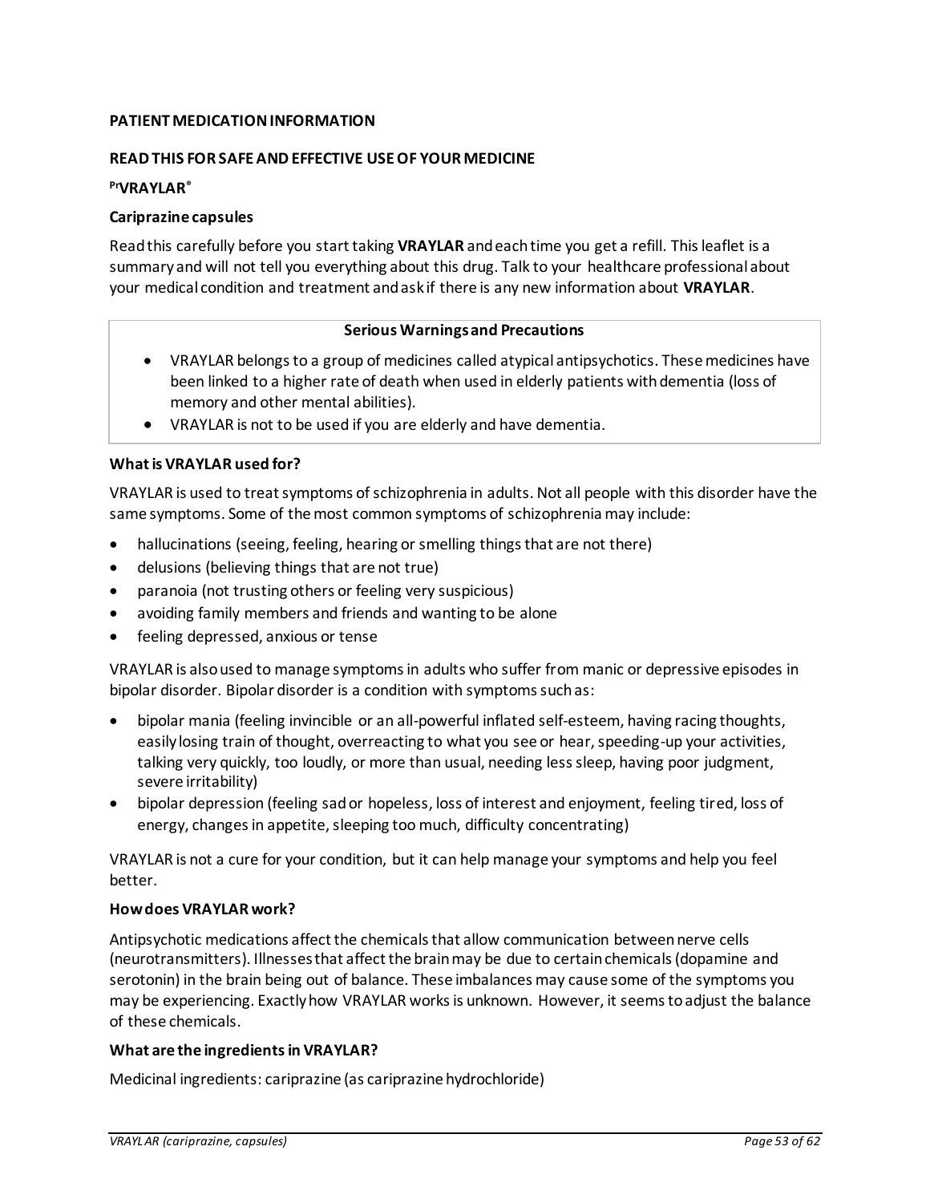**PATIENT MEDICATION INFORMATION**

**READ THIS FOR SAFE AND EFFECTIVE USE OF YOUR MEDICINE**

**PrVRAYLAR®**

**Cariprazine capsules**

Read this carefully before you start taking **VRAYLAR** and each time you get a refill. This leaflet is a summary and will not tell you everything about this drug. Talk to your healthcare professional about your medical condition and treatment and ask if there is any new information about **VRAYLAR**.

| **Serious Warnings and Precautions** |
| --- |
| • VRAYLAR belongs to a group of medicines called atypical antipsychotics. These medicines have been linked to a higher rate of death when used in elderly patients with dementia (loss of memory and other mental abilities).<br>• VRAYLAR is not to be used if you are elderly and have dementia. |

**What is VRAYLAR used for?**

VRAYLAR is used to treat symptoms of schizophrenia in adults. Not all people with this disorder have the same symptoms. Some of the most common symptoms of schizophrenia may include:

- hallucinations (seeing, feeling, hearing or smelling things that are not there)
- delusions (believing things that are not true)
- paranoia (not trusting others or feeling very suspicious)
- avoiding family members and friends and wanting to be alone
- feeling depressed, anxious or tense

VRAYLAR is also used to manage symptoms in adults who suffer from manic or depressive episodes in bipolar disorder. Bipolar disorder is a condition with symptoms such as:

- bipolar mania (feeling invincible or an all-powerful inflated self-esteem, having racing thoughts, easily losing train of thought, overreacting to what you see or hear, speeding-up your activities, talking very quickly, too loudly, or more than usual, needing less sleep, having poor judgment, severe irritability)
- bipolar depression (feeling sad or hopeless, loss of interest and enjoyment, feeling tired, loss of energy, changes in appetite, sleeping too much, difficulty concentrating)

VRAYLAR is not a cure for your condition, but it can help manage your symptoms and help you feel better.

**How does VRAYLAR work?**

Antipsychotic medications affect the chemicals that allow communication between nerve cells (neurotransmitters). Illnesses that affect the brain may be due to certain chemicals (dopamine and serotonin) in the brain being out of balance. These imbalances may cause some of the symptoms you may be experiencing. Exactly how VRAYLAR works is unknown. However, it seems to adjust the balance of these chemicals.

**What are the ingredients in VRAYLAR?**

Medicinal ingredients: cariprazine (as cariprazine hydrochloride)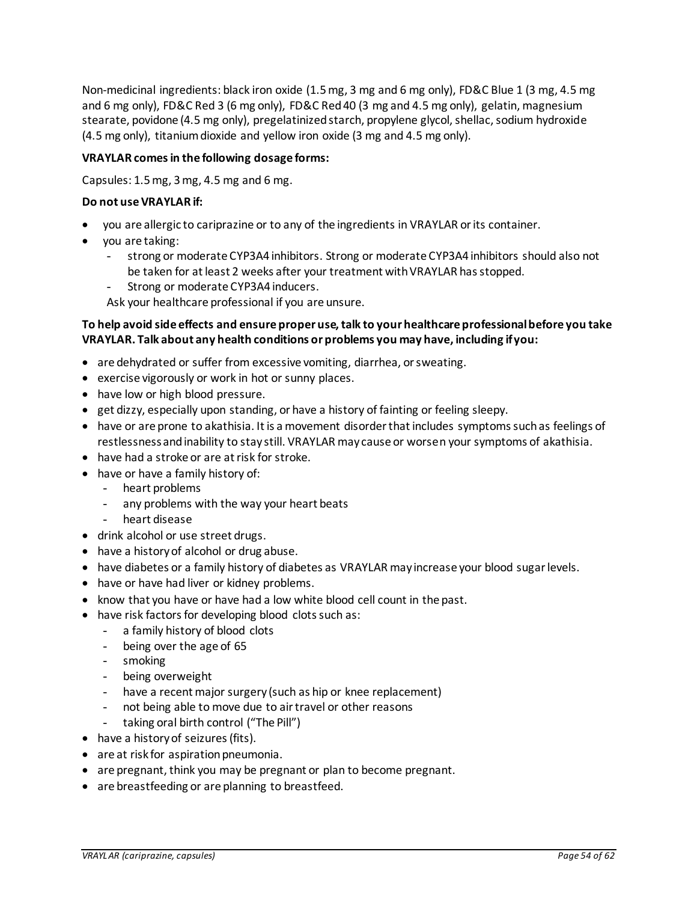Non-medicinal ingredients: black iron oxide (1.5 mg, 3 mg and 6 mg only), FD&C Blue 1 (3 mg, 4.5 mg and 6 mg only), FD&C Red 3 (6 mg only), FD&C Red 40 (3 mg and 4.5 mg only), gelatin, magnesium stearate, povidone (4.5 mg only), pregelatinized starch, propylene glycol, shellac, sodium hydroxide (4.5 mg only), titanium dioxide and yellow iron oxide (3 mg and 4.5 mg only).

**VRAYLAR comes in the following dosage forms:**

Capsules: 1.5 mg, 3 mg, 4.5 mg and 6 mg.

**Do not use VRAYLAR if:**

- you are allergic to cariprazine or to any of the ingredients in VRAYLAR or its container.
- you are taking:
  - strong or moderate CYP3A4 inhibitors. Strong or moderate CYP3A4 inhibitors should also not be taken for at least 2 weeks after your treatment with VRAYLAR has stopped.
  - Strong or moderate CYP3A4 inducers.

  Ask your healthcare professional if you are unsure.

**To help avoid side effects and ensure proper use, talk to your healthcare professional before you take VRAYLAR. Talk about any health conditions or problems you may have, including if you:**

- are dehydrated or suffer from excessive vomiting, diarrhea, or sweating.
- exercise vigorously or work in hot or sunny places.
- have low or high blood pressure.
- get dizzy, especially upon standing, or have a history of fainting or feeling sleepy.
- have or are prone to akathisia. It is a movement disorder that includes symptoms such as feelings of restlessness and inability to stay still. VRAYLAR may cause or worsen your symptoms of akathisia.
- have had a stroke or are at risk for stroke.
- have or have a family history of:
  - heart problems
  - any problems with the way your heart beats
  - heart disease
- drink alcohol or use street drugs.
- have a history of alcohol or drug abuse.
- have diabetes or a family history of diabetes as VRAYLAR may increase your blood sugar levels.
- have or have had liver or kidney problems.
- know that you have or have had a low white blood cell count in the past.
- have risk factors for developing blood clots such as:
  - a family history of blood clots
  - being over the age of 65
  - smoking
  - being overweight
  - have a recent major surgery (such as hip or knee replacement)
  - not being able to move due to air travel or other reasons
  - taking oral birth control ("The Pill")
- have a history of seizures (fits).
- are at risk for aspiration pneumonia.
- are pregnant, think you may be pregnant or plan to become pregnant.
- are breastfeeding or are planning to breastfeed.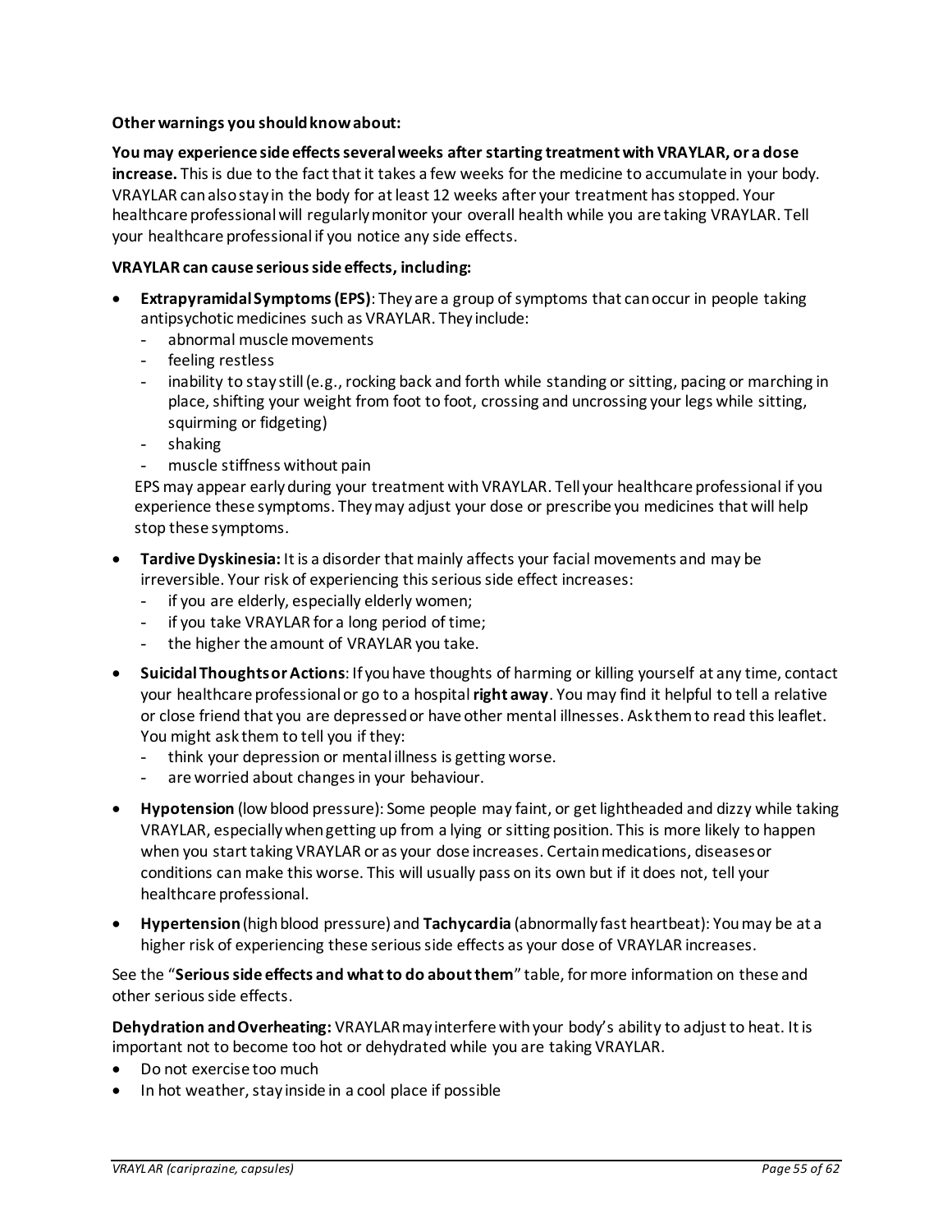**Other warnings you should know about:**

**You may experience side effects several weeks after starting treatment with VRAYLAR, or a dose increase.** This is due to the fact that it takes a few weeks for the medicine to accumulate in your body. VRAYLAR can also stay in the body for at least 12 weeks after your treatment has stopped. Your healthcare professional will regularly monitor your overall health while you are taking VRAYLAR. Tell your healthcare professional if you notice any side effects.

**VRAYLAR can cause serious side effects, including:**

- **Extrapyramidal Symptoms (EPS)**: They are a group of symptoms that can occur in people taking antipsychotic medicines such as VRAYLAR. They include:
  - abnormal muscle movements
  - feeling restless
  - inability to stay still (e.g., rocking back and forth while standing or sitting, pacing or marching in place, shifting your weight from foot to foot, crossing and uncrossing your legs while sitting, squirming or fidgeting)
  - shaking
  - muscle stiffness without pain

  EPS may appear early during your treatment with VRAYLAR. Tell your healthcare professional if you experience these symptoms. They may adjust your dose or prescribe you medicines that will help stop these symptoms.
- **Tardive Dyskinesia:** It is a disorder that mainly affects your facial movements and may be irreversible. Your risk of experiencing this serious side effect increases:
  - if you are elderly, especially elderly women;
  - if you take VRAYLAR for a long period of time;
  - the higher the amount of VRAYLAR you take.
- **Suicidal Thoughts or Actions**: If you have thoughts of harming or killing yourself at any time, contact your healthcare professional or go to a hospital **right away**. You may find it helpful to tell a relative or close friend that you are depressed or have other mental illnesses. Ask them to read this leaflet. You might ask them to tell you if they:
  - think your depression or mental illness is getting worse.
  - are worried about changes in your behaviour.
- **Hypotension** (low blood pressure): Some people may faint, or get lightheaded and dizzy while taking VRAYLAR, especially when getting up from a lying or sitting position. This is more likely to happen when you start taking VRAYLAR or as your dose increases. Certain medications, diseases or conditions can make this worse. This will usually pass on its own but if it does not, tell your healthcare professional.
- **Hypertension** (high blood pressure) and **Tachycardia** (abnormally fast heartbeat): You may be at a higher risk of experiencing these serious side effects as your dose of VRAYLAR increases.

See the "**Serious side effects and what to do about them**" table, for more information on these and other serious side effects.

**Dehydration and Overheating:** VRAYLAR may interfere with your body's ability to adjust to heat. It is important not to become too hot or dehydrated while you are taking VRAYLAR.

- Do not exercise too much
- In hot weather, stay inside in a cool place if possible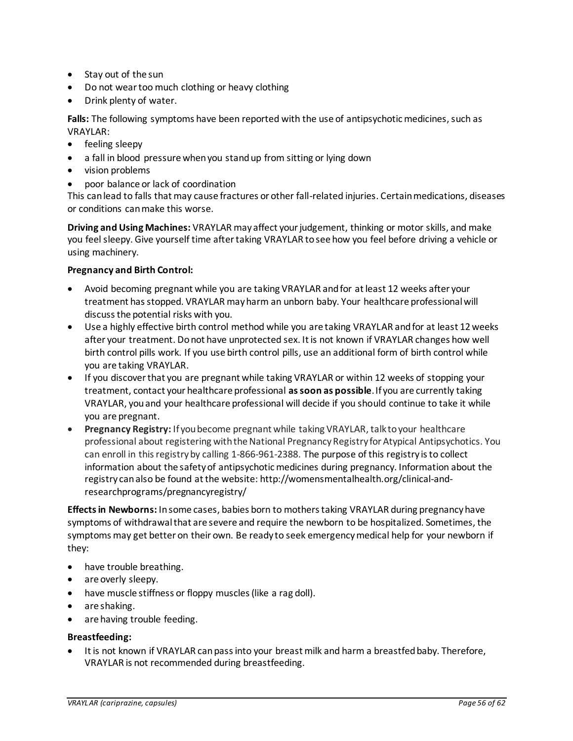- Stay out of the sun
- Do not wear too much clothing or heavy clothing
- Drink plenty of water.

**Falls:** The following symptoms have been reported with the use of antipsychotic medicines, such as VRAYLAR:

- feeling sleepy
- a fall in blood pressure when you stand up from sitting or lying down
- vision problems
- poor balance or lack of coordination

This can lead to falls that may cause fractures or other fall-related injuries. Certain medications, diseases or conditions can make this worse.

**Driving and Using Machines:** VRAYLAR may affect your judgement, thinking or motor skills, and make you feel sleepy. Give yourself time after taking VRAYLAR to see how you feel before driving a vehicle or using machinery.

**Pregnancy and Birth Control:**

- Avoid becoming pregnant while you are taking VRAYLAR and for at least 12 weeks after your treatment has stopped. VRAYLAR may harm an unborn baby. Your healthcare professional will discuss the potential risks with you.
- Use a highly effective birth control method while you are taking VRAYLAR and for at least 12 weeks after your treatment. Do not have unprotected sex. It is not known if VRAYLAR changes how well birth control pills work. If you use birth control pills, use an additional form of birth control while you are taking VRAYLAR.
- If you discover that you are pregnant while taking VRAYLAR or within 12 weeks of stopping your treatment, contact your healthcare professional **as soon as possible**. If you are currently taking VRAYLAR, you and your healthcare professional will decide if you should continue to take it while you are pregnant.
- **Pregnancy Registry:** If you become pregnant while taking VRAYLAR, talk to your healthcare professional about registering with the National Pregnancy Registry for Atypical Antipsychotics. You can enroll in this registry by calling 1-866-961-2388. The purpose of this registry is to collect information about the safety of antipsychotic medicines during pregnancy. Information about the registry can also be found at the website: http://womensmentalhealth.org/clinical-and-researchprograms/pregnancyregistry/

**Effects in Newborns:** In some cases, babies born to mothers taking VRAYLAR during pregnancy have symptoms of withdrawal that are severe and require the newborn to be hospitalized. Sometimes, the symptoms may get better on their own. Be ready to seek emergency medical help for your newborn if they:

- have trouble breathing.
- are overly sleepy.
- have muscle stiffness or floppy muscles (like a rag doll).
- are shaking.
- are having trouble feeding.

**Breastfeeding:**

- It is not known if VRAYLAR can pass into your breast milk and harm a breastfed baby. Therefore, VRAYLAR is not recommended during breastfeeding.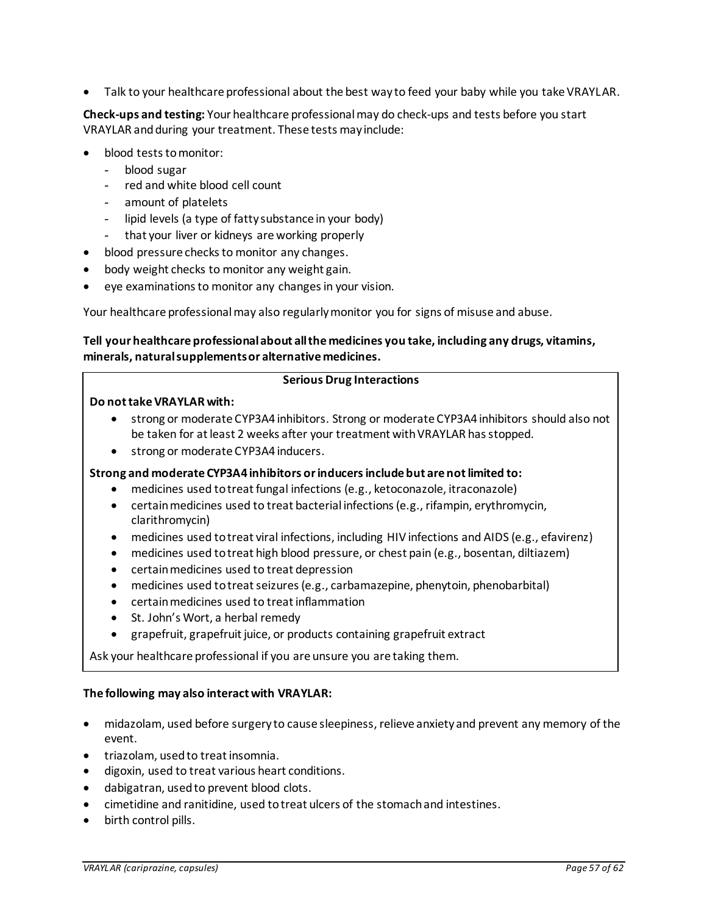- Talk to your healthcare professional about the best way to feed your baby while you take VRAYLAR.

**Check-ups and testing:** Your healthcare professional may do check-ups and tests before you start VRAYLAR and during your treatment. These tests may include:

- blood tests to monitor:
  - blood sugar
  - red and white blood cell count
  - amount of platelets
  - lipid levels (a type of fatty substance in your body)
  - that your liver or kidneys are working properly
- blood pressure checks to monitor any changes.
- body weight checks to monitor any weight gain.
- eye examinations to monitor any changes in your vision.

Your healthcare professional may also regularly monitor you for signs of misuse and abuse.

**Tell your healthcare professional about all the medicines you take, including any drugs, vitamins, minerals, natural supplements or alternative medicines.**

| **Serious Drug Interactions** |
|---|
| **Do not take VRAYLAR with:**<br>• strong or moderate CYP3A4 inhibitors. Strong or moderate CYP3A4 inhibitors should also not be taken for at least 2 weeks after your treatment with VRAYLAR has stopped.<br>• strong or moderate CYP3A4 inducers.<br><br>**Strong and moderate CYP3A4 inhibitors or inducers include but are not limited to:**<br>• medicines used to treat fungal infections (e.g., ketoconazole, itraconazole)<br>• certain medicines used to treat bacterial infections (e.g., rifampin, erythromycin, clarithromycin)<br>• medicines used to treat viral infections, including HIV infections and AIDS (e.g., efavirenz)<br>• medicines used to treat high blood pressure, or chest pain (e.g., bosentan, diltiazem)<br>• certain medicines used to treat depression<br>• medicines used to treat seizures (e.g., carbamazepine, phenytoin, phenobarbital)<br>• certain medicines used to treat inflammation<br>• St. John's Wort, a herbal remedy<br>• grapefruit, grapefruit juice, or products containing grapefruit extract<br><br>Ask your healthcare professional if you are unsure you are taking them. |

**The following may also interact with VRAYLAR:**

- midazolam, used before surgery to cause sleepiness, relieve anxiety and prevent any memory of the event.
- triazolam, used to treat insomnia.
- digoxin, used to treat various heart conditions.
- dabigatran, used to prevent blood clots.
- cimetidine and ranitidine, used to treat ulcers of the stomach and intestines.
- birth control pills.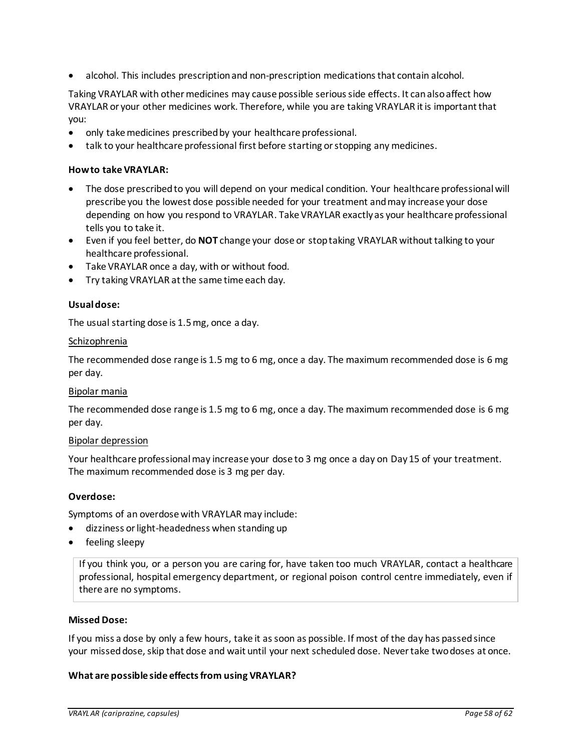- alcohol. This includes prescription and non-prescription medications that contain alcohol.

Taking VRAYLAR with other medicines may cause possible serious side effects. It can also affect how VRAYLAR or your other medicines work. Therefore, while you are taking VRAYLAR it is important that you:

- only take medicines prescribed by your healthcare professional.
- talk to your healthcare professional first before starting or stopping any medicines.

**How to take VRAYLAR:**

- The dose prescribed to you will depend on your medical condition. Your healthcare professional will prescribe you the lowest dose possible needed for your treatment and may increase your dose depending on how you respond to VRAYLAR. Take VRAYLAR exactly as your healthcare professional tells you to take it.
- Even if you feel better, do **NOT** change your dose or stop taking VRAYLAR without talking to your healthcare professional.
- Take VRAYLAR once a day, with or without food.
- Try taking VRAYLAR at the same time each day.

**Usual dose:**

The usual starting dose is 1.5 mg, once a day.

Schizophrenia

The recommended dose range is 1.5 mg to 6 mg, once a day. The maximum recommended dose is 6 mg per day.

Bipolar mania

The recommended dose range is 1.5 mg to 6 mg, once a day. The maximum recommended dose is 6 mg per day.

Bipolar depression

Your healthcare professional may increase your dose to 3 mg once a day on Day 15 of your treatment. The maximum recommended dose is 3 mg per day.

**Overdose:**

Symptoms of an overdose with VRAYLAR may include:

- dizziness or light-headedness when standing up
- feeling sleepy

> If you think you, or a person you are caring for, have taken too much VRAYLAR, contact a healthcare professional, hospital emergency department, or regional poison control centre immediately, even if there are no symptoms.

**Missed Dose:**

If you miss a dose by only a few hours, take it as soon as possible. If most of the day has passed since your missed dose, skip that dose and wait until your next scheduled dose. Never take two doses at once.

**What are possible side effects from using VRAYLAR?**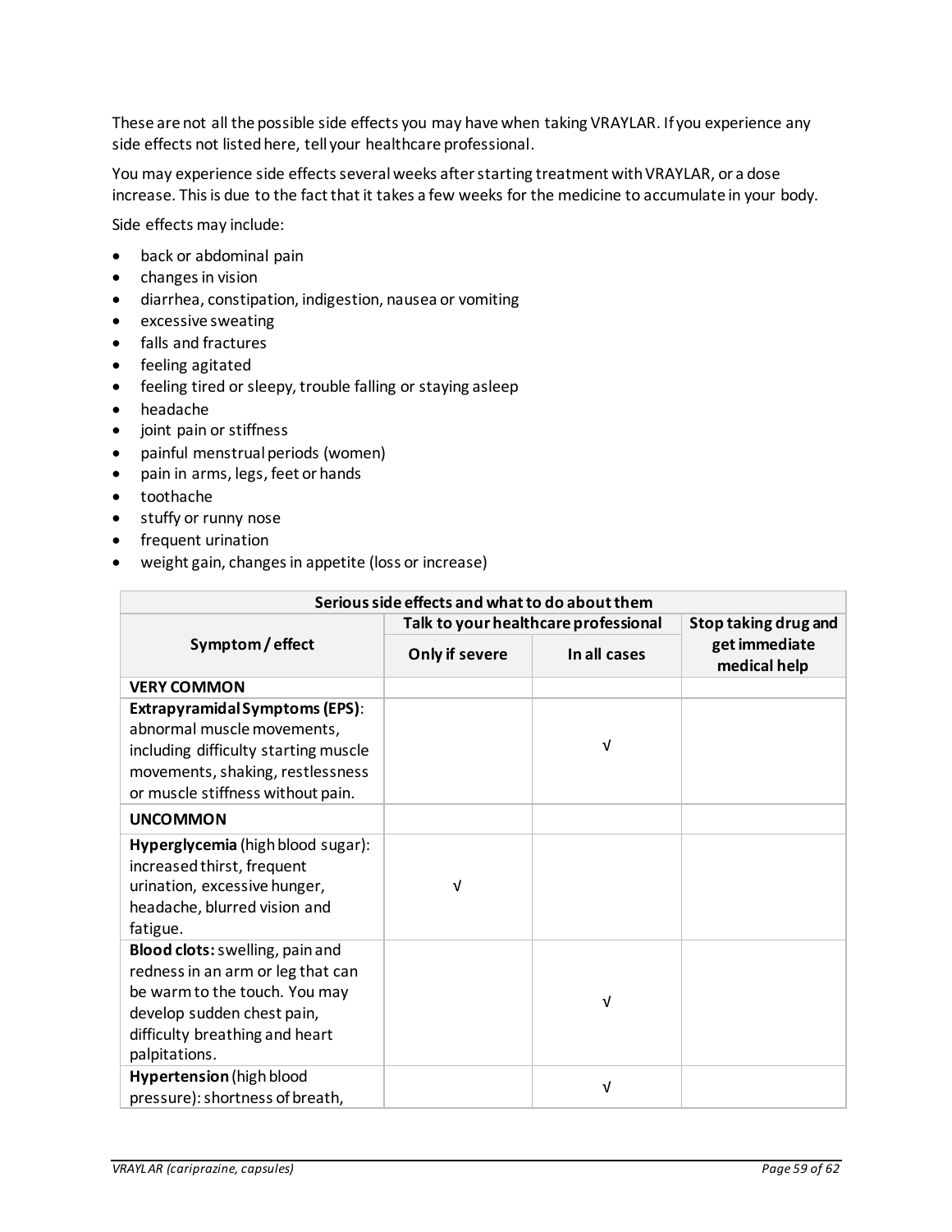These are not all the possible side effects you may have when taking VRAYLAR. If you experience any side effects not listed here, tell your healthcare professional.

You may experience side effects several weeks after starting treatment with VRAYLAR, or a dose increase. This is due to the fact that it takes a few weeks for the medicine to accumulate in your body.

Side effects may include:

- back or abdominal pain
- changes in vision
- diarrhea, constipation, indigestion, nausea or vomiting
- excessive sweating
- falls and fractures
- feeling agitated
- feeling tired or sleepy, trouble falling or staying asleep
- headache
- joint pain or stiffness
- painful menstrual periods (women)
- pain in arms, legs, feet or hands
- toothache
- stuffy or runny nose
- frequent urination
- weight gain, changes in appetite (loss or increase)

| Serious side effects and what to do about them | | | |
|---|---|---|---|
| Symptom / effect | Talk to your healthcare professional | | Stop taking drug and get immediate medical help |
| | Only if severe | In all cases | |
| **VERY COMMON** | | | |
| **Extrapyramidal Symptoms (EPS)**: abnormal muscle movements, including difficulty starting muscle movements, shaking, restlessness or muscle stiffness without pain. | | √ | |
| **UNCOMMON** | | | |
| **Hyperglycemia** (high blood sugar): increased thirst, frequent urination, excessive hunger, headache, blurred vision and fatigue. | √ | | |
| **Blood clots:** swelling, pain and redness in an arm or leg that can be warm to the touch. You may develop sudden chest pain, difficulty breathing and heart palpitations. | | √ | |
| **Hypertension** (high blood pressure): shortness of breath, | | √ | |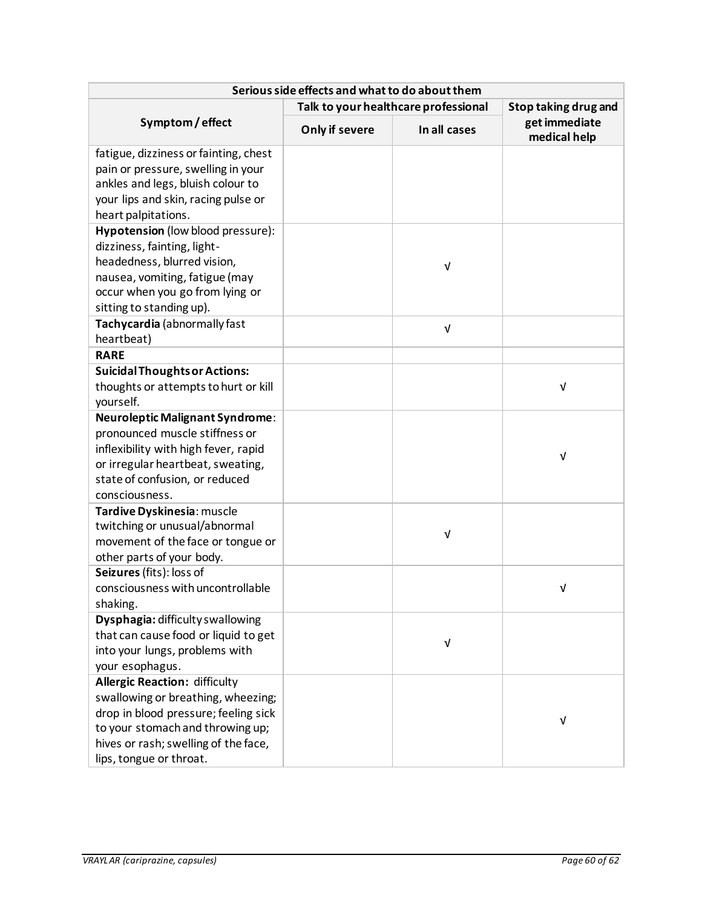| Serious side effects and what to do about them | | | |
|---|---|---|---|
| **Symptom / effect** | **Talk to your healthcare professional** | | **Stop taking drug and get immediate medical help** |
| | **Only if severe** | **In all cases** | |
| fatigue, dizziness or fainting, chest pain or pressure, swelling in your ankles and legs, bluish colour to your lips and skin, racing pulse or heart palpitations. | | | |
| **Hypotension** (low blood pressure): dizziness, fainting, light-headedness, blurred vision, nausea, vomiting, fatigue (may occur when you go from lying or sitting to standing up). | | √ | |
| **Tachycardia** (abnormally fast heartbeat) | | √ | |
| **RARE** | | | |
| **Suicidal Thoughts or Actions:** thoughts or attempts to hurt or kill yourself. | | | √ |
| **Neuroleptic Malignant Syndrome**: pronounced muscle stiffness or inflexibility with high fever, rapid or irregular heartbeat, sweating, state of confusion, or reduced consciousness. | | | √ |
| **Tardive Dyskinesia**: muscle twitching or unusual/abnormal movement of the face or tongue or other parts of your body. | | √ | |
| **Seizures** (fits): loss of consciousness with uncontrollable shaking. | | | √ |
| **Dysphagia:** difficulty swallowing that can cause food or liquid to get into your lungs, problems with your esophagus. | | √ | |
| **Allergic Reaction:** difficulty swallowing or breathing, wheezing; drop in blood pressure; feeling sick to your stomach and throwing up; hives or rash; swelling of the face, lips, tongue or throat. | | | √ |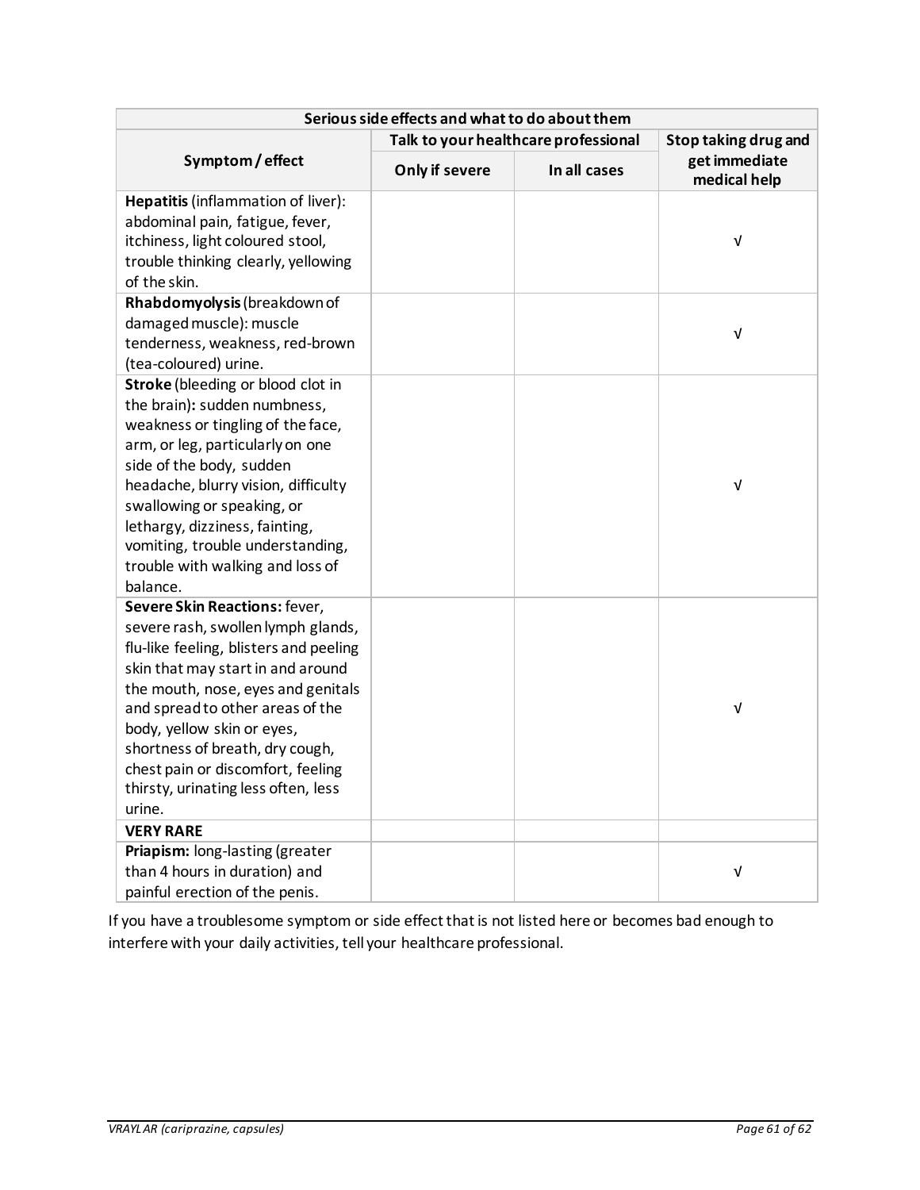| Serious side effects and what to do about them | | | |
|---|---|---|---|
| Symptom / effect | Talk to your healthcare professional | | Stop taking drug and get immediate medical help |
| | Only if severe | In all cases | |
| **Hepatitis** (inflammation of liver): abdominal pain, fatigue, fever, itchiness, light coloured stool, trouble thinking clearly, yellowing of the skin. | | | √ |
| **Rhabdomyolysis** (breakdown of damaged muscle): muscle tenderness, weakness, red-brown (tea-coloured) urine. | | | √ |
| **Stroke** (bleeding or blood clot in the brain)**:** sudden numbness, weakness or tingling of the face, arm, or leg, particularly on one side of the body, sudden headache, blurry vision, difficulty swallowing or speaking, or lethargy, dizziness, fainting, vomiting, trouble understanding, trouble with walking and loss of balance. | | | √ |
| **Severe Skin Reactions:** fever, severe rash, swollen lymph glands, flu-like feeling, blisters and peeling skin that may start in and around the mouth, nose, eyes and genitals and spread to other areas of the body, yellow skin or eyes, shortness of breath, dry cough, chest pain or discomfort, feeling thirsty, urinating less often, less urine. | | | √ |
| **VERY RARE** | | | |
| **Priapism:** long-lasting (greater than 4 hours in duration) and painful erection of the penis. | | | √ |

If you have a troublesome symptom or side effect that is not listed here or becomes bad enough to interfere with your daily activities, tell your healthcare professional.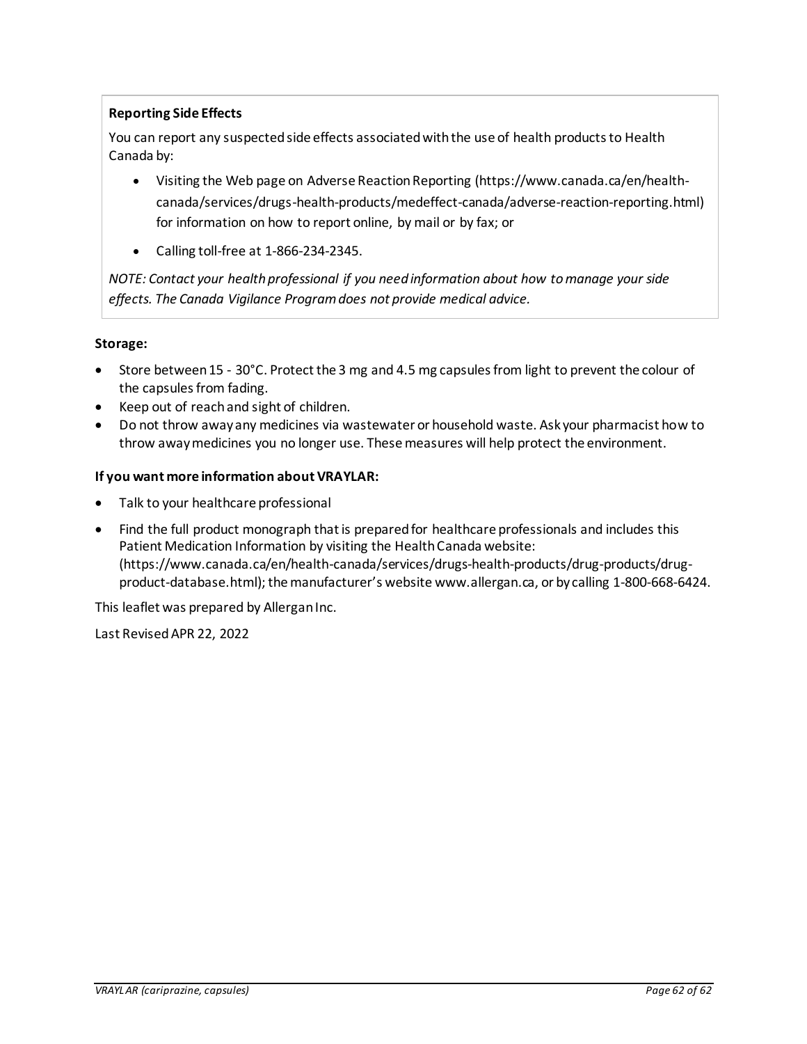**Reporting Side Effects**

You can report any suspected side effects associated with the use of health products to Health Canada by:

- Visiting the Web page on Adverse Reaction Reporting (https://www.canada.ca/en/health-canada/services/drugs-health-products/medeffect-canada/adverse-reaction-reporting.html) for information on how to report online, by mail or by fax; or
- Calling toll-free at 1-866-234-2345.

*NOTE: Contact your health professional if you need information about how to manage your side effects. The Canada Vigilance Program does not provide medical advice.*

**Storage:**

- Store between 15 - 30°C. Protect the 3 mg and 4.5 mg capsules from light to prevent the colour of the capsules from fading.
- Keep out of reach and sight of children.
- Do not throw away any medicines via wastewater or household waste. Ask your pharmacist how to throw away medicines you no longer use. These measures will help protect the environment.

**If you want more information about VRAYLAR:**

- Talk to your healthcare professional
- Find the full product monograph that is prepared for healthcare professionals and includes this Patient Medication Information by visiting the Health Canada website: (https://www.canada.ca/en/health-canada/services/drugs-health-products/drug-products/drug-product-database.html); the manufacturer's website www.allergan.ca, or by calling 1-800-668-6424.

This leaflet was prepared by Allergan Inc.

Last Revised APR 22, 2022